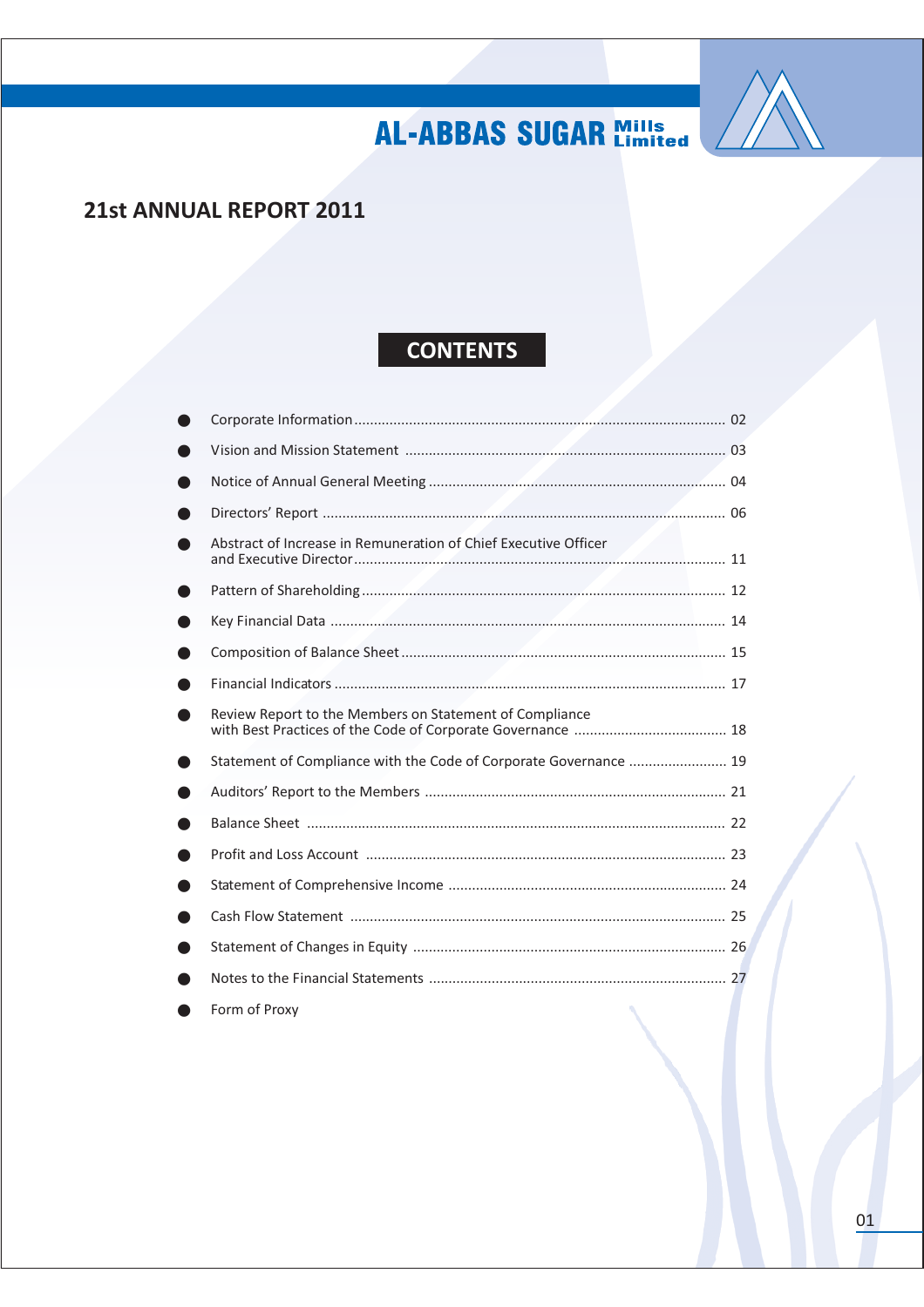# AL-ABBAS SUGAR Mills Limited

## 21st ANNUAL REPORT 2011

## CONTENTS

- Corporate Information ........ 02
- Vision and Mission Statement ........ 03
- Notice of Annual General Meeting ........ 04
- Directors' Report ........ 06
- Abstract of Increase in Remuneration of Chief Executive Officer and Executive Director ........ 11
- Pattern of Shareholding ........ 12
- Key Financial Data ........ 14
- Composition of Balance Sheet ........ 15
- Financial Indicators ........ 17
- Review Report to the Members on Statement of Compliance with Best Practices of the Code of Corporate Governance ........ 18
- Statement of Compliance with the Code of Corporate Governance ........ 19
- Auditors' Report to the Members ........ 21
- Balance Sheet ........ 22
- Profit and Loss Account ........ 23
- Statement of Comprehensive Income ........ 24
- Cash Flow Statement ........ 25
- Statement of Changes in Equity ........ 26
- Notes to the Financial Statements ........ 27
- Form of Proxy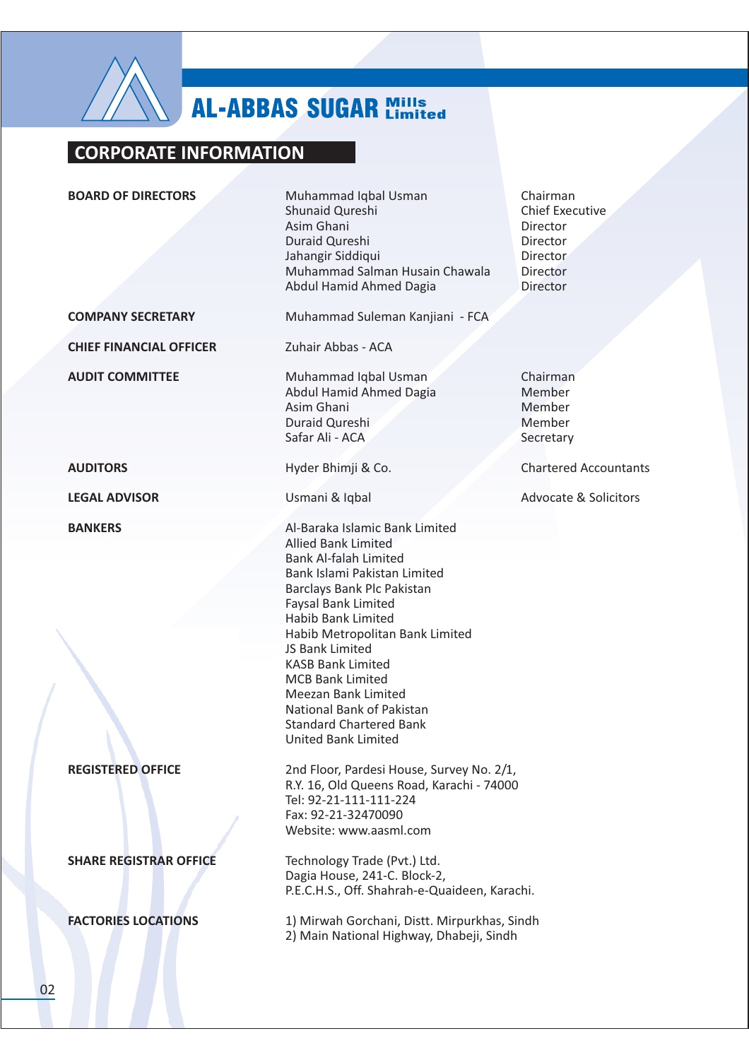AL-ABBAS SUGAR Mills Limited

## CORPORATE INFORMATION

| | | |
|---|---|---|
| **BOARD OF DIRECTORS** | Muhammad Iqbal Usman | Chairman |
| | Shunaid Qureshi | Chief Executive |
| | Asim Ghani | Director |
| | Duraid Qureshi | Director |
| | Jahangir Siddiqui | Director |
| | Muhammad Salman Husain Chawala | Director |
| | Abdul Hamid Ahmed Dagia | Director |
| **COMPANY SECRETARY** | Muhammad Suleman Kanjiani - FCA | |
| **CHIEF FINANCIAL OFFICER** | Zuhair Abbas - ACA | |
| **AUDIT COMMITTEE** | Muhammad Iqbal Usman | Chairman |
| | Abdul Hamid Ahmed Dagia | Member |
| | Asim Ghani | Member |
| | Duraid Qureshi | Member |
| | Safar Ali - ACA | Secretary |
| **AUDITORS** | Hyder Bhimji & Co. | Chartered Accountants |
| **LEGAL ADVISOR** | Usmani & Iqbal | Advocate & Solicitors |

**BANKERS**

Al-Baraka Islamic Bank Limited
Allied Bank Limited
Bank Al-falah Limited
Bank Islami Pakistan Limited
Barclays Bank Plc Pakistan
Faysal Bank Limited
Habib Bank Limited
Habib Metropolitan Bank Limited
JS Bank Limited
KASB Bank Limited
MCB Bank Limited
Meezan Bank Limited
National Bank of Pakistan
Standard Chartered Bank
United Bank Limited

**REGISTERED OFFICE**

2nd Floor, Pardesi House, Survey No. 2/1,
R.Y. 16, Old Queens Road, Karachi - 74000
Tel: 92-21-111-111-224
Fax: 92-21-32470090
Website: www.aasml.com

**SHARE REGISTRAR OFFICE**

Technology Trade (Pvt.) Ltd.
Dagia House, 241-C. Block-2,
P.E.C.H.S., Off. Shahrah-e-Quaideen, Karachi.

**FACTORIES LOCATIONS**

1) Mirwah Gorchani, Distt. Mirpurkhas, Sindh
2) Main National Highway, Dhabeji, Sindh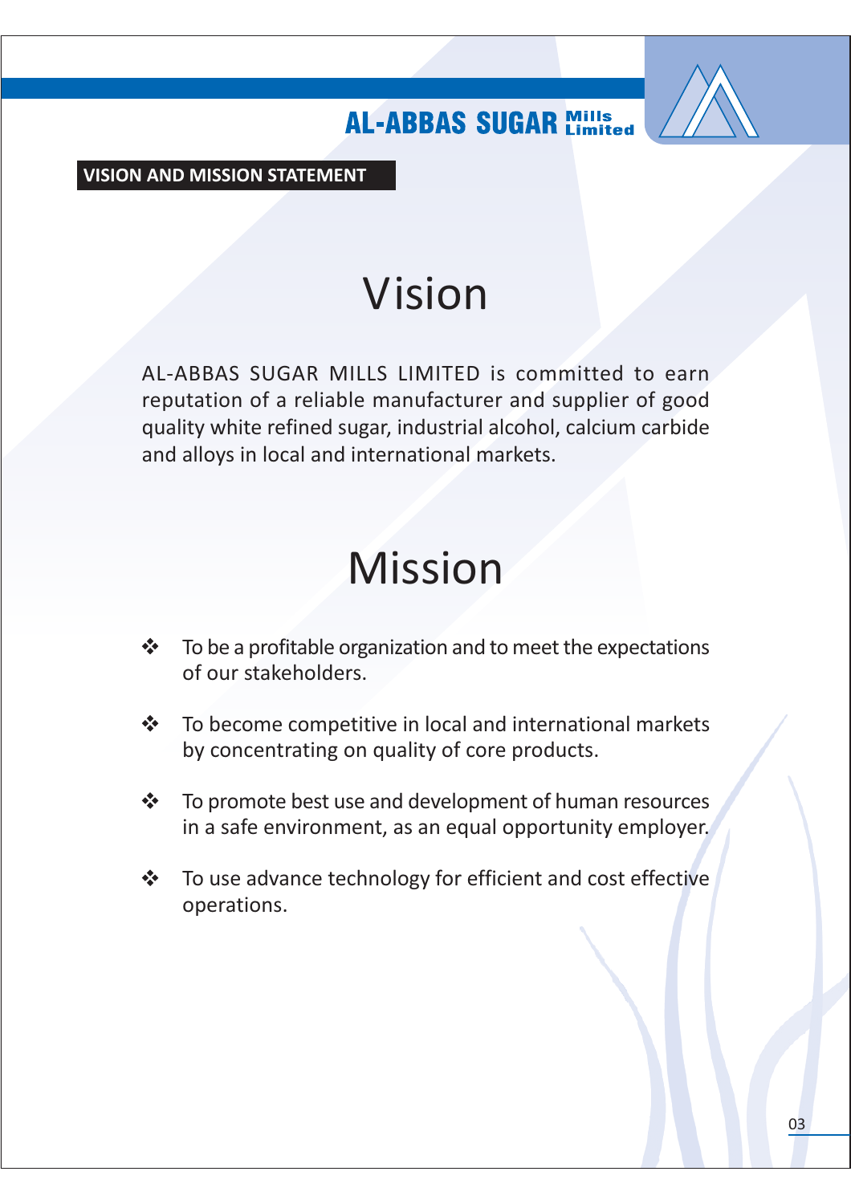## VISION AND MISSION STATEMENT

# Vision

AL-ABBAS SUGAR MILLS LIMITED is committed to earn reputation of a reliable manufacturer and supplier of good quality white refined sugar, industrial alcohol, calcium carbide and alloys in local and international markets.

# Mission

- To be a profitable organization and to meet the expectations of our stakeholders.
- To become competitive in local and international markets by concentrating on quality of core products.
- To promote best use and development of human resources in a safe environment, as an equal opportunity employer.
- To use advance technology for efficient and cost effective operations.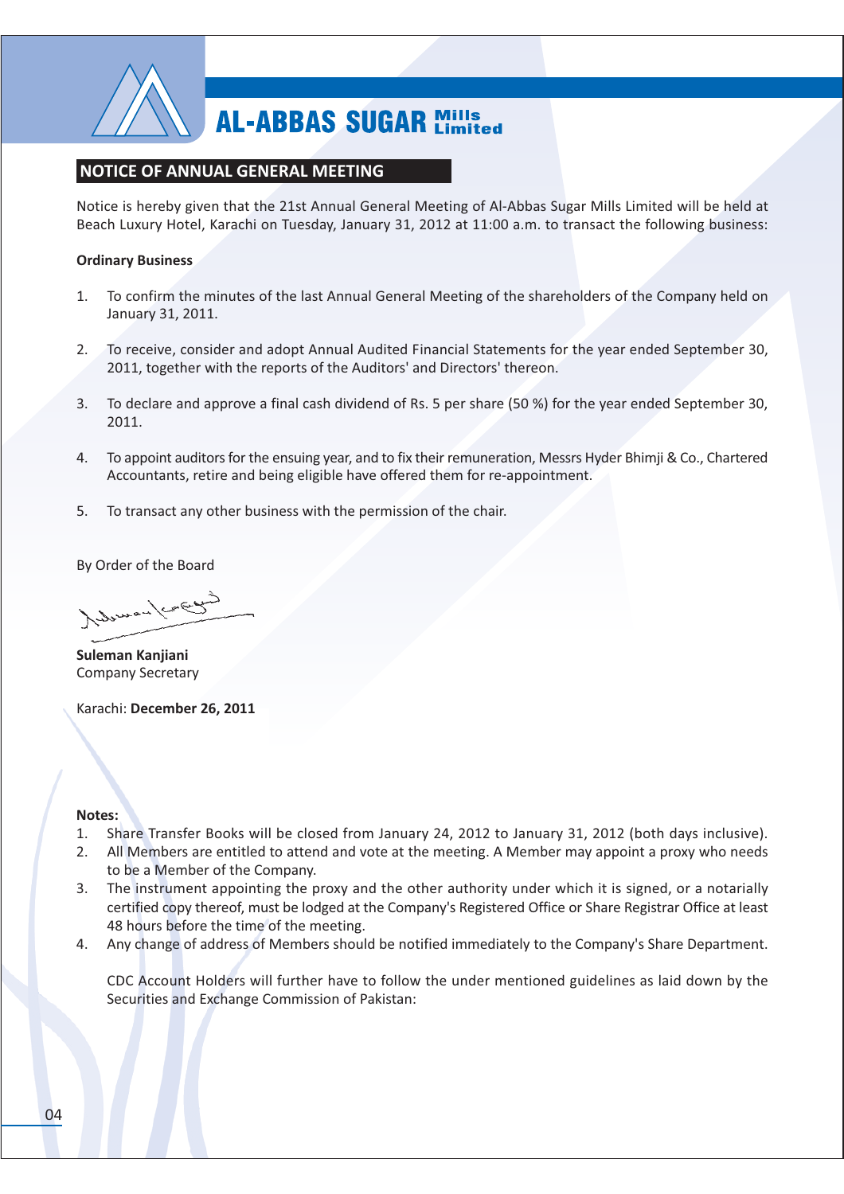# NOTICE OF ANNUAL GENERAL MEETING

Notice is hereby given that the 21st Annual General Meeting of Al-Abbas Sugar Mills Limited will be held at Beach Luxury Hotel, Karachi on Tuesday, January 31, 2012 at 11:00 a.m. to transact the following business:

**Ordinary Business**

1. To confirm the minutes of the last Annual General Meeting of the shareholders of the Company held on January 31, 2011.

2. To receive, consider and adopt Annual Audited Financial Statements for the year ended September 30, 2011, together with the reports of the Auditors' and Directors' thereon.

3. To declare and approve a final cash dividend of Rs. 5 per share (50 %) for the year ended September 30, 2011.

4. To appoint auditors for the ensuing year, and to fix their remuneration, Messrs Hyder Bhimji & Co., Chartered Accountants, retire and being eligible have offered them for re-appointment.

5. To transact any other business with the permission of the chair.

By Order of the Board

**Suleman Kanjiani**
Company Secretary

Karachi: **December 26, 2011**

**Notes:**

1. Share Transfer Books will be closed from January 24, 2012 to January 31, 2012 (both days inclusive).
2. All Members are entitled to attend and vote at the meeting. A Member may appoint a proxy who needs to be a Member of the Company.
3. The instrument appointing the proxy and the other authority under which it is signed, or a notarially certified copy thereof, must be lodged at the Company's Registered Office or Share Registrar Office at least 48 hours before the time of the meeting.
4. Any change of address of Members should be notified immediately to the Company's Share Department.

   CDC Account Holders will further have to follow the under mentioned guidelines as laid down by the Securities and Exchange Commission of Pakistan: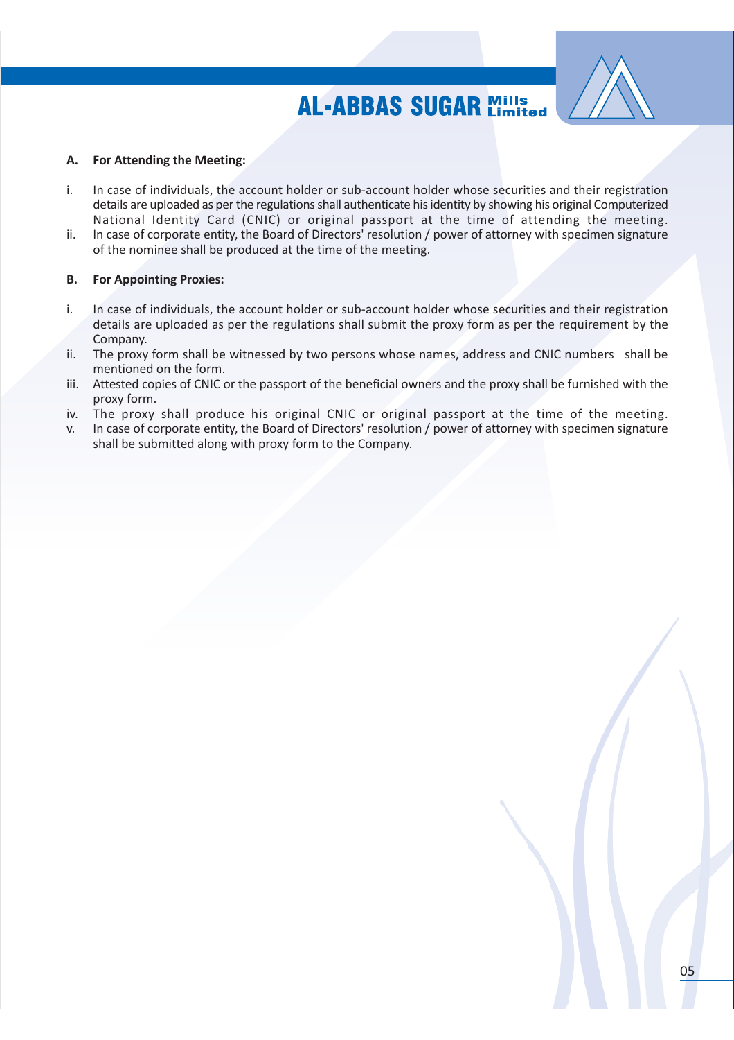### A. For Attending the Meeting:

i. In case of individuals, the account holder or sub-account holder whose securities and their registration details are uploaded as per the regulations shall authenticate his identity by showing his original Computerized National Identity Card (CNIC) or original passport at the time of attending the meeting.

ii. In case of corporate entity, the Board of Directors' resolution / power of attorney with specimen signature of the nominee shall be produced at the time of the meeting.

### B. For Appointing Proxies:

i. In case of individuals, the account holder or sub-account holder whose securities and their registration details are uploaded as per the regulations shall submit the proxy form as per the requirement by the Company.

ii. The proxy form shall be witnessed by two persons whose names, address and CNIC numbers shall be mentioned on the form.

iii. Attested copies of CNIC or the passport of the beneficial owners and the proxy shall be furnished with the proxy form.

iv. The proxy shall produce his original CNIC or original passport at the time of the meeting.

v. In case of corporate entity, the Board of Directors' resolution / power of attorney with specimen signature shall be submitted along with proxy form to the Company.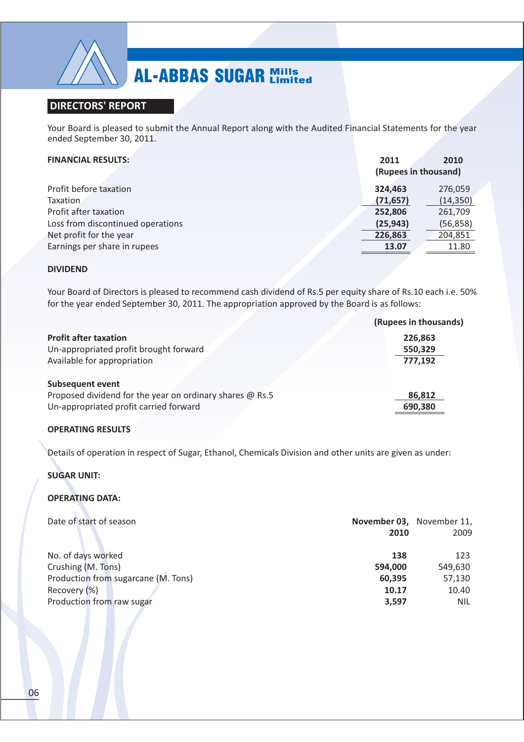## DIRECTORS' REPORT

Your Board is pleased to submit the Annual Report along with the Audited Financial Statements for the year ended September 30, 2011.

### FINANCIAL RESULTS:

| | 2011 | 2010 |
|---|---|---|
| | (Rupees in thousand) | |
| Profit before taxation | **324,463** | 276,059 |
| Taxation | **(71,657)** | (14,350) |
| Profit after taxation | **252,806** | 261,709 |
| Loss from discontinued operations | **(25,943)** | (56,858) |
| Net profit for the year | **226,863** | 204,851 |
| Earnings per share in rupees | **13.07** | 11.80 |

### DIVIDEND

Your Board of Directors is pleased to recommend cash dividend of Rs.5 per equity share of Rs.10 each i.e. 50% for the year ended September 30, 2011. The appropriation approved by the Board is as follows:

| | (Rupees in thousands) |
|---|---|
| **Profit after taxation** | **226,863** |
| Un-appropriated profit brought forward | **550,329** |
| Available for appropriation | **777,192** |
| | |
| **Subsequent event** | |
| Proposed dividend for the year on ordinary shares @ Rs.5 | **86,812** |
| Un-appropriated profit carried forward | **690,380** |

### OPERATING RESULTS

Details of operation in respect of Sugar, Ethanol, Chemicals Division and other units are given as under:

### SUGAR UNIT:

### OPERATING DATA:

| | | |
|---|---|---|
| Date of start of season | **November 03, 2010** | November 11, 2009 |
| No. of days worked | **138** | 123 |
| Crushing (M. Tons) | **594,000** | 549,630 |
| Production from sugarcane (M. Tons) | **60,395** | 57,130 |
| Recovery (%) | **10.17** | 10.40 |
| Production from raw sugar | **3,597** | NIL |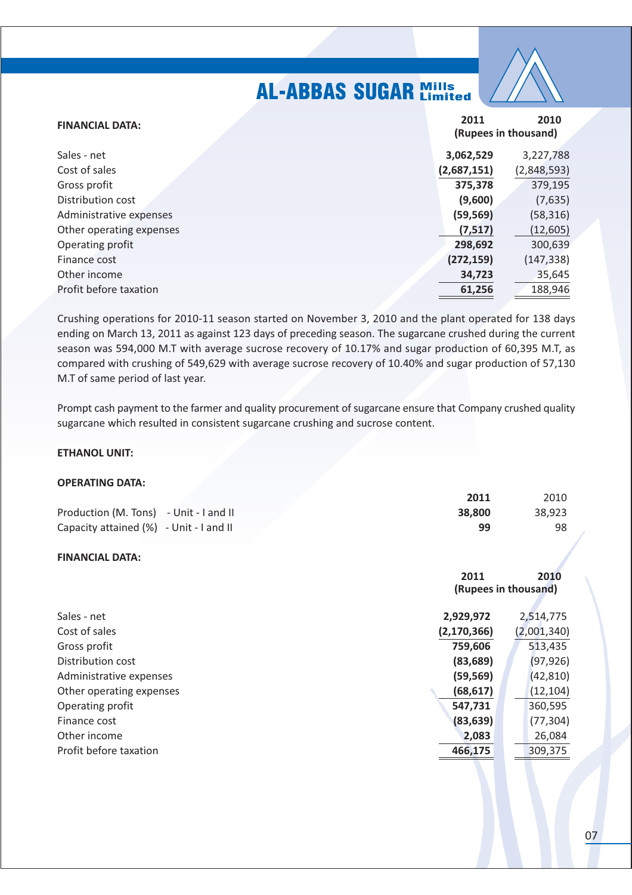**FINANCIAL DATA:**

| | 2011 | 2010 |
|---|---|---|
| | (Rupees in thousand) | |
| Sales - net | **3,062,529** | 3,227,788 |
| Cost of sales | **(2,687,151)** | (2,848,593) |
| Gross profit | **375,378** | 379,195 |
| Distribution cost | **(9,600)** | (7,635) |
| Administrative expenses | **(59,569)** | (58,316) |
| Other operating expenses | **(7,517)** | (12,605) |
| Operating profit | **298,692** | 300,639 |
| Finance cost | **(272,159)** | (147,338) |
| Other income | **34,723** | 35,645 |
| Profit before taxation | **61,256** | 188,946 |

Crushing operations for 2010-11 season started on November 3, 2010 and the plant operated for 138 days ending on March 13, 2011 as against 123 days of preceding season. The sugarcane crushed during the current season was 594,000 M.T with average sucrose recovery of 10.17% and sugar production of 60,395 M.T, as compared with crushing of 549,629 with average sucrose recovery of 10.40% and sugar production of 57,130 M.T of same period of last year.

Prompt cash payment to the farmer and quality procurement of sugarcane ensure that Company crushed quality sugarcane which resulted in consistent sugarcane crushing and sucrose content.

**ETHANOL UNIT:**

**OPERATING DATA:**

| | 2011 | 2010 |
|---|---|---|
| Production (M. Tons) - Unit - I and II | **38,800** | 38,923 |
| Capacity attained (%) - Unit - I and II | **99** | 98 |

**FINANCIAL DATA:**

| | 2011 | 2010 |
|---|---|---|
| | (Rupees in thousand) | |
| Sales - net | **2,929,972** | 2,514,775 |
| Cost of sales | **(2,170,366)** | (2,001,340) |
| Gross profit | **759,606** | 513,435 |
| Distribution cost | **(83,689)** | (97,926) |
| Administrative expenses | **(59,569)** | (42,810) |
| Other operating expenses | **(68,617)** | (12,104) |
| Operating profit | **547,731** | 360,595 |
| Finance cost | **(83,639)** | (77,304) |
| Other income | **2,083** | 26,084 |
| Profit before taxation | **466,175** | 309,375 |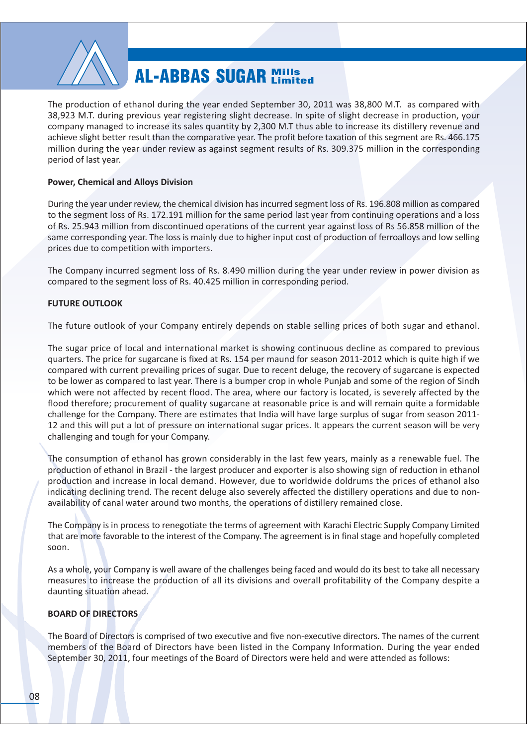The production of ethanol during the year ended September 30, 2011 was 38,800 M.T. as compared with 38,923 M.T. during previous year registering slight decrease. In spite of slight decrease in production, your company managed to increase its sales quantity by 2,300 M.T thus able to increase its distillery revenue and achieve slight better result than the comparative year. The profit before taxation of this segment are Rs. 466.175 million during the year under review as against segment results of Rs. 309.375 million in the corresponding period of last year.

**Power, Chemical and Alloys Division**

During the year under review, the chemical division has incurred segment loss of Rs. 196.808 million as compared to the segment loss of Rs. 172.191 million for the same period last year from continuing operations and a loss of Rs. 25.943 million from discontinued operations of the current year against loss of Rs 56.858 million of the same corresponding year. The loss is mainly due to higher input cost of production of ferroalloys and low selling prices due to competition with importers.

The Company incurred segment loss of Rs. 8.490 million during the year under review in power division as compared to the segment loss of Rs. 40.425 million in corresponding period.

**FUTURE OUTLOOK**

The future outlook of your Company entirely depends on stable selling prices of both sugar and ethanol.

The sugar price of local and international market is showing continuous decline as compared to previous quarters. The price for sugarcane is fixed at Rs. 154 per maund for season 2011-2012 which is quite high if we compared with current prevailing prices of sugar. Due to recent deluge, the recovery of sugarcane is expected to be lower as compared to last year. There is a bumper crop in whole Punjab and some of the region of Sindh which were not affected by recent flood. The area, where our factory is located, is severely affected by the flood therefore; procurement of quality sugarcane at reasonable price is and will remain quite a formidable challenge for the Company. There are estimates that India will have large surplus of sugar from season 2011-12 and this will put a lot of pressure on international sugar prices. It appears the current season will be very challenging and tough for your Company.

The consumption of ethanol has grown considerably in the last few years, mainly as a renewable fuel. The production of ethanol in Brazil - the largest producer and exporter is also showing sign of reduction in ethanol production and increase in local demand. However, due to worldwide doldrums the prices of ethanol also indicating declining trend. The recent deluge also severely affected the distillery operations and due to non-availability of canal water around two months, the operations of distillery remained close.

The Company is in process to renegotiate the terms of agreement with Karachi Electric Supply Company Limited that are more favorable to the interest of the Company. The agreement is in final stage and hopefully completed soon.

As a whole, your Company is well aware of the challenges being faced and would do its best to take all necessary measures to increase the production of all its divisions and overall profitability of the Company despite a daunting situation ahead.

**BOARD OF DIRECTORS**

The Board of Directors is comprised of two executive and five non-executive directors. The names of the current members of the Board of Directors have been listed in the Company Information. During the year ended September 30, 2011, four meetings of the Board of Directors were held and were attended as follows: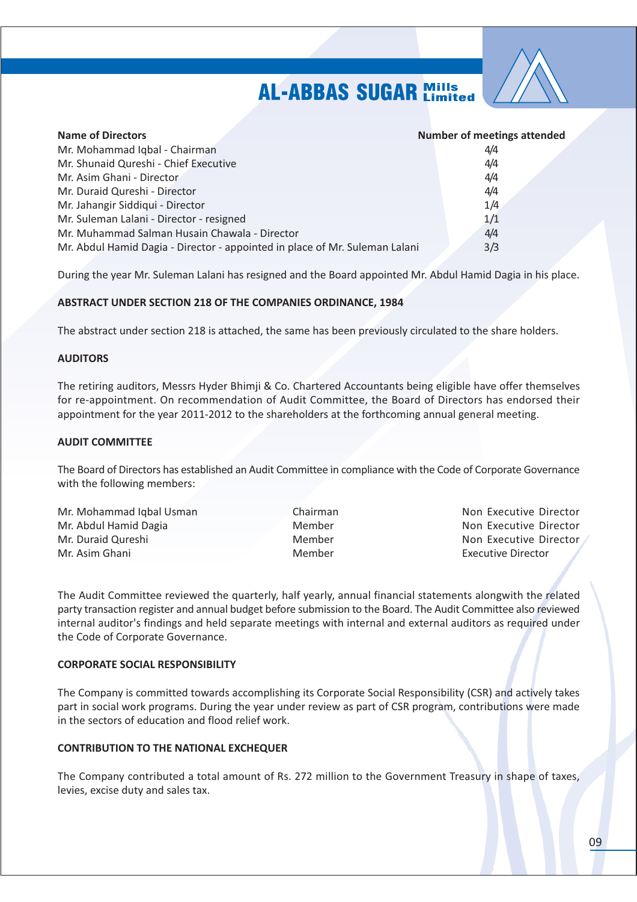| Name of Directors | Number of meetings attended |
|---|---|
| Mr. Mohammad Iqbal - Chairman | 4/4 |
| Mr. Shunaid Qureshi - Chief Executive | 4/4 |
| Mr. Asim Ghani - Director | 4/4 |
| Mr. Duraid Qureshi - Director | 4/4 |
| Mr. Jahangir Siddiqui - Director | 1/4 |
| Mr. Suleman Lalani - Director - resigned | 1/1 |
| Mr. Muhammad Salman Husain Chawala - Director | 4/4 |
| Mr. Abdul Hamid Dagia - Director - appointed in place of Mr. Suleman Lalani | 3/3 |

During the year Mr. Suleman Lalani has resigned and the Board appointed Mr. Abdul Hamid Dagia in his place.

**ABSTRACT UNDER SECTION 218 OF THE COMPANIES ORDINANCE, 1984**

The abstract under section 218 is attached, the same has been previously circulated to the share holders.

**AUDITORS**

The retiring auditors, Messrs Hyder Bhimji & Co. Chartered Accountants being eligible have offer themselves for re-appointment. On recommendation of Audit Committee, the Board of Directors has endorsed their appointment for the year 2011-2012 to the shareholders at the forthcoming annual general meeting.

**AUDIT COMMITTEE**

The Board of Directors has established an Audit Committee in compliance with the Code of Corporate Governance with the following members:

| | | |
|---|---|---|
| Mr. Mohammad Iqbal Usman | Chairman | Non Executive Director |
| Mr. Abdul Hamid Dagia | Member | Non Executive Director |
| Mr. Duraid Qureshi | Member | Non Executive Director |
| Mr. Asim Ghani | Member | Executive Director |

The Audit Committee reviewed the quarterly, half yearly, annual financial statements alongwith the related party transaction register and annual budget before submission to the Board. The Audit Committee also reviewed internal auditor's findings and held separate meetings with internal and external auditors as required under the Code of Corporate Governance.

**CORPORATE SOCIAL RESPONSIBILITY**

The Company is committed towards accomplishing its Corporate Social Responsibility (CSR) and actively takes part in social work programs. During the year under review as part of CSR program, contributions were made in the sectors of education and flood relief work.

**CONTRIBUTION TO THE NATIONAL EXCHEQUER**

The Company contributed a total amount of Rs. 272 million to the Government Treasury in shape of taxes, levies, excise duty and sales tax.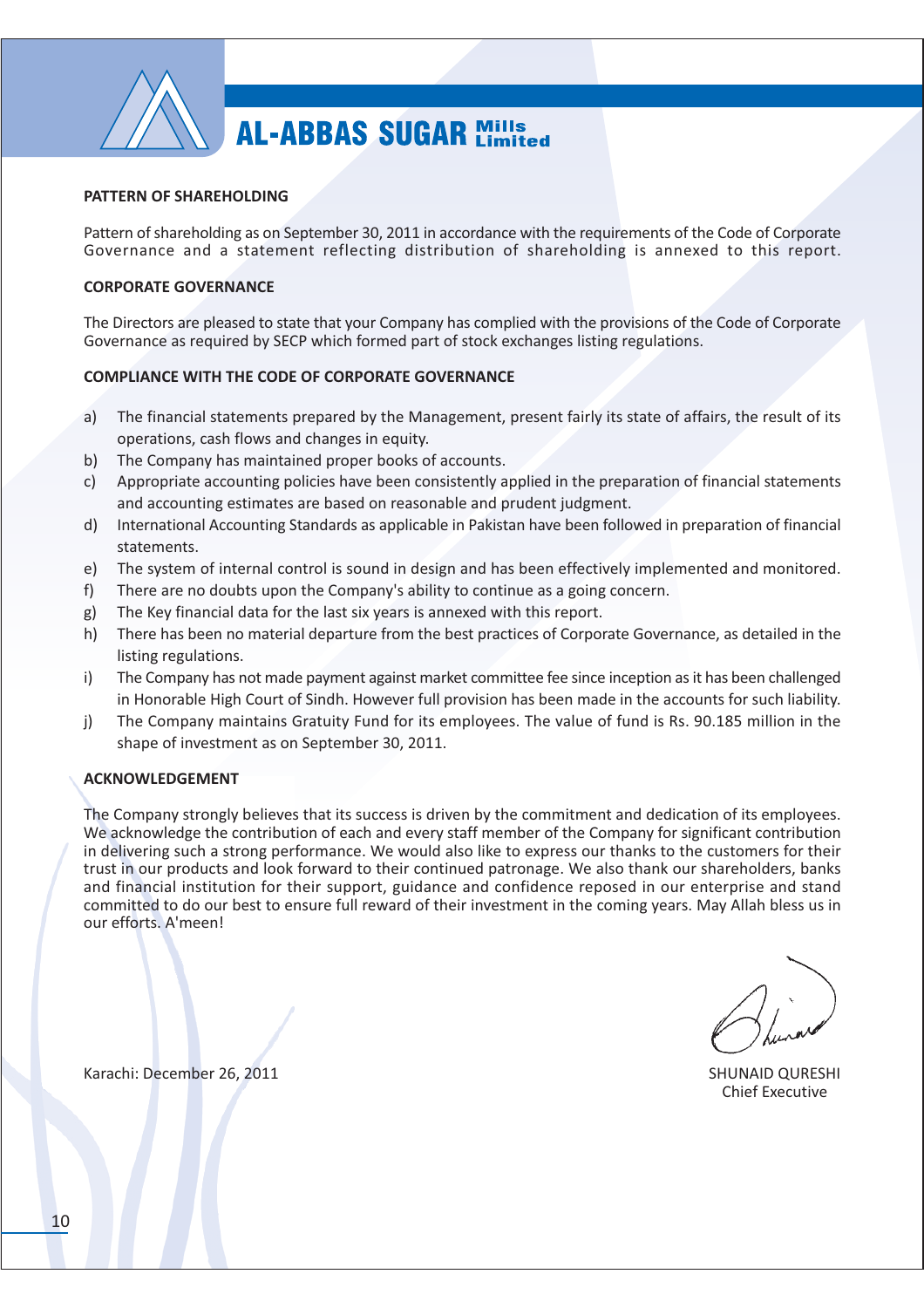## PATTERN OF SHAREHOLDING

Pattern of shareholding as on September 30, 2011 in accordance with the requirements of the Code of Corporate Governance and a statement reflecting distribution of shareholding is annexed to this report.

## CORPORATE GOVERNANCE

The Directors are pleased to state that your Company has complied with the provisions of the Code of Corporate Governance as required by SECP which formed part of stock exchanges listing regulations.

## COMPLIANCE WITH THE CODE OF CORPORATE GOVERNANCE

a) The financial statements prepared by the Management, present fairly its state of affairs, the result of its operations, cash flows and changes in equity.

b) The Company has maintained proper books of accounts.

c) Appropriate accounting policies have been consistently applied in the preparation of financial statements and accounting estimates are based on reasonable and prudent judgment.

d) International Accounting Standards as applicable in Pakistan have been followed in preparation of financial statements.

e) The system of internal control is sound in design and has been effectively implemented and monitored.

f) There are no doubts upon the Company's ability to continue as a going concern.

g) The Key financial data for the last six years is annexed with this report.

h) There has been no material departure from the best practices of Corporate Governance, as detailed in the listing regulations.

i) The Company has not made payment against market committee fee since inception as it has been challenged in Honorable High Court of Sindh. However full provision has been made in the accounts for such liability.

j) The Company maintains Gratuity Fund for its employees. The value of fund is Rs. 90.185 million in the shape of investment as on September 30, 2011.

## ACKNOWLEDGEMENT

The Company strongly believes that its success is driven by the commitment and dedication of its employees. We acknowledge the contribution of each and every staff member of the Company for significant contribution in delivering such a strong performance. We would also like to express our thanks to the customers for their trust in our products and look forward to their continued patronage. We also thank our shareholders, banks and financial institution for their support, guidance and confidence reposed in our enterprise and stand committed to do our best to ensure full reward of their investment in the coming years. May Allah bless us in our efforts. A'meen!

Karachi: December 26, 2011

SHUNAID QURESHI
Chief Executive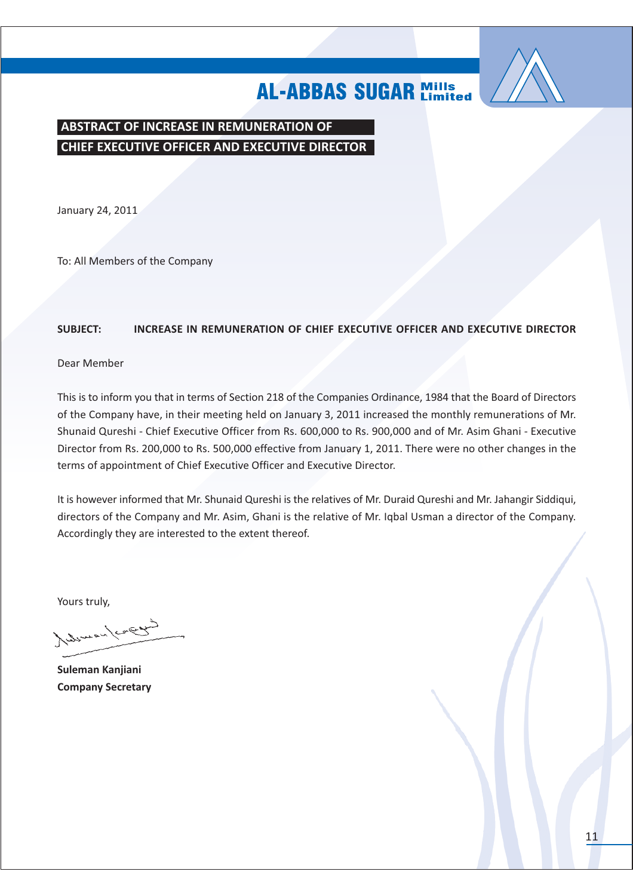## ABSTRACT OF INCREASE IN REMUNERATION OF CHIEF EXECUTIVE OFFICER AND EXECUTIVE DIRECTOR

January 24, 2011

To: All Members of the Company

**SUBJECT: INCREASE IN REMUNERATION OF CHIEF EXECUTIVE OFFICER AND EXECUTIVE DIRECTOR**

Dear Member

This is to inform you that in terms of Section 218 of the Companies Ordinance, 1984 that the Board of Directors of the Company have, in their meeting held on January 3, 2011 increased the monthly remunerations of Mr. Shunaid Qureshi - Chief Executive Officer from Rs. 600,000 to Rs. 900,000 and of Mr. Asim Ghani - Executive Director from Rs. 200,000 to Rs. 500,000 effective from January 1, 2011. There were no other changes in the terms of appointment of Chief Executive Officer and Executive Director.

It is however informed that Mr. Shunaid Qureshi is the relatives of Mr. Duraid Qureshi and Mr. Jahangir Siddiqui, directors of the Company and Mr. Asim, Ghani is the relative of Mr. Iqbal Usman a director of the Company. Accordingly they are interested to the extent thereof.

Yours truly,

**Suleman Kanjiani**
**Company Secretary**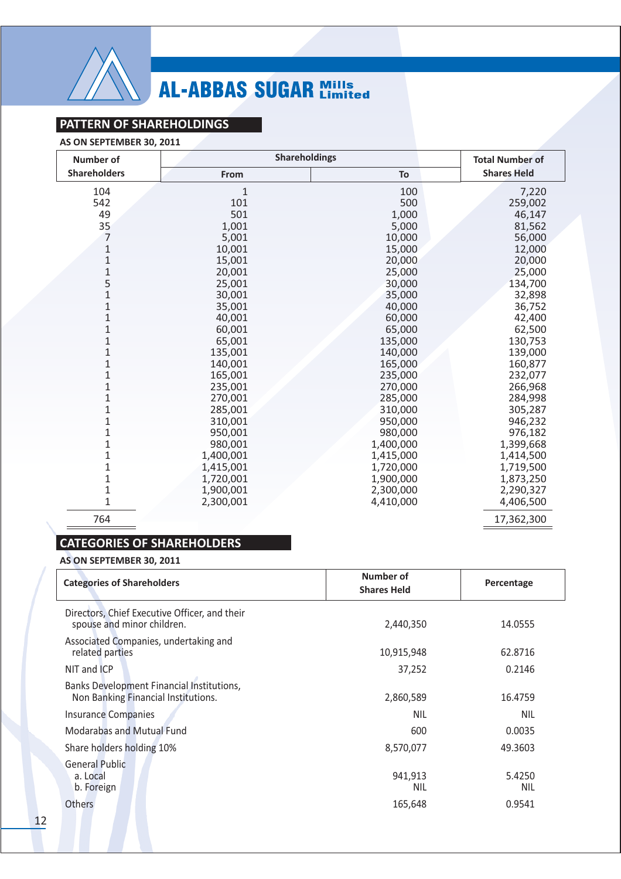AL-ABBAS SUGAR Mills Limited

## PATTERN OF SHAREHOLDINGS

**AS ON SEPTEMBER 30, 2011**

| Number of Shareholders | Shareholdings | | Total Number of Shares Held |
|---|---|---|---|
| | From | To | |
| 104 | 1 | 100 | 7,220 |
| 542 | 101 | 500 | 259,002 |
| 49 | 501 | 1,000 | 46,147 |
| 35 | 1,001 | 5,000 | 81,562 |
| 7 | 5,001 | 10,000 | 56,000 |
| 1 | 10,001 | 15,000 | 12,000 |
| 1 | 15,001 | 20,000 | 20,000 |
| 1 | 20,001 | 25,000 | 25,000 |
| 5 | 25,001 | 30,000 | 134,700 |
| 1 | 30,001 | 35,000 | 32,898 |
| 1 | 35,001 | 40,000 | 36,752 |
| 1 | 40,001 | 60,000 | 42,400 |
| 1 | 60,001 | 65,000 | 62,500 |
| 1 | 65,001 | 135,000 | 130,753 |
| 1 | 135,001 | 140,000 | 139,000 |
| 1 | 140,001 | 165,000 | 160,877 |
| 1 | 165,001 | 235,000 | 232,077 |
| 1 | 235,001 | 270,000 | 266,968 |
| 1 | 270,001 | 285,000 | 284,998 |
| 1 | 285,001 | 310,000 | 305,287 |
| 1 | 310,001 | 950,000 | 946,232 |
| 1 | 950,001 | 980,000 | 976,182 |
| 1 | 980,001 | 1,400,000 | 1,399,668 |
| 1 | 1,400,001 | 1,415,000 | 1,414,500 |
| 1 | 1,415,001 | 1,720,000 | 1,719,500 |
| 1 | 1,720,001 | 1,900,000 | 1,873,250 |
| 1 | 1,900,001 | 2,300,000 | 2,290,327 |
| 1 | 2,300,001 | 4,410,000 | 4,406,500 |
| 764 | | | 17,362,300 |

## CATEGORIES OF SHAREHOLDERS

**AS ON SEPTEMBER 30, 2011**

| Categories of Shareholders | Number of Shares Held | Percentage |
|---|---|---|
| Directors, Chief Executive Officer, and their spouse and minor children. | 2,440,350 | 14.0555 |
| Associated Companies, undertaking and related parties | 10,915,948 | 62.8716 |
| NIT and ICP | 37,252 | 0.2146 |
| Banks Development Financial Institutions, Non Banking Financial Institutions. | 2,860,589 | 16.4759 |
| Insurance Companies | NIL | NIL |
| Modarabas and Mutual Fund | 600 | 0.0035 |
| Share holders holding 10% | 8,570,077 | 49.3603 |
| General Public | | |
| a. Local | 941,913 | 5.4250 |
| b. Foreign | NIL | NIL |
| Others | 165,648 | 0.9541 |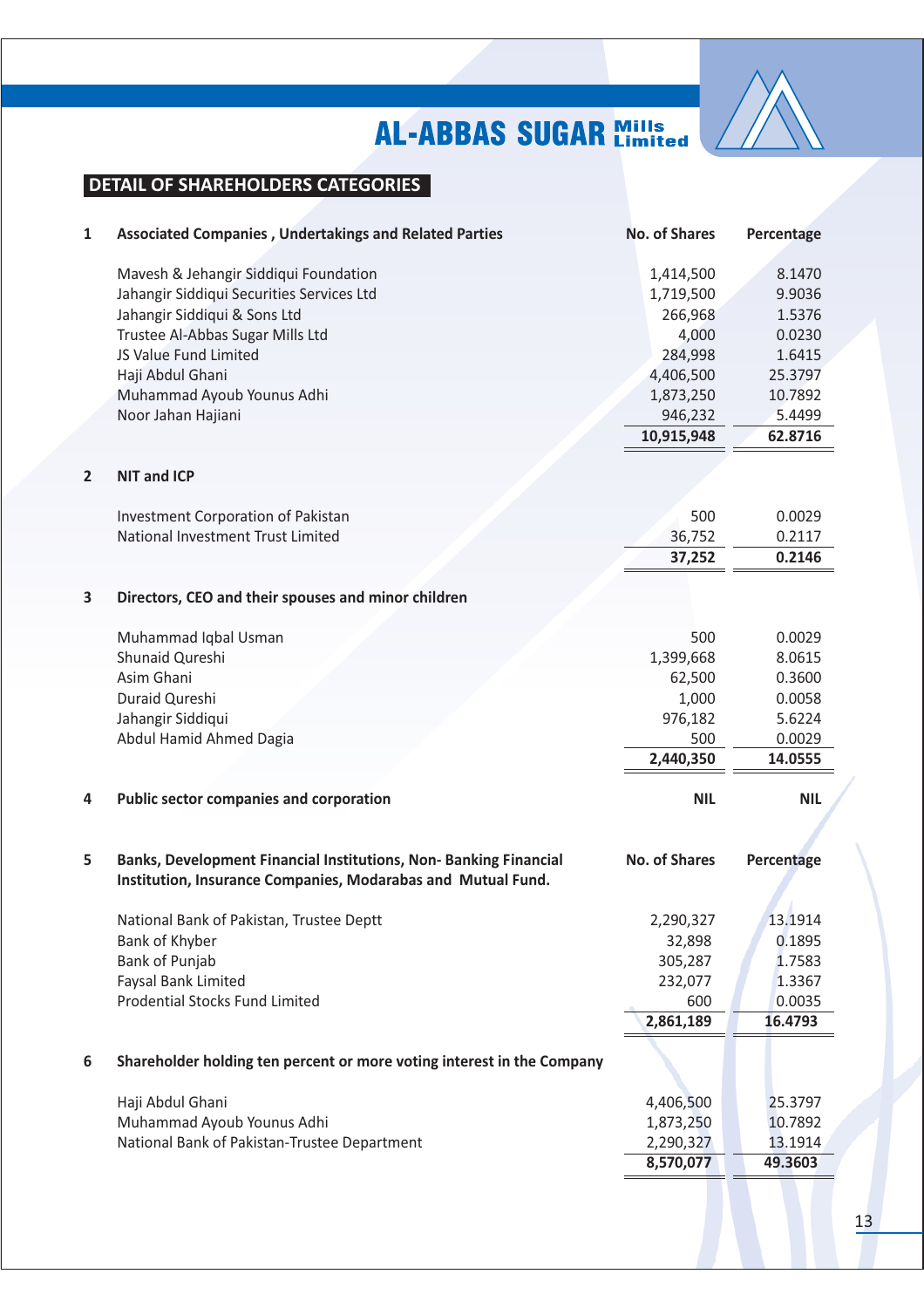## DETAIL OF SHAREHOLDERS CATEGORIES

| | | No. of Shares | Percentage |
|---|---|---|---|
| **1** | **Associated Companies , Undertakings and Related Parties** | | |
| | Mavesh & Jehangir Siddiqui Foundation | 1,414,500 | 8.1470 |
| | Jahangir Siddiqui Securities Services Ltd | 1,719,500 | 9.9036 |
| | Jahangir Siddiqui & Sons Ltd | 266,968 | 1.5376 |
| | Trustee Al-Abbas Sugar Mills Ltd | 4,000 | 0.0230 |
| | JS Value Fund Limited | 284,998 | 1.6415 |
| | Haji Abdul Ghani | 4,406,500 | 25.3797 |
| | Muhammad Ayoub Younus Adhi | 1,873,250 | 10.7892 |
| | Noor Jahan Hajiani | 946,232 | 5.4499 |
| | | **10,915,948** | **62.8716** |
| **2** | **NIT and ICP** | | |
| | Investment Corporation of Pakistan | 500 | 0.0029 |
| | National Investment Trust Limited | 36,752 | 0.2117 |
| | | **37,252** | **0.2146** |
| **3** | **Directors, CEO and their spouses and minor children** | | |
| | Muhammad Iqbal Usman | 500 | 0.0029 |
| | Shunaid Qureshi | 1,399,668 | 8.0615 |
| | Asim Ghani | 62,500 | 0.3600 |
| | Duraid Qureshi | 1,000 | 0.0058 |
| | Jahangir Siddiqui | 976,182 | 5.6224 |
| | Abdul Hamid Ahmed Dagia | 500 | 0.0029 |
| | | **2,440,350** | **14.0555** |
| **4** | **Public sector companies and corporation** | **NIL** | **NIL** |
| **5** | **Banks, Development Financial Institutions, Non- Banking Financial Institution, Insurance Companies, Modarabas and Mutual Fund.** | **No. of Shares** | **Percentage** |
| | National Bank of Pakistan, Trustee Deptt | 2,290,327 | 13.1914 |
| | Bank of Khyber | 32,898 | 0.1895 |
| | Bank of Punjab | 305,287 | 1.7583 |
| | Faysal Bank Limited | 232,077 | 1.3367 |
| | Prodential Stocks Fund Limited | 600 | 0.0035 |
| | | **2,861,189** | **16.4793** |
| **6** | **Shareholder holding ten percent or more voting interest in the Company** | | |
| | Haji Abdul Ghani | 4,406,500 | 25.3797 |
| | Muhammad Ayoub Younus Adhi | 1,873,250 | 10.7892 |
| | National Bank of Pakistan-Trustee Department | 2,290,327 | 13.1914 |
| | | **8,570,077** | **49.3603** |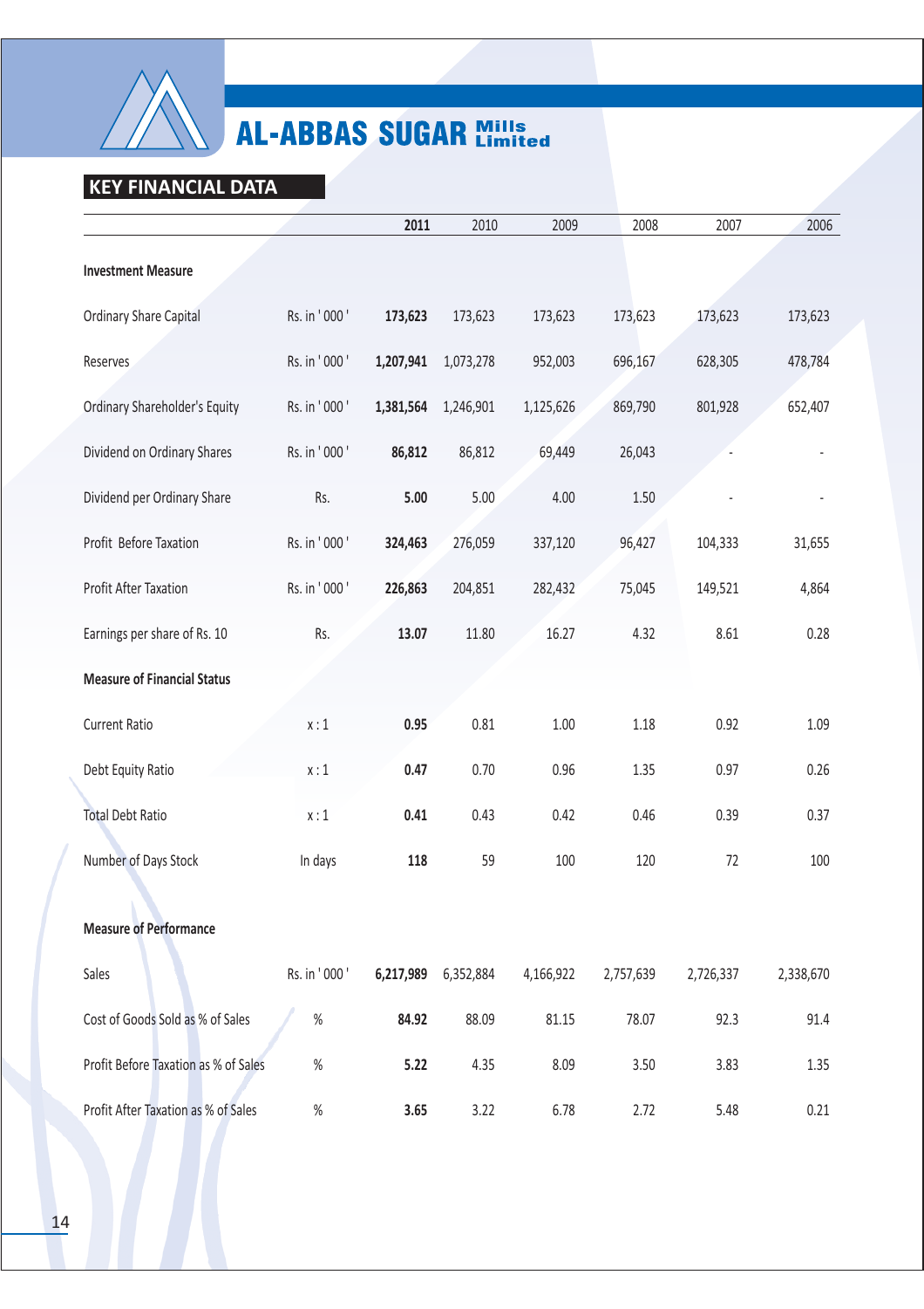# AL-ABBAS SUGAR Mills Limited

## KEY FINANCIAL DATA

| | | 2011 | 2010 | 2009 | 2008 | 2007 | 2006 |
|---|---|---|---|---|---|---|---|
| **Investment Measure** | | | | | | | |
| Ordinary Share Capital | Rs. in ' 000 ' | **173,623** | 173,623 | 173,623 | 173,623 | 173,623 | 173,623 |
| Reserves | Rs. in ' 000 ' | **1,207,941** | 1,073,278 | 952,003 | 696,167 | 628,305 | 478,784 |
| Ordinary Shareholder's Equity | Rs. in ' 000 ' | **1,381,564** | 1,246,901 | 1,125,626 | 869,790 | 801,928 | 652,407 |
| Dividend on Ordinary Shares | Rs. in ' 000 ' | **86,812** | 86,812 | 69,449 | 26,043 | - | - |
| Dividend per Ordinary Share | Rs. | **5.00** | 5.00 | 4.00 | 1.50 | - | - |
| Profit Before Taxation | Rs. in ' 000 ' | **324,463** | 276,059 | 337,120 | 96,427 | 104,333 | 31,655 |
| Profit After Taxation | Rs. in ' 000 ' | **226,863** | 204,851 | 282,432 | 75,045 | 149,521 | 4,864 |
| Earnings per share of Rs. 10 | Rs. | **13.07** | 11.80 | 16.27 | 4.32 | 8.61 | 0.28 |
| **Measure of Financial Status** | | | | | | | |
| Current Ratio | x : 1 | **0.95** | 0.81 | 1.00 | 1.18 | 0.92 | 1.09 |
| Debt Equity Ratio | x : 1 | **0.47** | 0.70 | 0.96 | 1.35 | 0.97 | 0.26 |
| Total Debt Ratio | x : 1 | **0.41** | 0.43 | 0.42 | 0.46 | 0.39 | 0.37 |
| Number of Days Stock | In days | **118** | 59 | 100 | 120 | 72 | 100 |
| **Measure of Performance** | | | | | | | |
| Sales | Rs. in ' 000 ' | **6,217,989** | 6,352,884 | 4,166,922 | 2,757,639 | 2,726,337 | 2,338,670 |
| Cost of Goods Sold as % of Sales | % | **84.92** | 88.09 | 81.15 | 78.07 | 92.3 | 91.4 |
| Profit Before Taxation as % of Sales | % | **5.22** | 4.35 | 8.09 | 3.50 | 3.83 | 1.35 |
| Profit After Taxation as % of Sales | % | **3.65** | 3.22 | 6.78 | 2.72 | 5.48 | 0.21 |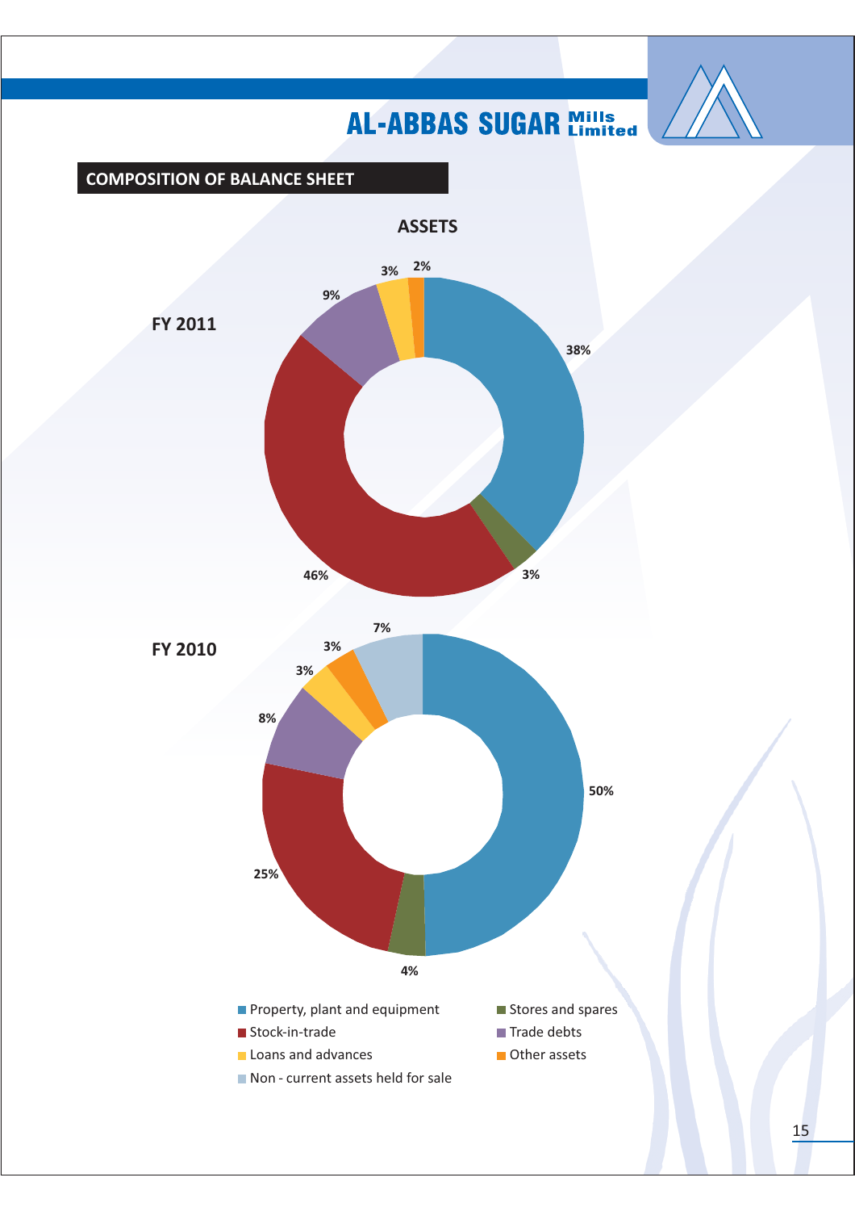## COMPOSITION OF BALANCE SHEET

### ASSETS

**FY 2011**

- Property, plant and equipment: 38%
- Stores and spares: 3%
- Stock-in-trade: 46%
- Trade debts: 9%
- Loans and advances: 3%
- Other assets: 2%

**FY 2010**

- Property, plant and equipment: 50%
- Stores and spares: 4%
- Stock-in-trade: 25%
- Trade debts: 8%
- Loans and advances: 3%
- Other assets: 3%
- Non - current assets held for sale: 7%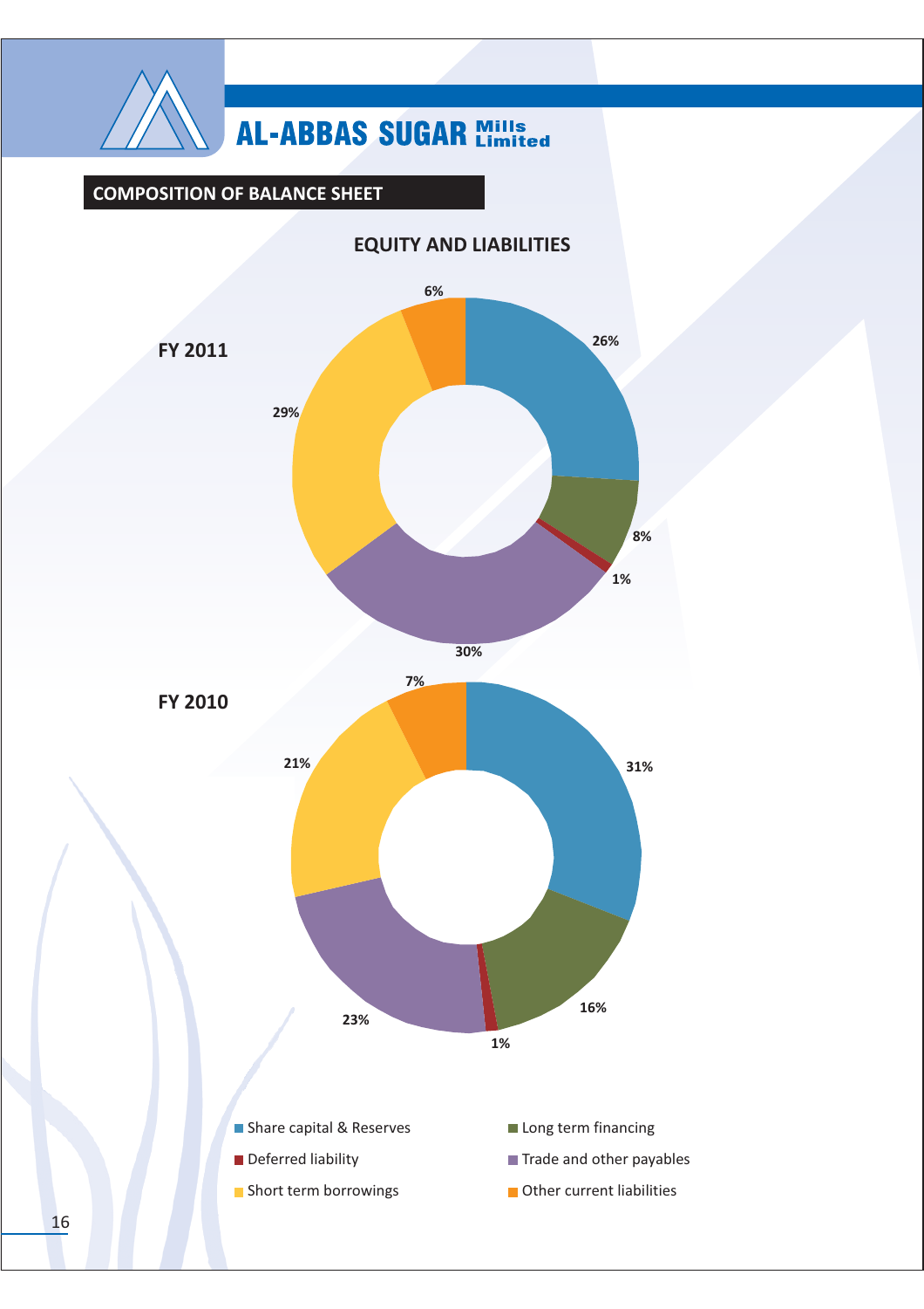## COMPOSITION OF BALANCE SHEET

### EQUITY AND LIABILITIES

**FY 2011**

| Item | % |
|---|---|
| Share capital & Reserves | 26% |
| Long term financing | 8% |
| Deferred liability | 1% |
| Trade and other payables | 30% |
| Short term borrowings | 29% |
| Other current liabilities | 6% |

**FY 2010**

| Item | % |
|---|---|
| Share capital & Reserves | 31% |
| Long term financing | 16% |
| Deferred liability | 1% |
| Trade and other payables | 23% |
| Short term borrowings | 21% |
| Other current liabilities | 7% |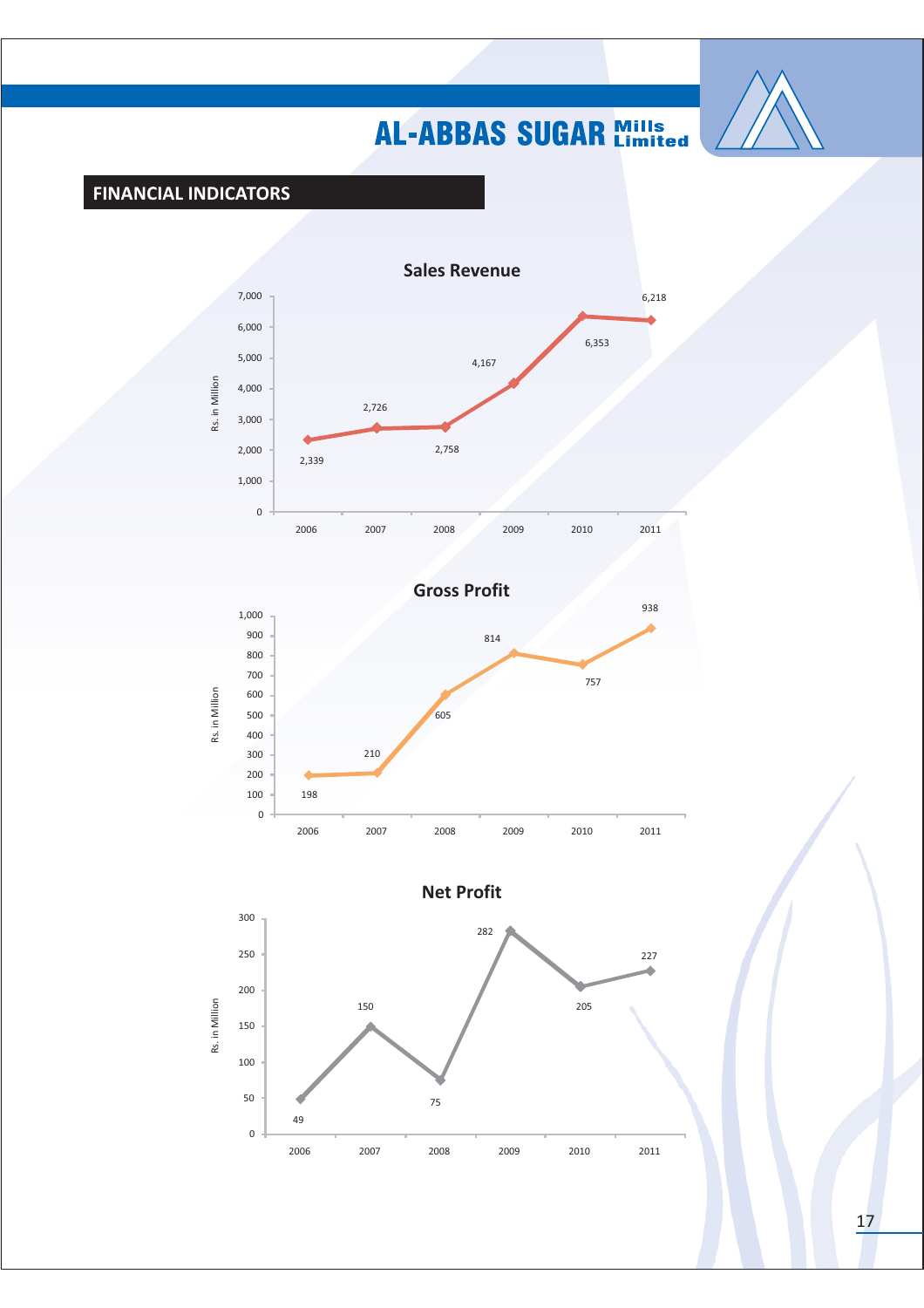## FINANCIAL INDICATORS

### Sales Revenue

Rs. in Million

| Year | Sales Revenue |
|---|---|
| 2006 | 2,339 |
| 2007 | 2,726 |
| 2008 | 2,758 |
| 2009 | 4,167 |
| 2010 | 6,353 |
| 2011 | 6,218 |

### Gross Profit

Rs. in Million

| Year | Gross Profit |
|---|---|
| 2006 | 198 |
| 2007 | 210 |
| 2008 | 605 |
| 2009 | 814 |
| 2010 | 757 |
| 2011 | 938 |

### Net Profit

Rs. in Million

| Year | Net Profit |
|---|---|
| 2006 | 49 |
| 2007 | 150 |
| 2008 | 75 |
| 2009 | 282 |
| 2010 | 205 |
| 2011 | 227 |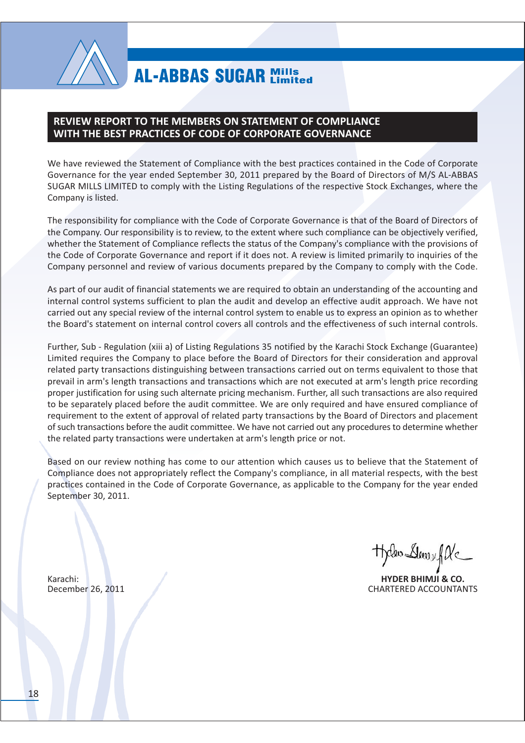# REVIEW REPORT TO THE MEMBERS ON STATEMENT OF COMPLIANCE WITH THE BEST PRACTICES OF CODE OF CORPORATE GOVERNANCE

We have reviewed the Statement of Compliance with the best practices contained in the Code of Corporate Governance for the year ended September 30, 2011 prepared by the Board of Directors of M/S AL-ABBAS SUGAR MILLS LIMITED to comply with the Listing Regulations of the respective Stock Exchanges, where the Company is listed.

The responsibility for compliance with the Code of Corporate Governance is that of the Board of Directors of the Company. Our responsibility is to review, to the extent where such compliance can be objectively verified, whether the Statement of Compliance reflects the status of the Company's compliance with the provisions of the Code of Corporate Governance and report if it does not. A review is limited primarily to inquiries of the Company personnel and review of various documents prepared by the Company to comply with the Code.

As part of our audit of financial statements we are required to obtain an understanding of the accounting and internal control systems sufficient to plan the audit and develop an effective audit approach. We have not carried out any special review of the internal control system to enable us to express an opinion as to whether the Board's statement on internal control covers all controls and the effectiveness of such internal controls.

Further, Sub - Regulation (xiii a) of Listing Regulations 35 notified by the Karachi Stock Exchange (Guarantee) Limited requires the Company to place before the Board of Directors for their consideration and approval related party transactions distinguishing between transactions carried out on terms equivalent to those that prevail in arm's length transactions and transactions which are not executed at arm's length price recording proper justification for using such alternate pricing mechanism. Further, all such transactions are also required to be separately placed before the audit committee. We are only required and have ensured compliance of requirement to the extent of approval of related party transactions by the Board of Directors and placement of such transactions before the audit committee. We have not carried out any procedures to determine whether the related party transactions were undertaken at arm's length price or not.

Based on our review nothing has come to our attention which causes us to believe that the Statement of Compliance does not appropriately reflect the Company's compliance, in all material respects, with the best practices contained in the Code of Corporate Governance, as applicable to the Company for the year ended September 30, 2011.

Karachi:
December 26, 2011

**HYDER BHIMJI & CO.**
CHARTERED ACCOUNTANTS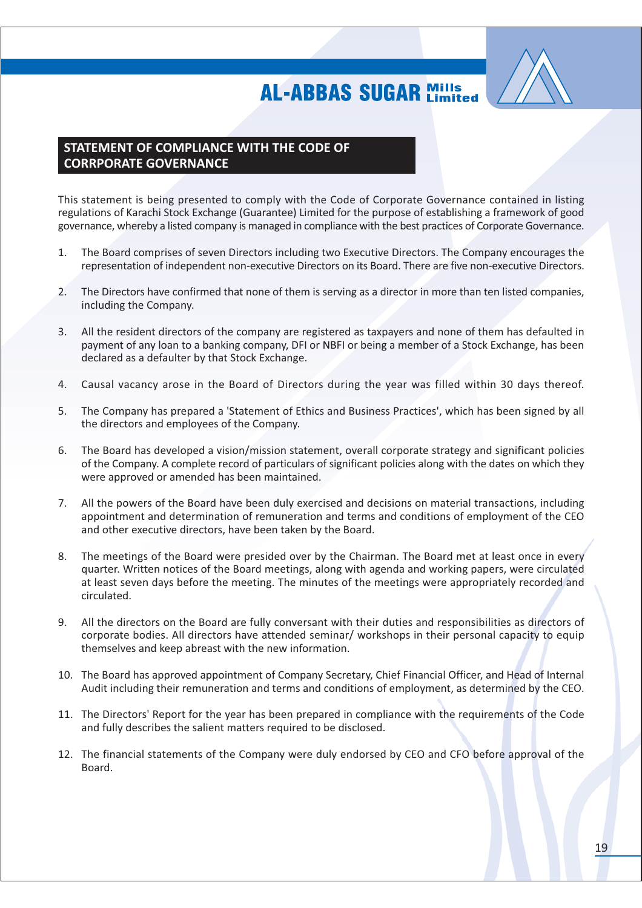## STATEMENT OF COMPLIANCE WITH THE CODE OF CORRRPORATE GOVERNANCE

This statement is being presented to comply with the Code of Corporate Governance contained in listing regulations of Karachi Stock Exchange (Guarantee) Limited for the purpose of establishing a framework of good governance, whereby a listed company is managed in compliance with the best practices of Corporate Governance.

1. The Board comprises of seven Directors including two Executive Directors. The Company encourages the representation of independent non-executive Directors on its Board. There are five non-executive Directors.

2. The Directors have confirmed that none of them is serving as a director in more than ten listed companies, including the Company.

3. All the resident directors of the company are registered as taxpayers and none of them has defaulted in payment of any loan to a banking company, DFI or NBFI or being a member of a Stock Exchange, has been declared as a defaulter by that Stock Exchange.

4. Causal vacancy arose in the Board of Directors during the year was filled within 30 days thereof.

5. The Company has prepared a 'Statement of Ethics and Business Practices', which has been signed by all the directors and employees of the Company.

6. The Board has developed a vision/mission statement, overall corporate strategy and significant policies of the Company. A complete record of particulars of significant policies along with the dates on which they were approved or amended has been maintained.

7. All the powers of the Board have been duly exercised and decisions on material transactions, including appointment and determination of remuneration and terms and conditions of employment of the CEO and other executive directors, have been taken by the Board.

8. The meetings of the Board were presided over by the Chairman. The Board met at least once in every quarter. Written notices of the Board meetings, along with agenda and working papers, were circulated at least seven days before the meeting. The minutes of the meetings were appropriately recorded and circulated.

9. All the directors on the Board are fully conversant with their duties and responsibilities as directors of corporate bodies. All directors have attended seminar/ workshops in their personal capacity to equip themselves and keep abreast with the new information.

10. The Board has approved appointment of Company Secretary, Chief Financial Officer, and Head of Internal Audit including their remuneration and terms and conditions of employment, as determined by the CEO.

11. The Directors' Report for the year has been prepared in compliance with the requirements of the Code and fully describes the salient matters required to be disclosed.

12. The financial statements of the Company were duly endorsed by CEO and CFO before approval of the Board.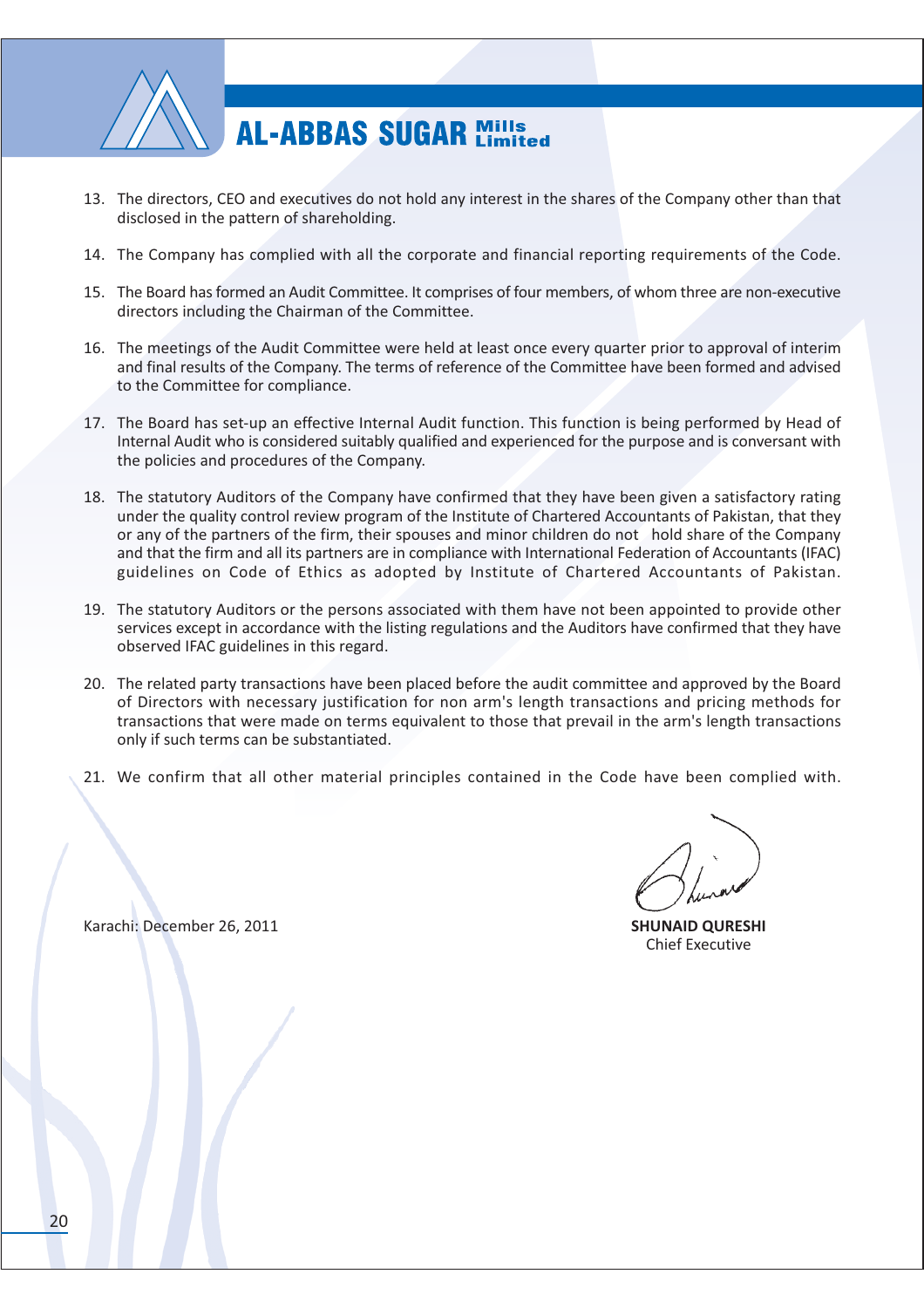13. The directors, CEO and executives do not hold any interest in the shares of the Company other than that disclosed in the pattern of shareholding.

14. The Company has complied with all the corporate and financial reporting requirements of the Code.

15. The Board has formed an Audit Committee. It comprises of four members, of whom three are non-executive directors including the Chairman of the Committee.

16. The meetings of the Audit Committee were held at least once every quarter prior to approval of interim and final results of the Company. The terms of reference of the Committee have been formed and advised to the Committee for compliance.

17. The Board has set-up an effective Internal Audit function. This function is being performed by Head of Internal Audit who is considered suitably qualified and experienced for the purpose and is conversant with the policies and procedures of the Company.

18. The statutory Auditors of the Company have confirmed that they have been given a satisfactory rating under the quality control review program of the Institute of Chartered Accountants of Pakistan, that they or any of the partners of the firm, their spouses and minor children do not hold share of the Company and that the firm and all its partners are in compliance with International Federation of Accountants (IFAC) guidelines on Code of Ethics as adopted by Institute of Chartered Accountants of Pakistan.

19. The statutory Auditors or the persons associated with them have not been appointed to provide other services except in accordance with the listing regulations and the Auditors have confirmed that they have observed IFAC guidelines in this regard.

20. The related party transactions have been placed before the audit committee and approved by the Board of Directors with necessary justification for non arm's length transactions and pricing methods for transactions that were made on terms equivalent to those that prevail in the arm's length transactions only if such terms can be substantiated.

21. We confirm that all other material principles contained in the Code have been complied with.

Karachi: December 26, 2011

**SHUNAID QURESHI**
Chief Executive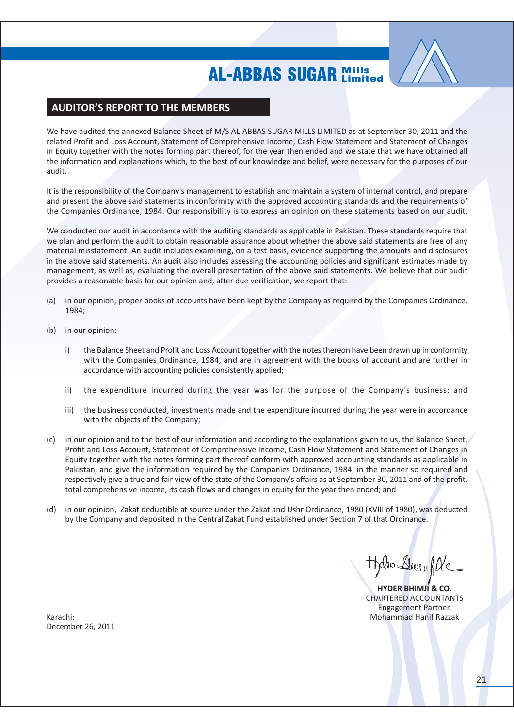## AUDITOR'S REPORT TO THE MEMBERS

We have audited the annexed Balance Sheet of M/S AL-ABBAS SUGAR MILLS LIMITED as at September 30, 2011 and the related Profit and Loss Account, Statement of Comprehensive Income, Cash Flow Statement and Statement of Changes in Equity together with the notes forming part thereof, for the year then ended and we state that we have obtained all the information and explanations which, to the best of our knowledge and belief, were necessary for the purposes of our audit.

It is the responsibility of the Company's management to establish and maintain a system of internal control, and prepare and present the above said statements in conformity with the approved accounting standards and the requirements of the Companies Ordinance, 1984. Our responsibility is to express an opinion on these statements based on our audit.

We conducted our audit in accordance with the auditing standards as applicable in Pakistan. These standards require that we plan and perform the audit to obtain reasonable assurance about whether the above said statements are free of any material misstatement. An audit includes examining, on a test basis, evidence supporting the amounts and disclosures in the above said statements. An audit also includes assessing the accounting policies and significant estimates made by management, as well as, evaluating the overall presentation of the above said statements. We believe that our audit provides a reasonable basis for our opinion and, after due verification, we report that:

(a) in our opinion, proper books of accounts have been kept by the Company as required by the Companies Ordinance, 1984;

(b) in our opinion:

   i) the Balance Sheet and Profit and Loss Account together with the notes thereon have been drawn up in conformity with the Companies Ordinance, 1984, and are in agreement with the books of account and are further in accordance with accounting policies consistently applied;

   ii) the expenditure incurred during the year was for the purpose of the Company's business; and

   iii) the business conducted, investments made and the expenditure incurred during the year were in accordance with the objects of the Company;

(c) in our opinion and to the best of our information and according to the explanations given to us, the Balance Sheet, Profit and Loss Account, Statement of Comprehensive Income, Cash Flow Statement and Statement of Changes in Equity together with the notes forming part thereof conform with approved accounting standards as applicable in Pakistan, and give the information required by the Companies Ordinance, 1984, in the manner so required and respectively give a true and fair view of the state of the Company's affairs as at September 30, 2011 and of the profit, total comprehensive income, its cash flows and changes in equity for the year then ended; and

(d) in our opinion, Zakat deductible at source under the Zakat and Ushr Ordinance, 1980 (XVIII of 1980), was deducted by the Company and deposited in the Central Zakat Fund established under Section 7 of that Ordinance.

**HYDER BHIMJI & CO.**
CHARTERED ACCOUNTANTS
Engagement Partner.
Mohammad Hanif Razzak

Karachi:
December 26, 2011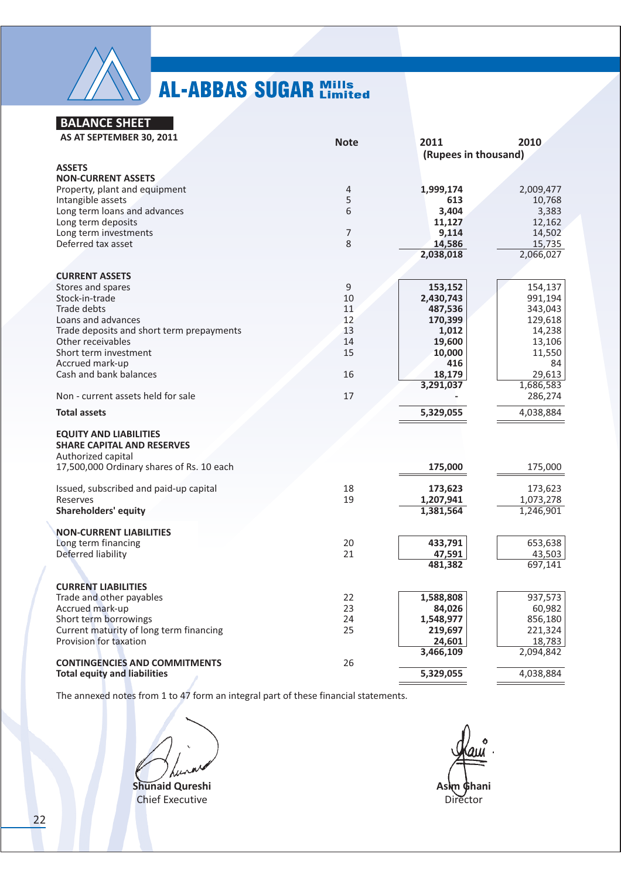# AL-ABBAS SUGAR Mills Limited

## BALANCE SHEET

AS AT SEPTEMBER 30, 2011

| | Note | 2011 | 2010 |
|---|---|---|---|
| | | (Rupees in thousand) | |
| **ASSETS** | | | |
| **NON-CURRENT ASSETS** | | | |
| Property, plant and equipment | 4 | **1,999,174** | 2,009,477 |
| Intangible assets | 5 | **613** | 10,768 |
| Long term loans and advances | 6 | **3,404** | 3,383 |
| Long term deposits | | **11,127** | 12,162 |
| Long term investments | 7 | **9,114** | 14,502 |
| Deferred tax asset | 8 | **14,586** | 15,735 |
| | | **2,038,018** | 2,066,027 |
| **CURRENT ASSETS** | | | |
| Stores and spares | 9 | **153,152** | 154,137 |
| Stock-in-trade | 10 | **2,430,743** | 991,194 |
| Trade debts | 11 | **487,536** | 343,043 |
| Loans and advances | 12 | **170,399** | 129,618 |
| Trade deposits and short term prepayments | 13 | **1,012** | 14,238 |
| Other receivables | 14 | **19,600** | 13,106 |
| Short term investment | 15 | **10,000** | 11,550 |
| Accrued mark-up | | **416** | 84 |
| Cash and bank balances | 16 | **18,179** | 29,613 |
| | | **3,291,037** | 1,686,583 |
| Non - current assets held for sale | 17 | **-** | 286,274 |
| **Total assets** | | **5,329,055** | 4,038,884 |
| **EQUITY AND LIABILITIES** | | | |
| **SHARE CAPITAL AND RESERVES** | | | |
| Authorized capital | | | |
| 17,500,000 Ordinary shares of Rs. 10 each | | **175,000** | 175,000 |
| Issued, subscribed and paid-up capital | 18 | **173,623** | 173,623 |
| Reserves | 19 | **1,207,941** | 1,073,278 |
| **Shareholders' equity** | | **1,381,564** | 1,246,901 |
| **NON-CURRENT LIABILITIES** | | | |
| Long term financing | 20 | **433,791** | 653,638 |
| Deferred liability | 21 | **47,591** | 43,503 |
| | | **481,382** | 697,141 |
| **CURRENT LIABILITIES** | | | |
| Trade and other payables | 22 | **1,588,808** | 937,573 |
| Accrued mark-up | 23 | **84,026** | 60,982 |
| Short term borrowings | 24 | **1,548,977** | 856,180 |
| Current maturity of long term financing | 25 | **219,697** | 221,324 |
| Provision for taxation | | **24,601** | 18,783 |
| | | **3,466,109** | 2,094,842 |
| **CONTINGENCIES AND COMMITMENTS** | 26 | | |
| **Total equity and liabilities** | | **5,329,055** | 4,038,884 |

The annexed notes from 1 to 47 form an integral part of these financial statements.

**Shunaid Qureshi**
Chief Executive

**Asim Ghani**
Director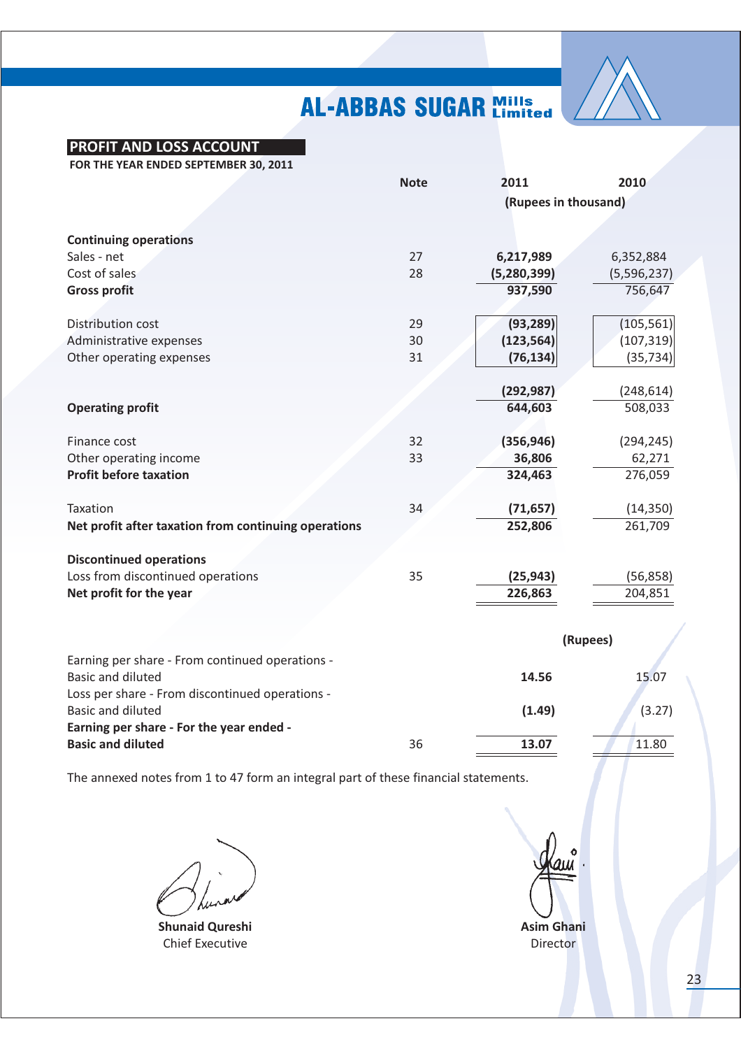# AL-ABBAS SUGAR Mills Limited

## PROFIT AND LOSS ACCOUNT

**FOR THE YEAR ENDED SEPTEMBER 30, 2011**

| | Note | 2011 | 2010 |
|---|---|---|---|
| | | (Rupees in thousand) | |
| **Continuing operations** | | | |
| Sales - net | 27 | **6,217,989** | 6,352,884 |
| Cost of sales | 28 | **(5,280,399)** | (5,596,237) |
| **Gross profit** | | **937,590** | 756,647 |
| Distribution cost | 29 | **(93,289)** | (105,561) |
| Administrative expenses | 30 | **(123,564)** | (107,319) |
| Other operating expenses | 31 | **(76,134)** | (35,734) |
| | | **(292,987)** | (248,614) |
| **Operating profit** | | **644,603** | 508,033 |
| Finance cost | 32 | **(356,946)** | (294,245) |
| Other operating income | 33 | **36,806** | 62,271 |
| **Profit before taxation** | | **324,463** | 276,059 |
| Taxation | 34 | **(71,657)** | (14,350) |
| **Net profit after taxation from continuing operations** | | **252,806** | 261,709 |
| **Discontinued operations** | | | |
| Loss from discontinued operations | 35 | **(25,943)** | (56,858) |
| **Net profit for the year** | | **226,863** | 204,851 |
| | | (Rupees) | |
| Earning per share - From continued operations - Basic and diluted | | **14.56** | 15.07 |
| Loss per share - From discontinued operations - Basic and diluted | | **(1.49)** | (3.27) |
| **Earning per share - For the year ended - Basic and diluted** | 36 | **13.07** | 11.80 |

The annexed notes from 1 to 47 form an integral part of these financial statements.

**Shunaid Qureshi**
Chief Executive

**Asim Ghani**
Director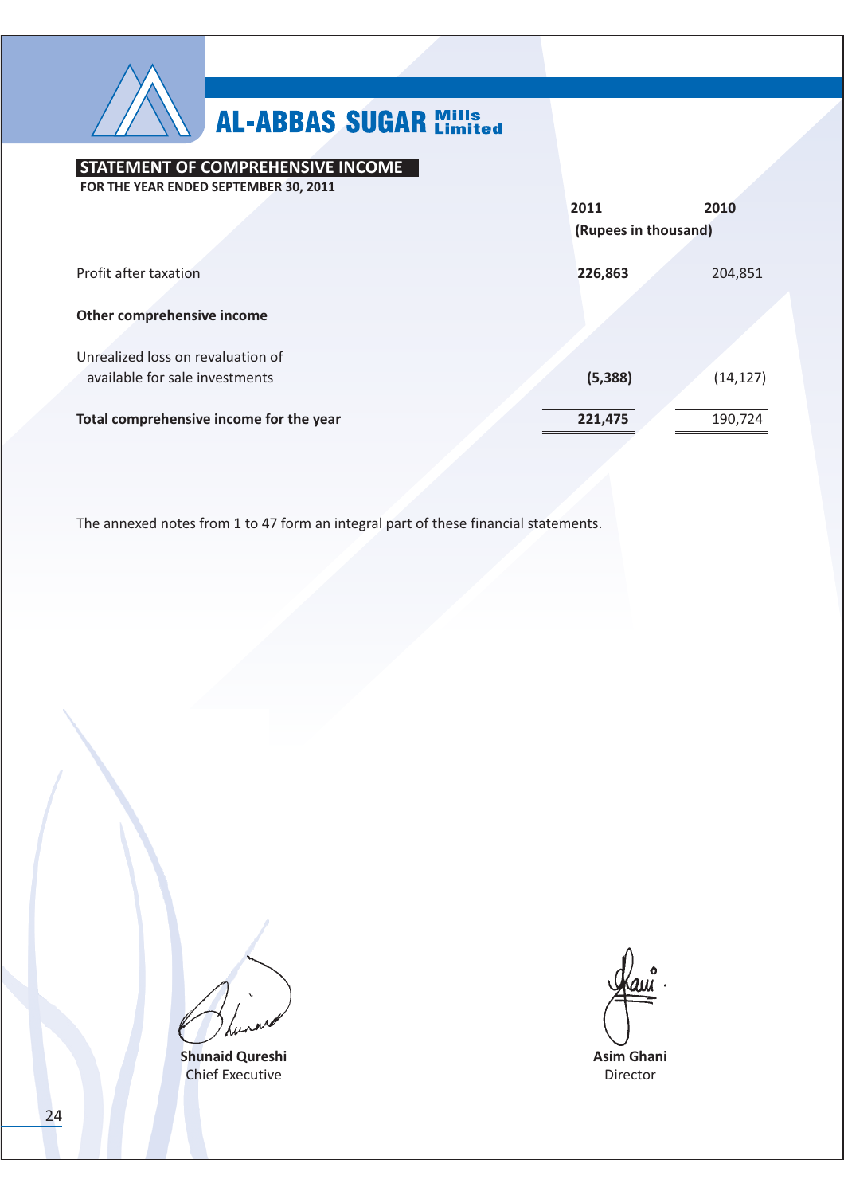# AL-ABBAS SUGAR Mills Limited

## STATEMENT OF COMPREHENSIVE INCOME

**FOR THE YEAR ENDED SEPTEMBER 30, 2011**

| | 2011 | 2010 |
|---|---|---|
| | (Rupees in thousand) | |
| Profit after taxation | **226,863** | 204,851 |
| **Other comprehensive income** | | |
| Unrealized loss on revaluation of available for sale investments | **(5,388)** | (14,127) |
| **Total comprehensive income for the year** | **221,475** | 190,724 |

The annexed notes from 1 to 47 form an integral part of these financial statements.

**Shunaid Qureshi**
Chief Executive

**Asim Ghani**
Director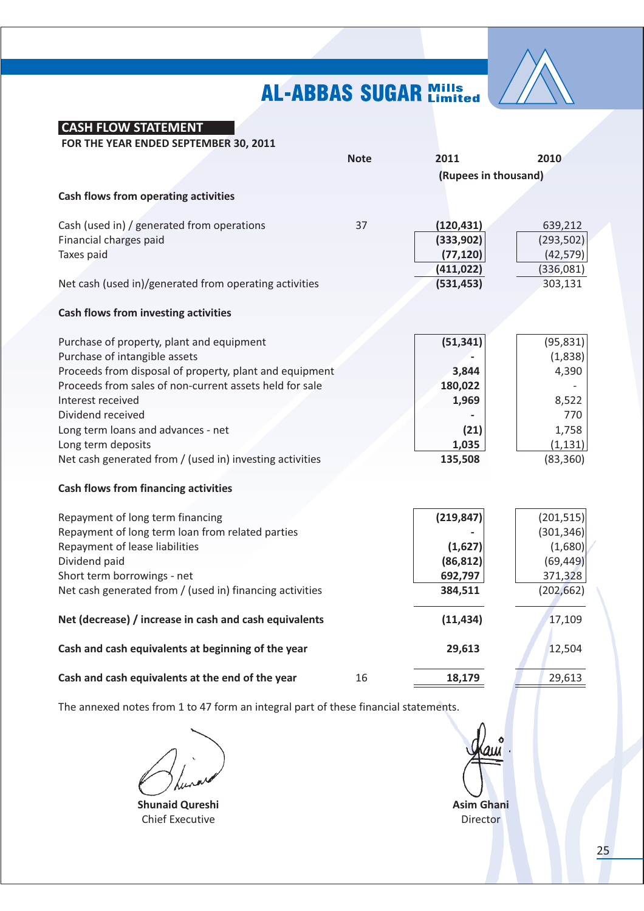# AL-ABBAS SUGAR Mills Limited

## CASH FLOW STATEMENT

**FOR THE YEAR ENDED SEPTEMBER 30, 2011**

| | Note | 2011 | 2010 |
|---|---|---|---|
| | | (Rupees in thousand) | |
| **Cash flows from operating activities** | | | |
| Cash (used in) / generated from operations | 37 | (120,431) | 639,212 |
| Financial charges paid | | (333,902) | (293,502) |
| Taxes paid | | (77,120) | (42,579) |
| | | (411,022) | (336,081) |
| Net cash (used in)/generated from operating activities | | (531,453) | 303,131 |
| **Cash flows from investing activities** | | | |
| Purchase of property, plant and equipment | | (51,341) | (95,831) |
| Purchase of intangible assets | | - | (1,838) |
| Proceeds from disposal of property, plant and equipment | | 3,844 | 4,390 |
| Proceeds from sales of non-current assets held for sale | | 180,022 | - |
| Interest received | | 1,969 | 8,522 |
| Dividend received | | - | 770 |
| Long term loans and advances - net | | (21) | 1,758 |
| Long term deposits | | 1,035 | (1,131) |
| Net cash generated from / (used in) investing activities | | 135,508 | (83,360) |
| **Cash flows from financing activities** | | | |
| Repayment of long term financing | | (219,847) | (201,515) |
| Repayment of long term loan from related parties | | - | (301,346) |
| Repayment of lease liabilities | | (1,627) | (1,680) |
| Dividend paid | | (86,812) | (69,449) |
| Short term borrowings - net | | 692,797 | 371,328 |
| Net cash generated from / (used in) financing activities | | 384,511 | (202,662) |
| **Net (decrease) / increase in cash and cash equivalents** | | (11,434) | 17,109 |
| **Cash and cash equivalents at beginning of the year** | | 29,613 | 12,504 |
| **Cash and cash equivalents at the end of the year** | 16 | 18,179 | 29,613 |

The annexed notes from 1 to 47 form an integral part of these financial statements.

**Shunaid Qureshi**
Chief Executive

**Asim Ghani**
Director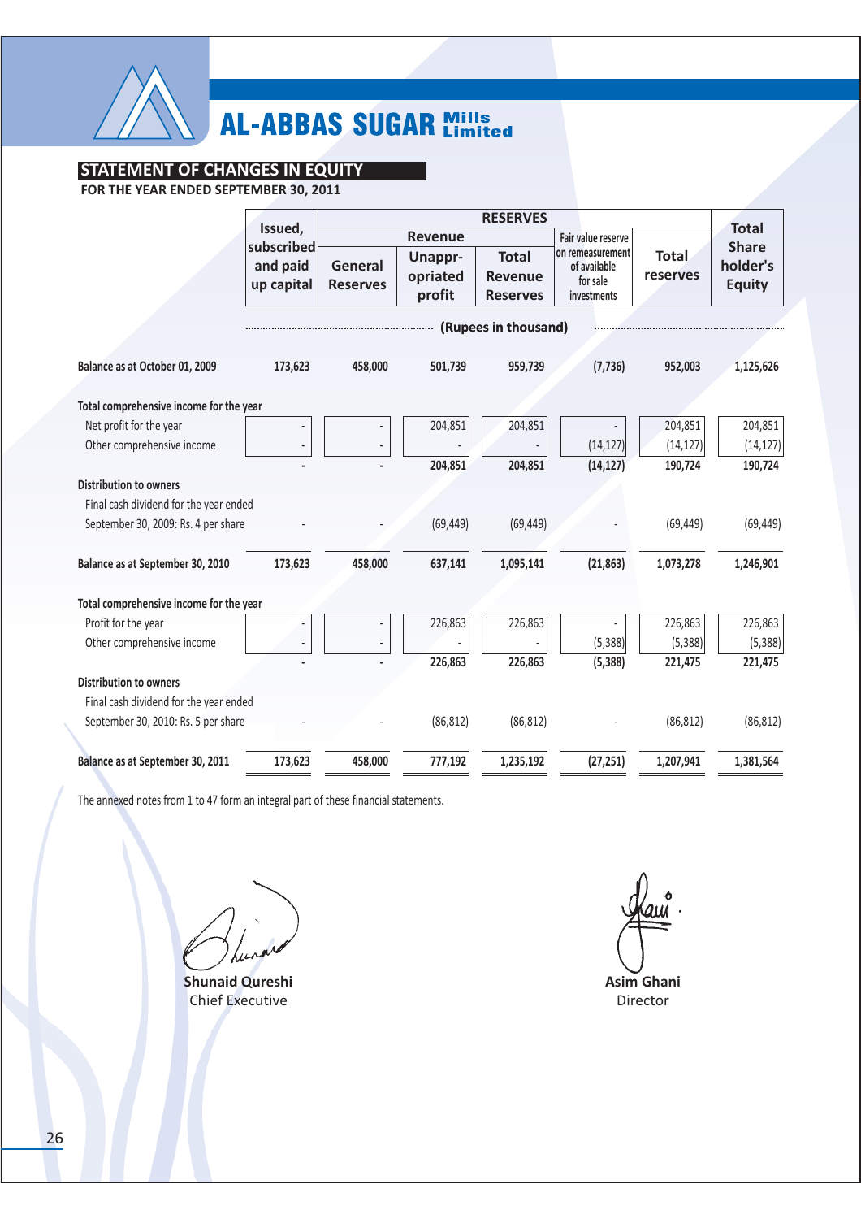# AL-ABBAS SUGAR Mills Limited

## STATEMENT OF CHANGES IN EQUITY

**FOR THE YEAR ENDED SEPTEMBER 30, 2011**

| | Issued, subscribed and paid up capital | RESERVES | | | | | Total Share holder's Equity |
|---|---|---|---|---|---|---|---|
| | | Revenue | | | Fair value reserve on remeasurement of available for sale investments | Total reserves | |
| | | General Reserves | Unappr-opriated profit | Total Revenue Reserves | | | |
| | (Rupees in thousand) | | | | | | |
| **Balance as at October 01, 2009** | 173,623 | 458,000 | 501,739 | 959,739 | (7,736) | 952,003 | 1,125,626 |
| **Total comprehensive income for the year** | | | | | | | |
| Net profit for the year | - | - | 204,851 | 204,851 | - | 204,851 | 204,851 |
| Other comprehensive income | - | - | - | - | (14,127) | (14,127) | (14,127) |
| | - | - | 204,851 | 204,851 | (14,127) | 190,724 | 190,724 |
| **Distribution to owners** | | | | | | | |
| Final cash dividend for the year ended September 30, 2009: Rs. 4 per share | - | - | (69,449) | (69,449) | - | (69,449) | (69,449) |
| **Balance as at September 30, 2010** | 173,623 | 458,000 | 637,141 | 1,095,141 | (21,863) | 1,073,278 | 1,246,901 |
| **Total comprehensive income for the year** | | | | | | | |
| Profit for the year | - | - | 226,863 | 226,863 | - | 226,863 | 226,863 |
| Other comprehensive income | - | - | - | - | (5,388) | (5,388) | (5,388) |
| | - | - | 226,863 | 226,863 | (5,388) | 221,475 | 221,475 |
| **Distribution to owners** | | | | | | | |
| Final cash dividend for the year ended September 30, 2010: Rs. 5 per share | - | - | (86,812) | (86,812) | - | (86,812) | (86,812) |
| **Balance as at September 30, 2011** | 173,623 | 458,000 | 777,192 | 1,235,192 | (27,251) | 1,207,941 | 1,381,564 |

The annexed notes from 1 to 47 form an integral part of these financial statements.

**Shunaid Qureshi**
Chief Executive

**Asim Ghani**
Director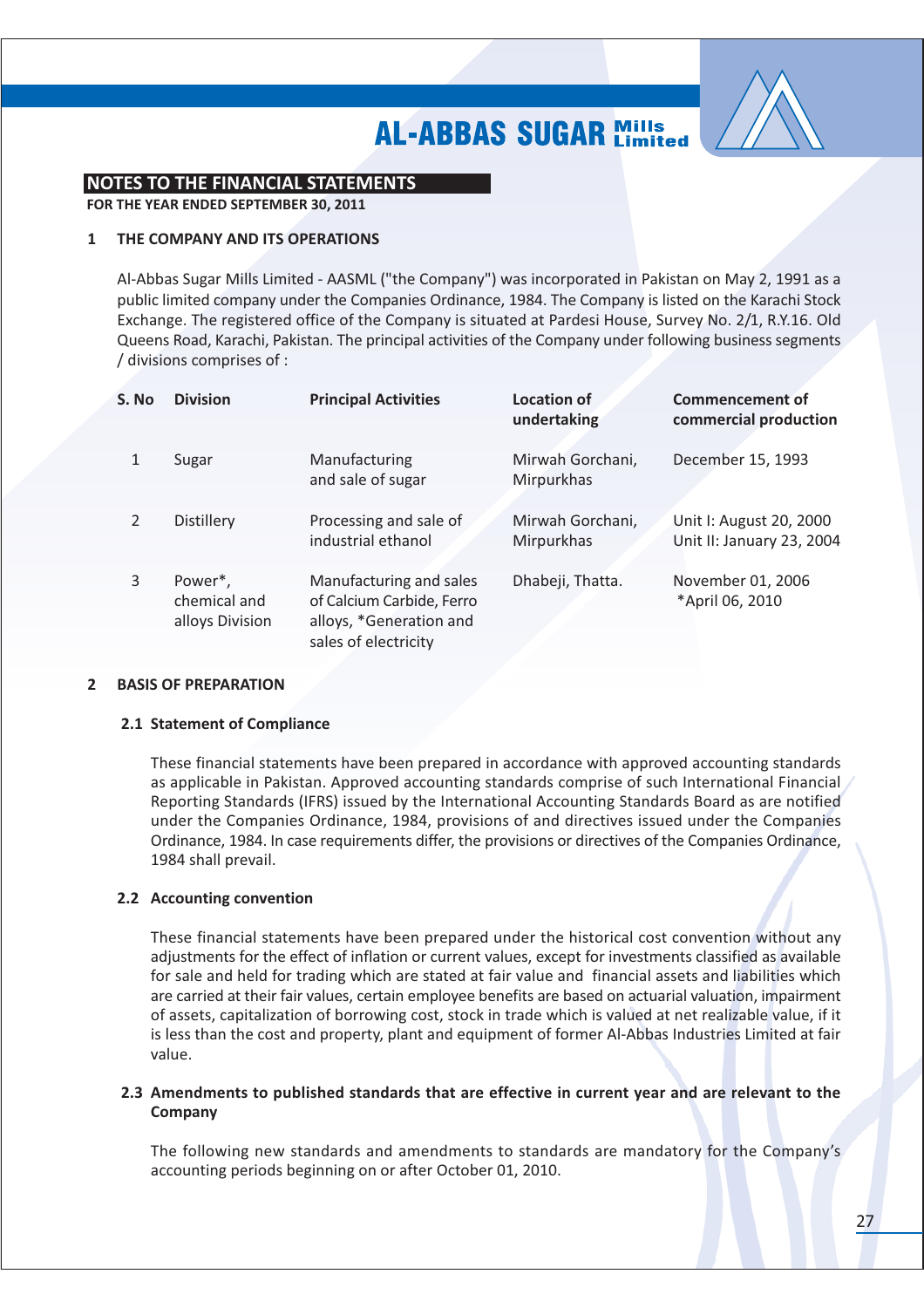# NOTES TO THE FINANCIAL STATEMENTS

**FOR THE YEAR ENDED SEPTEMBER 30, 2011**

## 1 THE COMPANY AND ITS OPERATIONS

Al-Abbas Sugar Mills Limited - AASML ("the Company") was incorporated in Pakistan on May 2, 1991 as a public limited company under the Companies Ordinance, 1984. The Company is listed on the Karachi Stock Exchange. The registered office of the Company is situated at Pardesi House, Survey No. 2/1, R.Y.16. Old Queens Road, Karachi, Pakistan. The principal activities of the Company under following business segments / divisions comprises of :

| S. No | Division | Principal Activities | Location of undertaking | Commencement of commercial production |
|---|---|---|---|---|
| 1 | Sugar | Manufacturing and sale of sugar | Mirwah Gorchani, Mirpurkhas | December 15, 1993 |
| 2 | Distillery | Processing and sale of industrial ethanol | Mirwah Gorchani, Mirpurkhas | Unit I: August 20, 2000<br>Unit II: January 23, 2004 |
| 3 | Power*, chemical and alloys Division | Manufacturing and sales of Calcium Carbide, Ferro alloys, *Generation and sales of electricity | Dhabeji, Thatta. | November 01, 2006<br>*April 06, 2010 |

## 2 BASIS OF PREPARATION

### 2.1 Statement of Compliance

These financial statements have been prepared in accordance with approved accounting standards as applicable in Pakistan. Approved accounting standards comprise of such International Financial Reporting Standards (IFRS) issued by the International Accounting Standards Board as are notified under the Companies Ordinance, 1984, provisions of and directives issued under the Companies Ordinance, 1984. In case requirements differ, the provisions or directives of the Companies Ordinance, 1984 shall prevail.

### 2.2 Accounting convention

These financial statements have been prepared under the historical cost convention without any adjustments for the effect of inflation or current values, except for investments classified as available for sale and held for trading which are stated at fair value and financial assets and liabilities which are carried at their fair values, certain employee benefits are based on actuarial valuation, impairment of assets, capitalization of borrowing cost, stock in trade which is valued at net realizable value, if it is less than the cost and property, plant and equipment of former Al-Abbas Industries Limited at fair value.

### 2.3 Amendments to published standards that are effective in current year and are relevant to the Company

The following new standards and amendments to standards are mandatory for the Company's accounting periods beginning on or after October 01, 2010.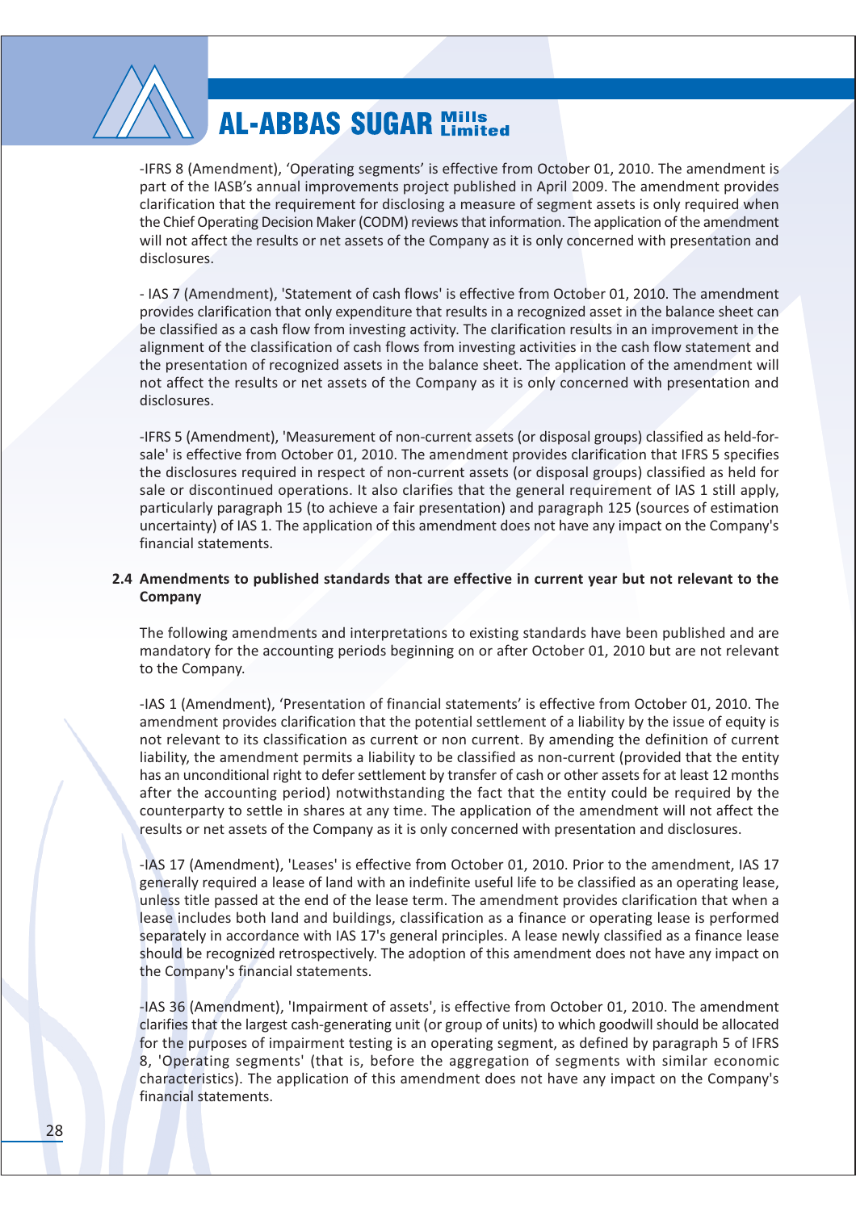-IFRS 8 (Amendment), 'Operating segments' is effective from October 01, 2010. The amendment is part of the IASB's annual improvements project published in April 2009. The amendment provides clarification that the requirement for disclosing a measure of segment assets is only required when the Chief Operating Decision Maker (CODM) reviews that information. The application of the amendment will not affect the results or net assets of the Company as it is only concerned with presentation and disclosures.

- IAS 7 (Amendment), 'Statement of cash flows' is effective from October 01, 2010. The amendment provides clarification that only expenditure that results in a recognized asset in the balance sheet can be classified as a cash flow from investing activity. The clarification results in an improvement in the alignment of the classification of cash flows from investing activities in the cash flow statement and the presentation of recognized assets in the balance sheet. The application of the amendment will not affect the results or net assets of the Company as it is only concerned with presentation and disclosures.

-IFRS 5 (Amendment), 'Measurement of non-current assets (or disposal groups) classified as held-for-sale' is effective from October 01, 2010. The amendment provides clarification that IFRS 5 specifies the disclosures required in respect of non-current assets (or disposal groups) classified as held for sale or discontinued operations. It also clarifies that the general requirement of IAS 1 still apply, particularly paragraph 15 (to achieve a fair presentation) and paragraph 125 (sources of estimation uncertainty) of IAS 1. The application of this amendment does not have any impact on the Company's financial statements.

**2.4 Amendments to published standards that are effective in current year but not relevant to the Company**

The following amendments and interpretations to existing standards have been published and are mandatory for the accounting periods beginning on or after October 01, 2010 but are not relevant to the Company.

-IAS 1 (Amendment), 'Presentation of financial statements' is effective from October 01, 2010. The amendment provides clarification that the potential settlement of a liability by the issue of equity is not relevant to its classification as current or non current. By amending the definition of current liability, the amendment permits a liability to be classified as non-current (provided that the entity has an unconditional right to defer settlement by transfer of cash or other assets for at least 12 months after the accounting period) notwithstanding the fact that the entity could be required by the counterparty to settle in shares at any time. The application of the amendment will not affect the results or net assets of the Company as it is only concerned with presentation and disclosures.

-IAS 17 (Amendment), 'Leases' is effective from October 01, 2010. Prior to the amendment, IAS 17 generally required a lease of land with an indefinite useful life to be classified as an operating lease, unless title passed at the end of the lease term. The amendment provides clarification that when a lease includes both land and buildings, classification as a finance or operating lease is performed separately in accordance with IAS 17's general principles. A lease newly classified as a finance lease should be recognized retrospectively. The adoption of this amendment does not have any impact on the Company's financial statements.

-IAS 36 (Amendment), 'Impairment of assets', is effective from October 01, 2010. The amendment clarifies that the largest cash-generating unit (or group of units) to which goodwill should be allocated for the purposes of impairment testing is an operating segment, as defined by paragraph 5 of IFRS 8, 'Operating segments' (that is, before the aggregation of segments with similar economic characteristics). The application of this amendment does not have any impact on the Company's financial statements.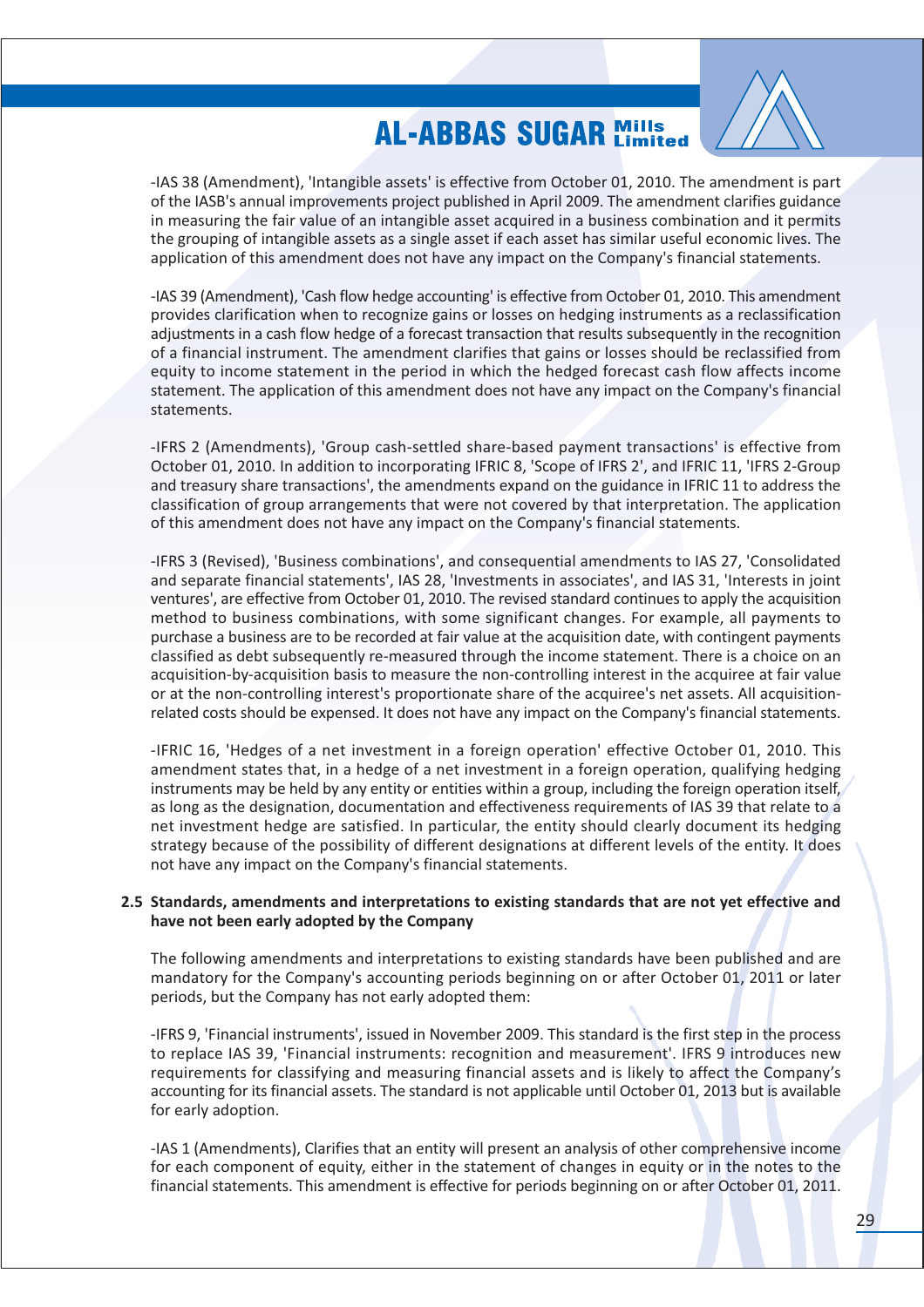-IAS 38 (Amendment), 'Intangible assets' is effective from October 01, 2010. The amendment is part of the IASB's annual improvements project published in April 2009. The amendment clarifies guidance in measuring the fair value of an intangible asset acquired in a business combination and it permits the grouping of intangible assets as a single asset if each asset has similar useful economic lives. The application of this amendment does not have any impact on the Company's financial statements.

-IAS 39 (Amendment), 'Cash flow hedge accounting' is effective from October 01, 2010. This amendment provides clarification when to recognize gains or losses on hedging instruments as a reclassification adjustments in a cash flow hedge of a forecast transaction that results subsequently in the recognition of a financial instrument. The amendment clarifies that gains or losses should be reclassified from equity to income statement in the period in which the hedged forecast cash flow affects income statement. The application of this amendment does not have any impact on the Company's financial statements.

-IFRS 2 (Amendments), 'Group cash-settled share-based payment transactions' is effective from October 01, 2010. In addition to incorporating IFRIC 8, 'Scope of IFRS 2', and IFRIC 11, 'IFRS 2-Group and treasury share transactions', the amendments expand on the guidance in IFRIC 11 to address the classification of group arrangements that were not covered by that interpretation. The application of this amendment does not have any impact on the Company's financial statements.

-IFRS 3 (Revised), 'Business combinations', and consequential amendments to IAS 27, 'Consolidated and separate financial statements', IAS 28, 'Investments in associates', and IAS 31, 'Interests in joint ventures', are effective from October 01, 2010. The revised standard continues to apply the acquisition method to business combinations, with some significant changes. For example, all payments to purchase a business are to be recorded at fair value at the acquisition date, with contingent payments classified as debt subsequently re-measured through the income statement. There is a choice on an acquisition-by-acquisition basis to measure the non-controlling interest in the acquiree at fair value or at the non-controlling interest's proportionate share of the acquiree's net assets. All acquisition-related costs should be expensed. It does not have any impact on the Company's financial statements.

-IFRIC 16, 'Hedges of a net investment in a foreign operation' effective October 01, 2010. This amendment states that, in a hedge of a net investment in a foreign operation, qualifying hedging instruments may be held by any entity or entities within a group, including the foreign operation itself, as long as the designation, documentation and effectiveness requirements of IAS 39 that relate to a net investment hedge are satisfied. In particular, the entity should clearly document its hedging strategy because of the possibility of different designations at different levels of the entity. It does not have any impact on the Company's financial statements.

**2.5 Standards, amendments and interpretations to existing standards that are not yet effective and have not been early adopted by the Company**

The following amendments and interpretations to existing standards have been published and are mandatory for the Company's accounting periods beginning on or after October 01, 2011 or later periods, but the Company has not early adopted them:

-IFRS 9, 'Financial instruments', issued in November 2009. This standard is the first step in the process to replace IAS 39, 'Financial instruments: recognition and measurement'. IFRS 9 introduces new requirements for classifying and measuring financial assets and is likely to affect the Company's accounting for its financial assets. The standard is not applicable until October 01, 2013 but is available for early adoption.

-IAS 1 (Amendments), Clarifies that an entity will present an analysis of other comprehensive income for each component of equity, either in the statement of changes in equity or in the notes to the financial statements. This amendment is effective for periods beginning on or after October 01, 2011.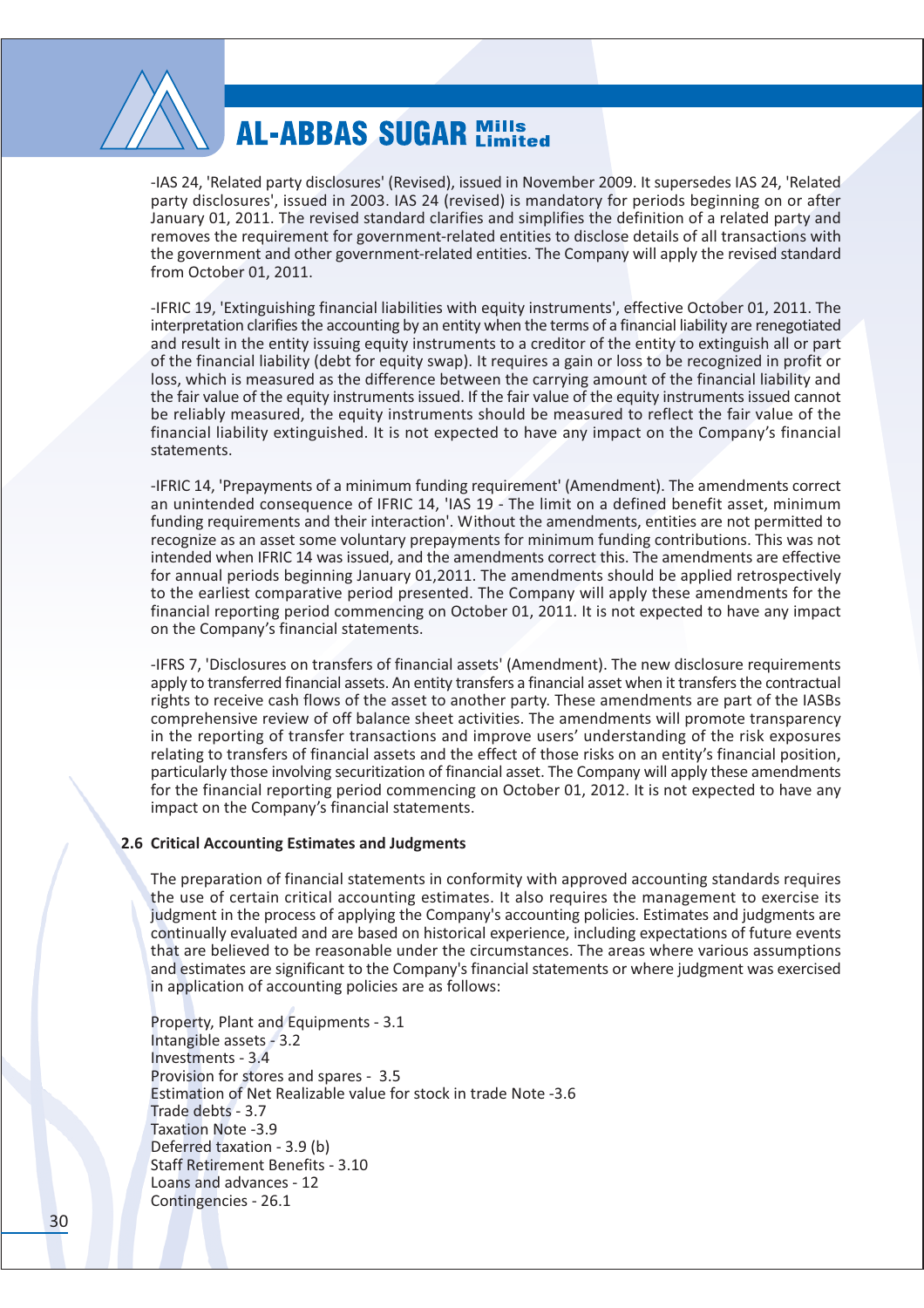-IAS 24, 'Related party disclosures' (Revised), issued in November 2009. It supersedes IAS 24, 'Related party disclosures', issued in 2003. IAS 24 (revised) is mandatory for periods beginning on or after January 01, 2011. The revised standard clarifies and simplifies the definition of a related party and removes the requirement for government-related entities to disclose details of all transactions with the government and other government-related entities. The Company will apply the revised standard from October 01, 2011.

-IFRIC 19, 'Extinguishing financial liabilities with equity instruments', effective October 01, 2011. The interpretation clarifies the accounting by an entity when the terms of a financial liability are renegotiated and result in the entity issuing equity instruments to a creditor of the entity to extinguish all or part of the financial liability (debt for equity swap). It requires a gain or loss to be recognized in profit or loss, which is measured as the difference between the carrying amount of the financial liability and the fair value of the equity instruments issued. If the fair value of the equity instruments issued cannot be reliably measured, the equity instruments should be measured to reflect the fair value of the financial liability extinguished. It is not expected to have any impact on the Company's financial statements.

-IFRIC 14, 'Prepayments of a minimum funding requirement' (Amendment). The amendments correct an unintended consequence of IFRIC 14, 'IAS 19 - The limit on a defined benefit asset, minimum funding requirements and their interaction'. Without the amendments, entities are not permitted to recognize as an asset some voluntary prepayments for minimum funding contributions. This was not intended when IFRIC 14 was issued, and the amendments correct this. The amendments are effective for annual periods beginning January 01,2011. The amendments should be applied retrospectively to the earliest comparative period presented. The Company will apply these amendments for the financial reporting period commencing on October 01, 2011. It is not expected to have any impact on the Company's financial statements.

-IFRS 7, 'Disclosures on transfers of financial assets' (Amendment). The new disclosure requirements apply to transferred financial assets. An entity transfers a financial asset when it transfers the contractual rights to receive cash flows of the asset to another party. These amendments are part of the IASBs comprehensive review of off balance sheet activities. The amendments will promote transparency in the reporting of transfer transactions and improve users' understanding of the risk exposures relating to transfers of financial assets and the effect of those risks on an entity's financial position, particularly those involving securitization of financial asset. The Company will apply these amendments for the financial reporting period commencing on October 01, 2012. It is not expected to have any impact on the Company's financial statements.

**2.6 Critical Accounting Estimates and Judgments**

The preparation of financial statements in conformity with approved accounting standards requires the use of certain critical accounting estimates. It also requires the management to exercise its judgment in the process of applying the Company's accounting policies. Estimates and judgments are continually evaluated and are based on historical experience, including expectations of future events that are believed to be reasonable under the circumstances. The areas where various assumptions and estimates are significant to the Company's financial statements or where judgment was exercised in application of accounting policies are as follows:

Property, Plant and Equipments - 3.1
Intangible assets - 3.2
Investments - 3.4
Provision for stores and spares - 3.5
Estimation of Net Realizable value for stock in trade Note -3.6
Trade debts - 3.7
Taxation Note -3.9
Deferred taxation - 3.9 (b)
Staff Retirement Benefits - 3.10
Loans and advances - 12
Contingencies - 26.1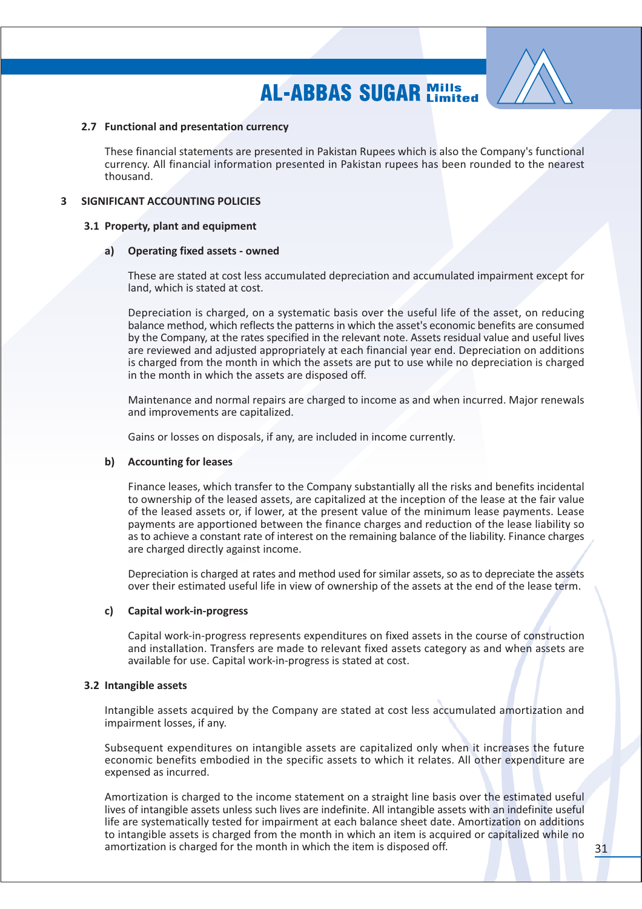### 2.7 Functional and presentation currency

These financial statements are presented in Pakistan Rupees which is also the Company's functional currency. All financial information presented in Pakistan rupees has been rounded to the nearest thousand.

## 3 SIGNIFICANT ACCOUNTING POLICIES

### 3.1 Property, plant and equipment

#### a) Operating fixed assets - owned

These are stated at cost less accumulated depreciation and accumulated impairment except for land, which is stated at cost.

Depreciation is charged, on a systematic basis over the useful life of the asset, on reducing balance method, which reflects the patterns in which the asset's economic benefits are consumed by the Company, at the rates specified in the relevant note. Assets residual value and useful lives are reviewed and adjusted appropriately at each financial year end. Depreciation on additions is charged from the month in which the assets are put to use while no depreciation is charged in the month in which the assets are disposed off.

Maintenance and normal repairs are charged to income as and when incurred. Major renewals and improvements are capitalized.

Gains or losses on disposals, if any, are included in income currently.

#### b) Accounting for leases

Finance leases, which transfer to the Company substantially all the risks and benefits incidental to ownership of the leased assets, are capitalized at the inception of the lease at the fair value of the leased assets or, if lower, at the present value of the minimum lease payments. Lease payments are apportioned between the finance charges and reduction of the lease liability so as to achieve a constant rate of interest on the remaining balance of the liability. Finance charges are charged directly against income.

Depreciation is charged at rates and method used for similar assets, so as to depreciate the assets over their estimated useful life in view of ownership of the assets at the end of the lease term.

#### c) Capital work-in-progress

Capital work-in-progress represents expenditures on fixed assets in the course of construction and installation. Transfers are made to relevant fixed assets category as and when assets are available for use. Capital work-in-progress is stated at cost.

### 3.2 Intangible assets

Intangible assets acquired by the Company are stated at cost less accumulated amortization and impairment losses, if any.

Subsequent expenditures on intangible assets are capitalized only when it increases the future economic benefits embodied in the specific assets to which it relates. All other expenditure are expensed as incurred.

Amortization is charged to the income statement on a straight line basis over the estimated useful lives of intangible assets unless such lives are indefinite. All intangible assets with an indefinite useful life are systematically tested for impairment at each balance sheet date. Amortization on additions to intangible assets is charged from the month in which an item is acquired or capitalized while no amortization is charged for the month in which the item is disposed off.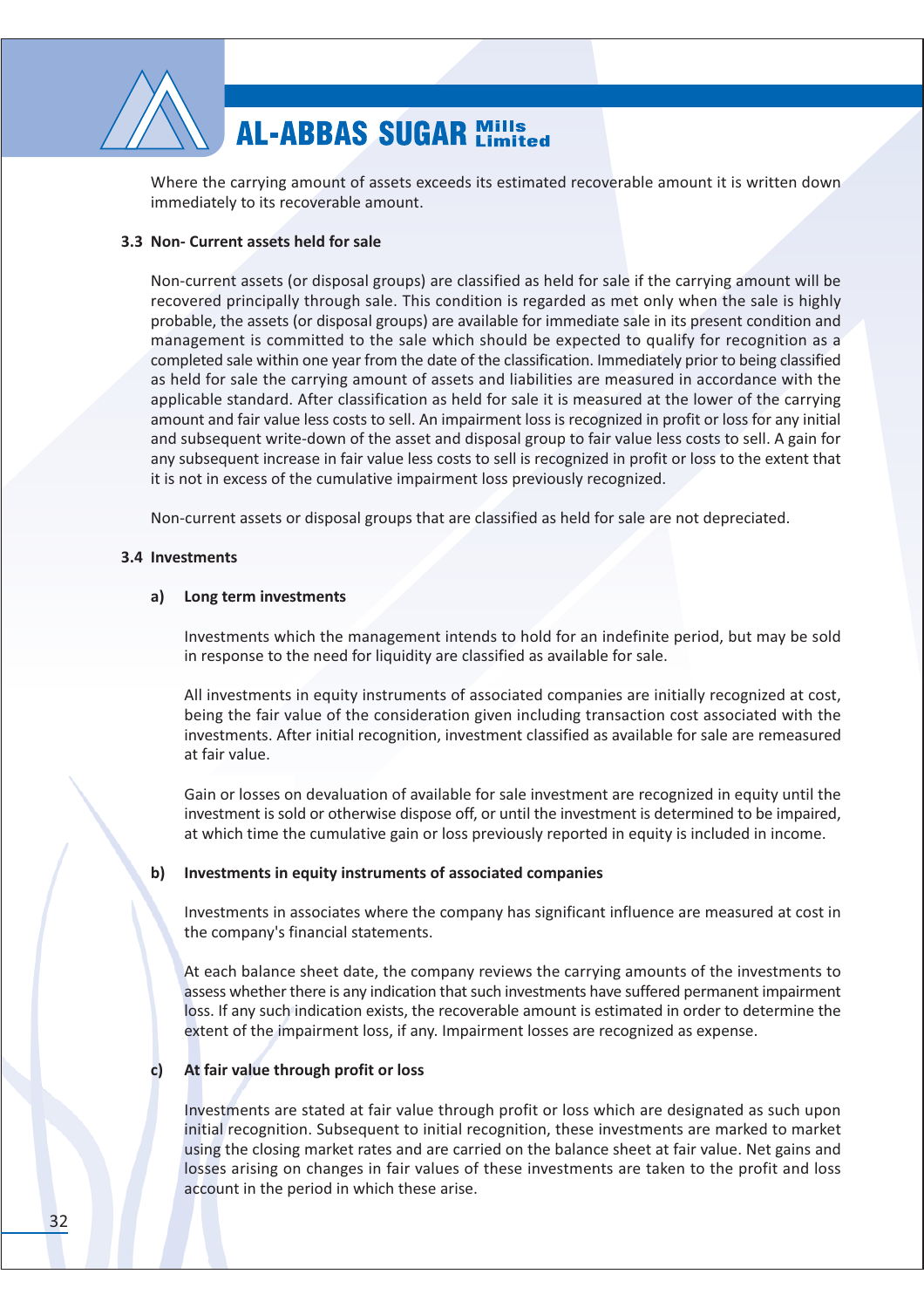Where the carrying amount of assets exceeds its estimated recoverable amount it is written down immediately to its recoverable amount.

### 3.3 Non- Current assets held for sale

Non-current assets (or disposal groups) are classified as held for sale if the carrying amount will be recovered principally through sale. This condition is regarded as met only when the sale is highly probable, the assets (or disposal groups) are available for immediate sale in its present condition and management is committed to the sale which should be expected to qualify for recognition as a completed sale within one year from the date of the classification. Immediately prior to being classified as held for sale the carrying amount of assets and liabilities are measured in accordance with the applicable standard. After classification as held for sale it is measured at the lower of the carrying amount and fair value less costs to sell. An impairment loss is recognized in profit or loss for any initial and subsequent write-down of the asset and disposal group to fair value less costs to sell. A gain for any subsequent increase in fair value less costs to sell is recognized in profit or loss to the extent that it is not in excess of the cumulative impairment loss previously recognized.

Non-current assets or disposal groups that are classified as held for sale are not depreciated.

### 3.4 Investments

**a) Long term investments**

Investments which the management intends to hold for an indefinite period, but may be sold in response to the need for liquidity are classified as available for sale.

All investments in equity instruments of associated companies are initially recognized at cost, being the fair value of the consideration given including transaction cost associated with the investments. After initial recognition, investment classified as available for sale are remeasured at fair value.

Gain or losses on devaluation of available for sale investment are recognized in equity until the investment is sold or otherwise dispose off, or until the investment is determined to be impaired, at which time the cumulative gain or loss previously reported in equity is included in income.

**b) Investments in equity instruments of associated companies**

Investments in associates where the company has significant influence are measured at cost in the company's financial statements.

At each balance sheet date, the company reviews the carrying amounts of the investments to assess whether there is any indication that such investments have suffered permanent impairment loss. If any such indication exists, the recoverable amount is estimated in order to determine the extent of the impairment loss, if any. Impairment losses are recognized as expense.

**c) At fair value through profit or loss**

Investments are stated at fair value through profit or loss which are designated as such upon initial recognition. Subsequent to initial recognition, these investments are marked to market using the closing market rates and are carried on the balance sheet at fair value. Net gains and losses arising on changes in fair values of these investments are taken to the profit and loss account in the period in which these arise.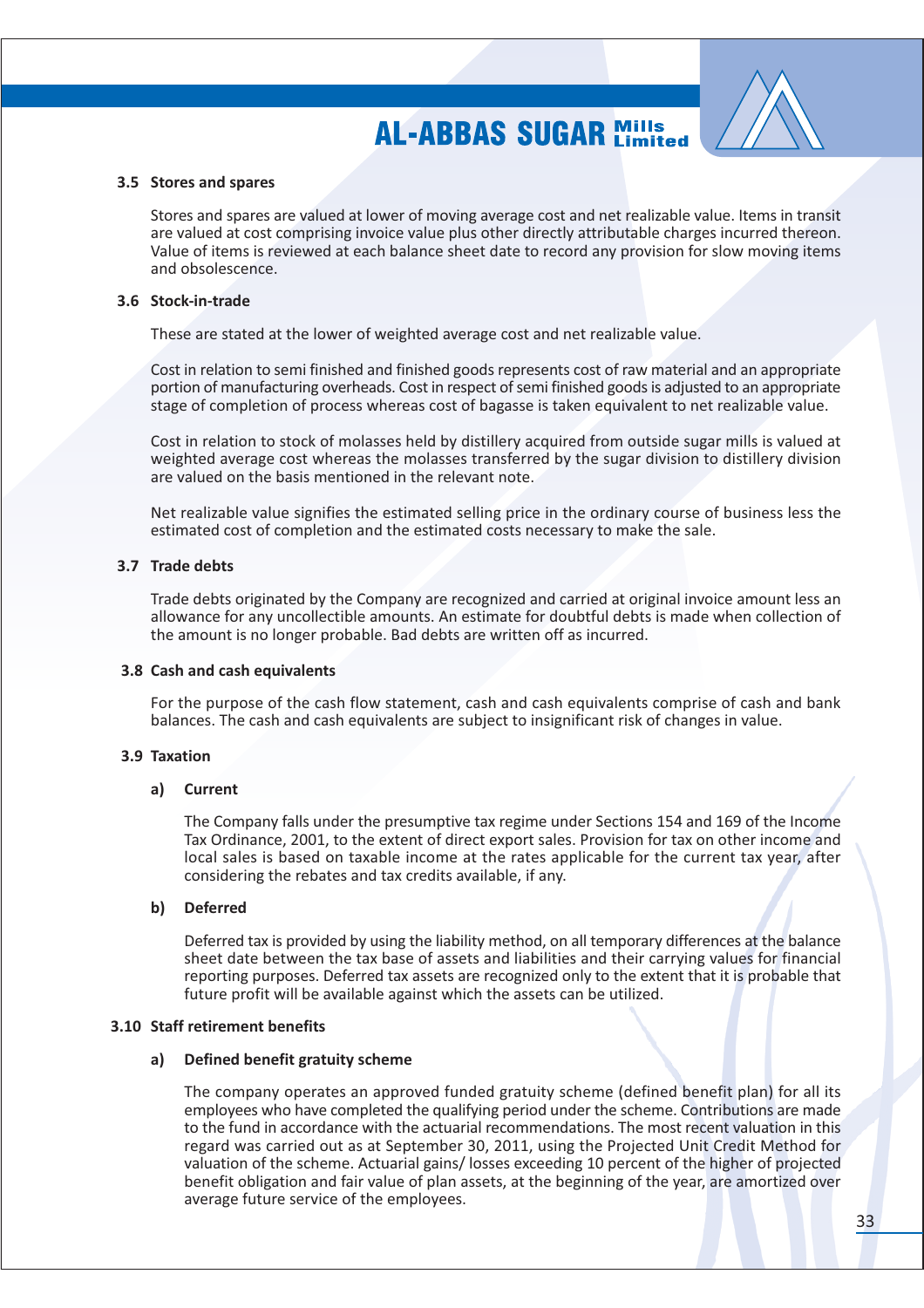### 3.5 Stores and spares

Stores and spares are valued at lower of moving average cost and net realizable value. Items in transit are valued at cost comprising invoice value plus other directly attributable charges incurred thereon. Value of items is reviewed at each balance sheet date to record any provision for slow moving items and obsolescence.

### 3.6 Stock-in-trade

These are stated at the lower of weighted average cost and net realizable value.

Cost in relation to semi finished and finished goods represents cost of raw material and an appropriate portion of manufacturing overheads. Cost in respect of semi finished goods is adjusted to an appropriate stage of completion of process whereas cost of bagasse is taken equivalent to net realizable value.

Cost in relation to stock of molasses held by distillery acquired from outside sugar mills is valued at weighted average cost whereas the molasses transferred by the sugar division to distillery division are valued on the basis mentioned in the relevant note.

Net realizable value signifies the estimated selling price in the ordinary course of business less the estimated cost of completion and the estimated costs necessary to make the sale.

### 3.7 Trade debts

Trade debts originated by the Company are recognized and carried at original invoice amount less an allowance for any uncollectible amounts. An estimate for doubtful debts is made when collection of the amount is no longer probable. Bad debts are written off as incurred.

### 3.8 Cash and cash equivalents

For the purpose of the cash flow statement, cash and cash equivalents comprise of cash and bank balances. The cash and cash equivalents are subject to insignificant risk of changes in value.

### 3.9 Taxation

#### a) Current

The Company falls under the presumptive tax regime under Sections 154 and 169 of the Income Tax Ordinance, 2001, to the extent of direct export sales. Provision for tax on other income and local sales is based on taxable income at the rates applicable for the current tax year, after considering the rebates and tax credits available, if any.

#### b) Deferred

Deferred tax is provided by using the liability method, on all temporary differences at the balance sheet date between the tax base of assets and liabilities and their carrying values for financial reporting purposes. Deferred tax assets are recognized only to the extent that it is probable that future profit will be available against which the assets can be utilized.

### 3.10 Staff retirement benefits

#### a) Defined benefit gratuity scheme

The company operates an approved funded gratuity scheme (defined benefit plan) for all its employees who have completed the qualifying period under the scheme. Contributions are made to the fund in accordance with the actuarial recommendations. The most recent valuation in this regard was carried out as at September 30, 2011, using the Projected Unit Credit Method for valuation of the scheme. Actuarial gains/ losses exceeding 10 percent of the higher of projected benefit obligation and fair value of plan assets, at the beginning of the year, are amortized over average future service of the employees.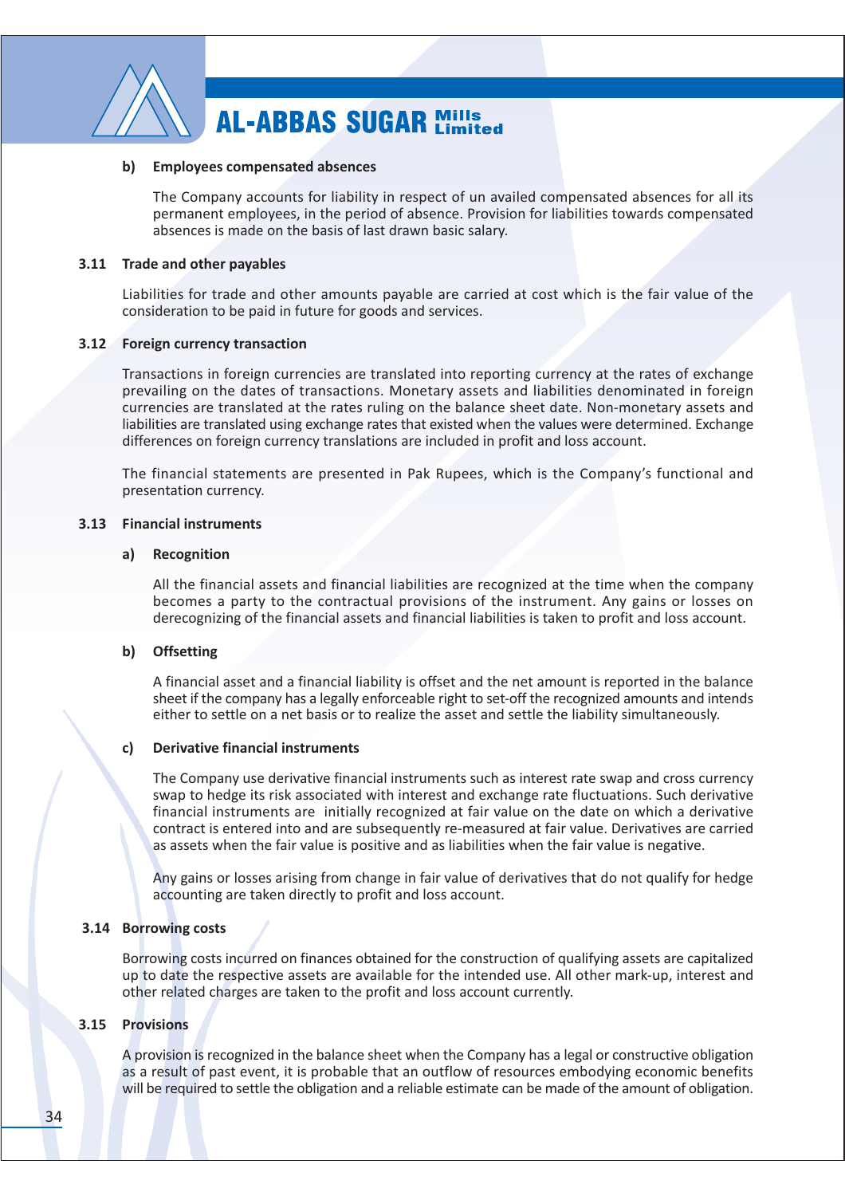#### b) Employees compensated absences

The Company accounts for liability in respect of un availed compensated absences for all its permanent employees, in the period of absence. Provision for liabilities towards compensated absences is made on the basis of last drawn basic salary.

### 3.11 Trade and other payables

Liabilities for trade and other amounts payable are carried at cost which is the fair value of the consideration to be paid in future for goods and services.

### 3.12 Foreign currency transaction

Transactions in foreign currencies are translated into reporting currency at the rates of exchange prevailing on the dates of transactions. Monetary assets and liabilities denominated in foreign currencies are translated at the rates ruling on the balance sheet date. Non-monetary assets and liabilities are translated using exchange rates that existed when the values were determined. Exchange differences on foreign currency translations are included in profit and loss account.

The financial statements are presented in Pak Rupees, which is the Company's functional and presentation currency.

### 3.13 Financial instruments

#### a) Recognition

All the financial assets and financial liabilities are recognized at the time when the company becomes a party to the contractual provisions of the instrument. Any gains or losses on derecognizing of the financial assets and financial liabilities is taken to profit and loss account.

#### b) Offsetting

A financial asset and a financial liability is offset and the net amount is reported in the balance sheet if the company has a legally enforceable right to set-off the recognized amounts and intends either to settle on a net basis or to realize the asset and settle the liability simultaneously.

#### c) Derivative financial instruments

The Company use derivative financial instruments such as interest rate swap and cross currency swap to hedge its risk associated with interest and exchange rate fluctuations. Such derivative financial instruments are initially recognized at fair value on the date on which a derivative contract is entered into and are subsequently re-measured at fair value. Derivatives are carried as assets when the fair value is positive and as liabilities when the fair value is negative.

Any gains or losses arising from change in fair value of derivatives that do not qualify for hedge accounting are taken directly to profit and loss account.

### 3.14 Borrowing costs

Borrowing costs incurred on finances obtained for the construction of qualifying assets are capitalized up to date the respective assets are available for the intended use. All other mark-up, interest and other related charges are taken to the profit and loss account currently.

### 3.15 Provisions

A provision is recognized in the balance sheet when the Company has a legal or constructive obligation as a result of past event, it is probable that an outflow of resources embodying economic benefits will be required to settle the obligation and a reliable estimate can be made of the amount of obligation.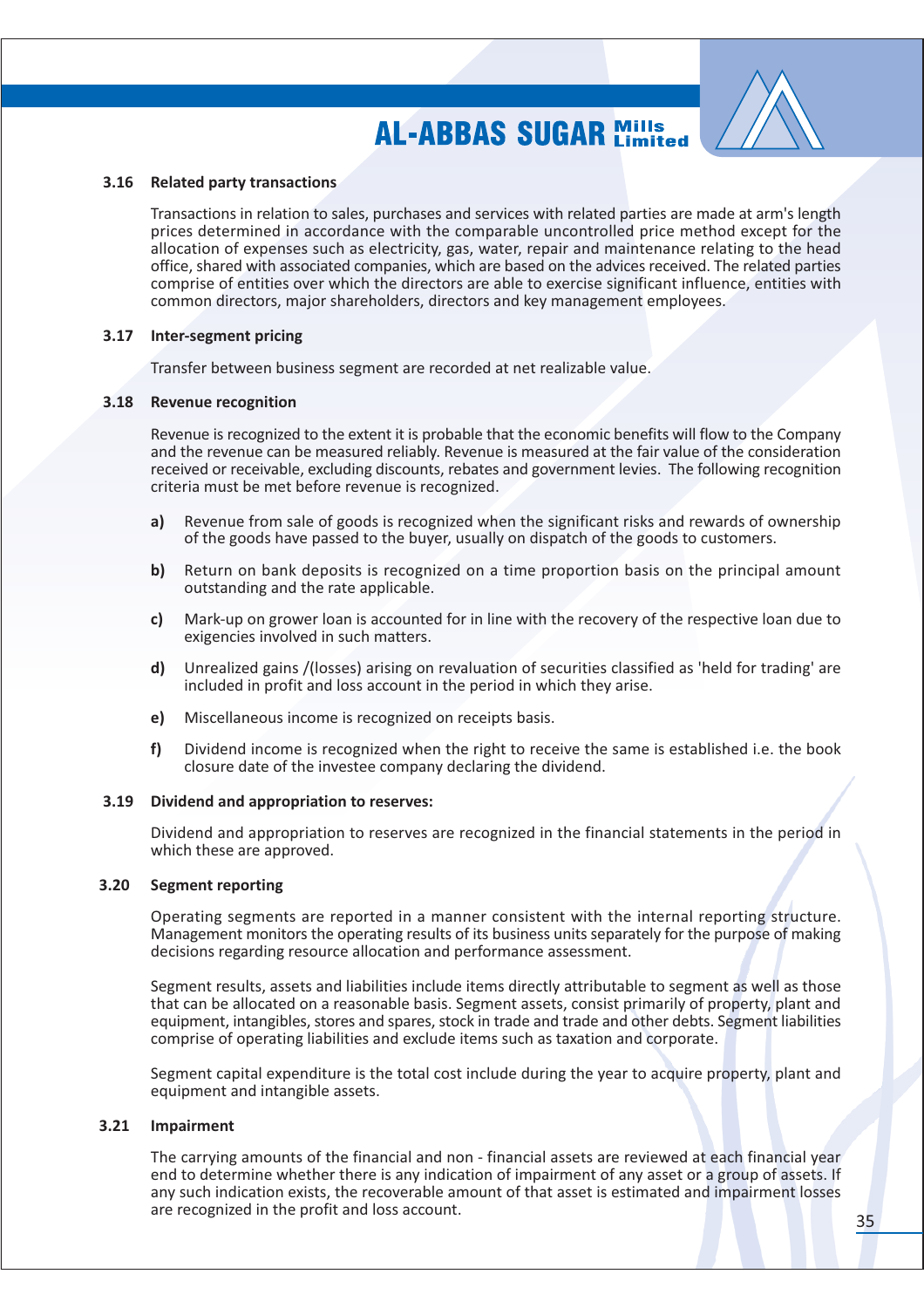### 3.16 Related party transactions

Transactions in relation to sales, purchases and services with related parties are made at arm's length prices determined in accordance with the comparable uncontrolled price method except for the allocation of expenses such as electricity, gas, water, repair and maintenance relating to the head office, shared with associated companies, which are based on the advices received. The related parties comprise of entities over which the directors are able to exercise significant influence, entities with common directors, major shareholders, directors and key management employees.

### 3.17 Inter-segment pricing

Transfer between business segment are recorded at net realizable value.

### 3.18 Revenue recognition

Revenue is recognized to the extent it is probable that the economic benefits will flow to the Company and the revenue can be measured reliably. Revenue is measured at the fair value of the consideration received or receivable, excluding discounts, rebates and government levies. The following recognition criteria must be met before revenue is recognized.

**a)** Revenue from sale of goods is recognized when the significant risks and rewards of ownership of the goods have passed to the buyer, usually on dispatch of the goods to customers.

**b)** Return on bank deposits is recognized on a time proportion basis on the principal amount outstanding and the rate applicable.

**c)** Mark-up on grower loan is accounted for in line with the recovery of the respective loan due to exigencies involved in such matters.

**d)** Unrealized gains /(losses) arising on revaluation of securities classified as 'held for trading' are included in profit and loss account in the period in which they arise.

**e)** Miscellaneous income is recognized on receipts basis.

**f)** Dividend income is recognized when the right to receive the same is established i.e. the book closure date of the investee company declaring the dividend.

### 3.19 Dividend and appropriation to reserves:

Dividend and appropriation to reserves are recognized in the financial statements in the period in which these are approved.

### 3.20 Segment reporting

Operating segments are reported in a manner consistent with the internal reporting structure. Management monitors the operating results of its business units separately for the purpose of making decisions regarding resource allocation and performance assessment.

Segment results, assets and liabilities include items directly attributable to segment as well as those that can be allocated on a reasonable basis. Segment assets, consist primarily of property, plant and equipment, intangibles, stores and spares, stock in trade and trade and other debts. Segment liabilities comprise of operating liabilities and exclude items such as taxation and corporate.

Segment capital expenditure is the total cost include during the year to acquire property, plant and equipment and intangible assets.

### 3.21 Impairment

The carrying amounts of the financial and non - financial assets are reviewed at each financial year end to determine whether there is any indication of impairment of any asset or a group of assets. If any such indication exists, the recoverable amount of that asset is estimated and impairment losses are recognized in the profit and loss account.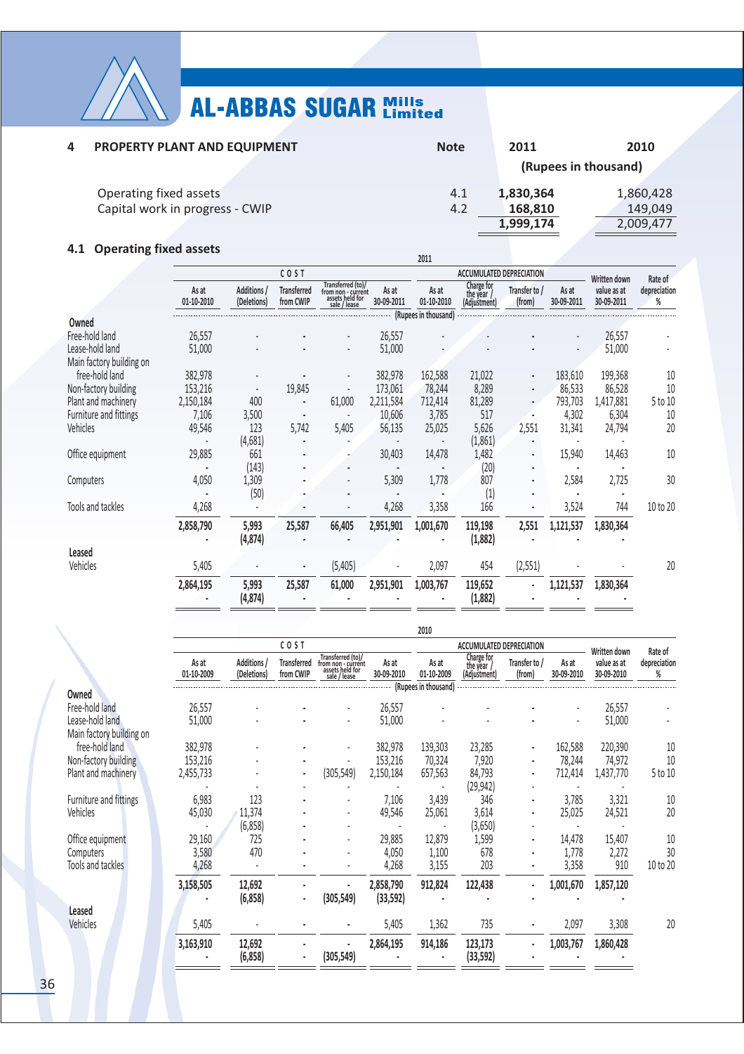## 4 PROPERTY PLANT AND EQUIPMENT

| | Note | 2011 | 2010 |
|---|---|---|---|
| | | (Rupees in thousand) | |
| Operating fixed assets | 4.1 | 1,830,364 | 1,860,428 |
| Capital work in progress - CWIP | 4.2 | 168,810 | 149,049 |
| | | 1,999,174 | 2,009,477 |

### 4.1 Operating fixed assets

**2011**

| | COST | | | | | ACCUMULATED DEPRECIATION | | | | Written down value as at 30-09-2011 | Rate of depreciation % |
|---|---|---|---|---|---|---|---|---|---|---|---|
| | As at 01-10-2010 | Additions / (Deletions) | Transferred from CWIP | Transferred (to)/ from non - current assets held for sale / lease | As at 30-09-2011 | As at 01-10-2010 | Charge for the year / (Adjustment) | Transfer to / (from) | As at 30-09-2011 | | |
| | (Rupees in thousand) | | | | | | | | | | |
| **Owned** | | | | | | | | | | | |
| Free-hold land | 26,557 | - | - | - | 26,557 | - | - | - | - | 26,557 | - |
| Lease-hold land | 51,000 | - | - | - | 51,000 | - | - | - | - | 51,000 | - |
| Main factory building on free-hold land | 382,978 | - | - | - | 382,978 | 162,588 | 21,022 | - | 183,610 | 199,368 | 10 |
| Non-factory building | 153,216 | - | 19,845 | - | 173,061 | 78,244 | 8,289 | - | 86,533 | 86,528 | 10 |
| Plant and machinery | 2,150,184 | 400 | - | 61,000 | 2,211,584 | 712,414 | 81,289 | - | 793,703 | 1,417,881 | 5 to 10 |
| Furniture and fittings | 7,106 | 3,500 | - | - | 10,606 | 3,785 | 517 | - | 4,302 | 6,304 | 10 |
| Vehicles | 49,546 | 123 | 5,742 | 5,405 | 56,135 | 25,025 | 5,626 | 2,551 | 31,341 | 24,794 | 20 |
| | - | (4,681) | - | - | - | - | (1,861) | - | - | - | |
| Office equipment | 29,885 | 661 | - | - | 30,403 | 14,478 | 1,482 | - | 15,940 | 14,463 | 10 |
| | - | (143) | - | - | - | - | (20) | - | - | - | |
| Computers | 4,050 | 1,309 | - | - | 5,309 | 1,778 | 807 | - | 2,584 | 2,725 | 30 |
| | - | (50) | - | - | - | - | (1) | - | - | - | |
| Tools and tackles | 4,268 | - | - | - | 4,268 | 3,358 | 166 | - | 3,524 | 744 | 10 to 20 |
| | **2,858,790** | **5,993** | **25,587** | **66,405** | **2,951,901** | **1,001,670** | **119,198** | **2,551** | **1,121,537** | **1,830,364** | |
| | - | **(4,874)** | - | - | - | - | **(1,882)** | - | - | - | |
| **Leased** | | | | | | | | | | | |
| Vehicles | 5,405 | - | - | (5,405) | - | 2,097 | 454 | (2,551) | - | - | 20 |
| | **2,864,195** | **5,993** | **25,587** | **61,000** | **2,951,901** | **1,003,767** | **119,652** | - | **1,121,537** | **1,830,364** | |
| | - | **(4,874)** | - | - | - | - | **(1,882)** | - | - | - | |

**2010**

| | COST | | | | | ACCUMULATED DEPRECIATION | | | | Written down value as at 30-09-2010 | Rate of depreciation % |
|---|---|---|---|---|---|---|---|---|---|---|---|
| | As at 01-10-2009 | Additions / (Deletions) | Transferred from CWIP | Transferred (to)/ from non - current assets held for sale / lease | As at 30-09-2010 | As at 01-10-2009 | Charge for the year / (Adjustment) | Transfer to / (from) | As at 30-09-2010 | | |
| | (Rupees in thousand) | | | | | | | | | | |
| **Owned** | | | | | | | | | | | |
| Free-hold land | 26,557 | - | - | - | 26,557 | - | - | - | - | 26,557 | - |
| Lease-hold land | 51,000 | - | - | - | 51,000 | - | - | - | - | 51,000 | - |
| Main factory building on free-hold land | 382,978 | - | - | - | 382,978 | 139,303 | 23,285 | - | 162,588 | 220,390 | 10 |
| Non-factory building | 153,216 | - | - | - | 153,216 | 70,324 | 7,920 | - | 78,244 | 74,972 | 10 |
| Plant and machinery | 2,455,733 | - | - | (305,549) | 2,150,184 | 657,563 | 84,793 | - | 712,414 | 1,437,770 | 5 to 10 |
| | - | - | - | - | - | - | (29,942) | - | - | - | |
| Furniture and fittings | 6,983 | 123 | - | - | 7,106 | 3,439 | 346 | - | 3,785 | 3,321 | 10 |
| Vehicles | 45,030 | 11,374 | - | - | 49,546 | 25,061 | 3,614 | - | 25,025 | 24,521 | 20 |
| | - | (6,858) | - | - | - | - | (3,650) | - | - | - | |
| Office equipment | 29,160 | 725 | - | - | 29,885 | 12,879 | 1,599 | - | 14,478 | 15,407 | 10 |
| Computers | 3,580 | 470 | - | - | 4,050 | 1,100 | 678 | - | 1,778 | 2,272 | 30 |
| Tools and tackles | 4,268 | - | - | - | 4,268 | 3,155 | 203 | - | 3,358 | 910 | 10 to 20 |
| | **3,158,505** | **12,692** | - | - | **2,858,790** | **912,824** | **122,438** | - | **1,001,670** | **1,857,120** | |
| | - | **(6,858)** | - | **(305,549)** | **(33,592)** | - | - | - | - | - | |
| **Leased** | | | | | | | | | | | |
| Vehicles | 5,405 | - | - | - | 5,405 | 1,362 | 735 | - | 2,097 | 3,308 | 20 |
| | **3,163,910** | **12,692** | - | - | **2,864,195** | **914,186** | **123,173** | - | **1,003,767** | **1,860,428** | |
| | - | **(6,858)** | - | **(305,549)** | - | - | **(33,592)** | - | - | - | |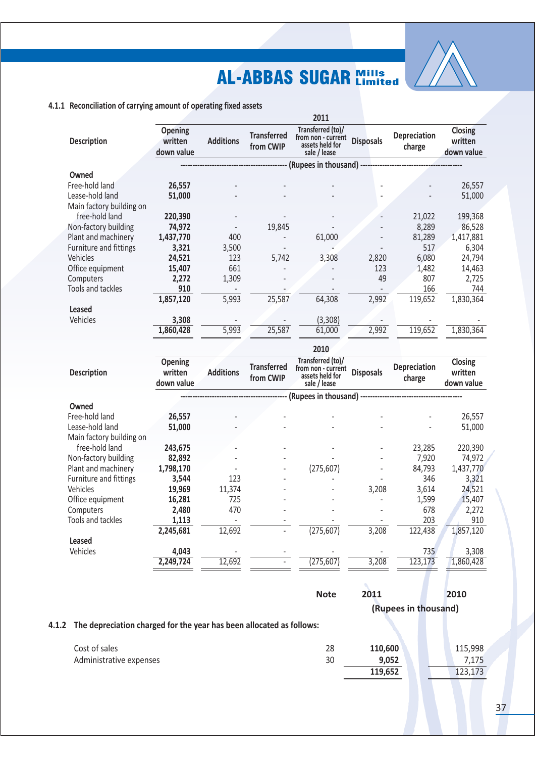### 4.1.1 Reconciliation of carrying amount of operating fixed assets

| Description | Opening written down value | Additions | Transferred from CWIP | Transferred (to)/ from non - current assets held for sale / lease | Disposals | Depreciation charge | Closing written down value |
|---|---|---|---|---|---|---|---|
| | | | | 2011 | | | |
| | | | | (Rupees in thousand) | | | |
| **Owned** | | | | | | | |
| Free-hold land | **26,557** | - | - | - | - | - | 26,557 |
| Lease-hold land | **51,000** | - | - | - | - | - | 51,000 |
| Main factory building on free-hold land | **220,390** | - | - | - | - | 21,022 | 199,368 |
| Non-factory building | **74,972** | - | 19,845 | - | - | 8,289 | 86,528 |
| Plant and machinery | **1,437,770** | 400 | - | 61,000 | - | 81,289 | 1,417,881 |
| Furniture and fittings | **3,321** | 3,500 | - | - | - | 517 | 6,304 |
| Vehicles | **24,521** | 123 | 5,742 | 3,308 | 2,820 | 6,080 | 24,794 |
| Office equipment | **15,407** | 661 | - | - | 123 | 1,482 | 14,463 |
| Computers | **2,272** | 1,309 | - | - | 49 | 807 | 2,725 |
| Tools and tackles | **910** | - | - | - | - | 166 | 744 |
| | **1,857,120** | 5,993 | 25,587 | 64,308 | 2,992 | 119,652 | 1,830,364 |
| **Leased** | | | | | | | |
| Vehicles | **3,308** | - | - | (3,308) | - | - | - |
| | **1,860,428** | 5,993 | 25,587 | 61,000 | 2,992 | 119,652 | 1,830,364 |

| Description | Opening written down value | Additions | Transferred from CWIP | Transferred (to)/ from non - current assets held for sale / lease | Disposals | Depreciation charge | Closing written down value |
|---|---|---|---|---|---|---|---|
| | | | | 2010 | | | |
| | | | | (Rupees in thousand) | | | |
| **Owned** | | | | | | | |
| Free-hold land | **26,557** | - | - | - | - | - | 26,557 |
| Lease-hold land | **51,000** | - | - | - | - | - | 51,000 |
| Main factory building on free-hold land | **243,675** | - | - | - | - | 23,285 | 220,390 |
| Non-factory building | **82,892** | - | - | - | - | 7,920 | 74,972 |
| Plant and machinery | **1,798,170** | - | - | (275,607) | - | 84,793 | 1,437,770 |
| Furniture and fittings | **3,544** | 123 | - | - | - | 346 | 3,321 |
| Vehicles | **19,969** | 11,374 | - | - | 3,208 | 3,614 | 24,521 |
| Office equipment | **16,281** | 725 | - | - | - | 1,599 | 15,407 |
| Computers | **2,480** | 470 | - | - | - | 678 | 2,272 |
| Tools and tackles | **1,113** | - | - | - | - | 203 | 910 |
| | **2,245,681** | 12,692 | - | (275,607) | 3,208 | 122,438 | 1,857,120 |
| **Leased** | | | | | | | |
| Vehicles | **4,043** | - | - | - | - | 735 | 3,308 |
| | **2,249,724** | 12,692 | - | (275,607) | 3,208 | 123,173 | 1,860,428 |

### 4.1.2 The depreciation charged for the year has been allocated as follows:

| | Note | 2011 | 2010 |
|---|---|---|---|
| | | (Rupees in thousand) | |
| Cost of sales | 28 | **110,600** | 115,998 |
| Administrative expenses | 30 | **9,052** | 7,175 |
| | | **119,652** | 123,173 |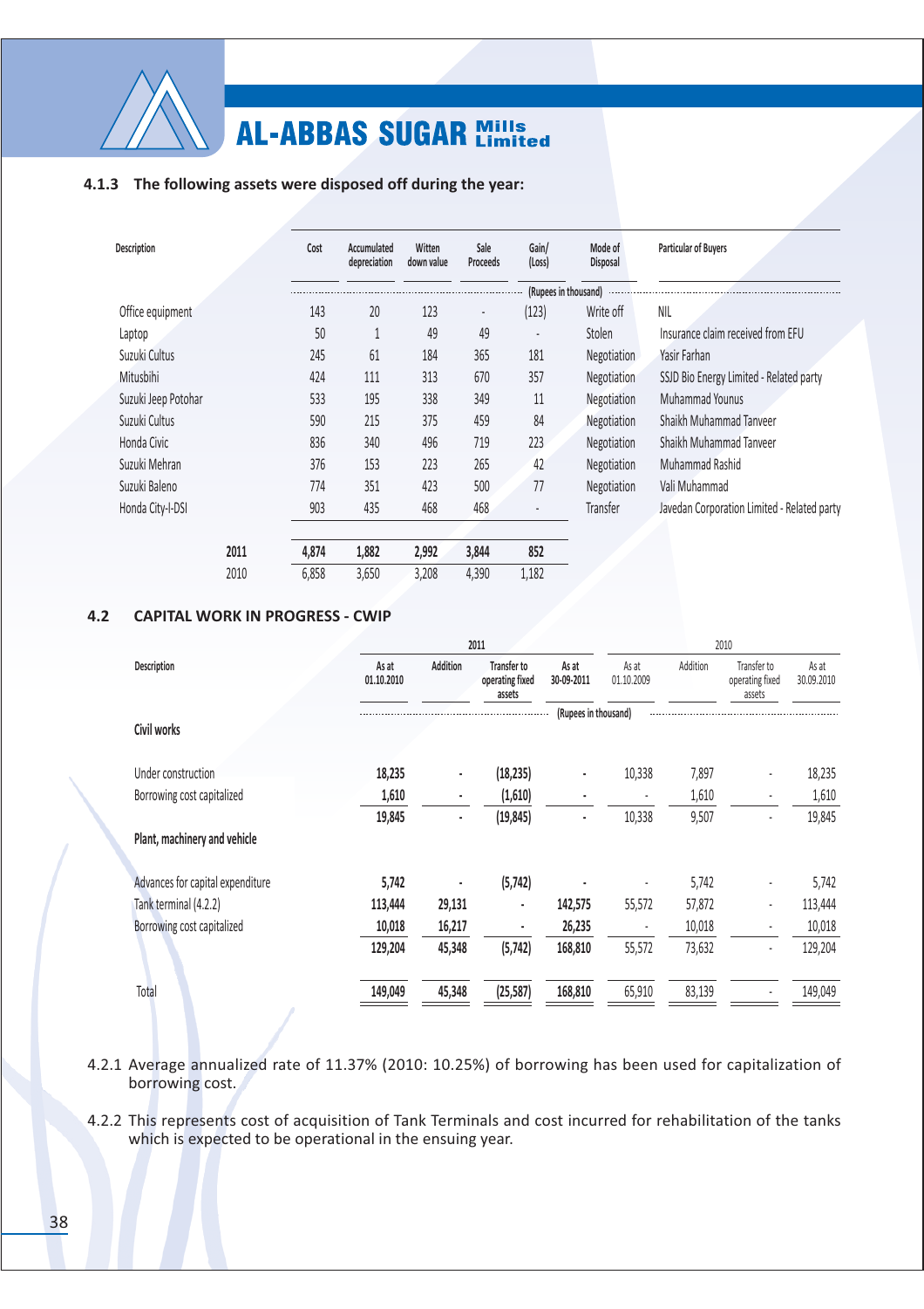#### 4.1.3 The following assets were disposed off during the year:

| Description | | Cost | Accumulated depreciation | Witten down value | Sale Proceeds | Gain/ (Loss) | Mode of Disposal | Particular of Buyers |
|---|---|---|---|---|---|---|---|---|
| | | (Rupees in thousand) | | | | | | |
| Office equipment | | 143 | 20 | 123 | - | (123) | Write off | NIL |
| Laptop | | 50 | 1 | 49 | 49 | - | Stolen | Insurance claim received from EFU |
| Suzuki Cultus | | 245 | 61 | 184 | 365 | 181 | Negotiation | Yasir Farhan |
| Mitusbihi | | 424 | 111 | 313 | 670 | 357 | Negotiation | SSJD Bio Energy Limited - Related party |
| Suzuki Jeep Potohar | | 533 | 195 | 338 | 349 | 11 | Negotiation | Muhammad Younus |
| Suzuki Cultus | | 590 | 215 | 375 | 459 | 84 | Negotiation | Shaikh Muhammad Tanveer |
| Honda Civic | | 836 | 340 | 496 | 719 | 223 | Negotiation | Shaikh Muhammad Tanveer |
| Suzuki Mehran | | 376 | 153 | 223 | 265 | 42 | Negotiation | Muhammad Rashid |
| Suzuki Baleno | | 774 | 351 | 423 | 500 | 77 | Negotiation | Vali Muhammad |
| Honda City-I-DSI | | 903 | 435 | 468 | 468 | - | Transfer | Javedan Corporation Limited - Related party |
| | **2011** | **4,874** | **1,882** | **2,992** | **3,844** | **852** | | |
| | 2010 | 6,858 | 3,650 | 3,208 | 4,390 | 1,182 | | |

## 4.2 CAPITAL WORK IN PROGRESS - CWIP

| Description | 2011 | | | | 2010 | | | |
|---|---|---|---|---|---|---|---|---|
| | **As at 01.10.2010** | **Addition** | **Transfer to operating fixed assets** | **As at 30-09-2011** | As at 01.10.2009 | Addition | Transfer to operating fixed assets | As at 30.09.2010 |
| | (Rupees in thousand) | | | | | | | |
| **Civil works** | | | | | | | | |
| Under construction | **18,235** | **-** | **(18,235)** | **-** | 10,338 | 7,897 | - | 18,235 |
| Borrowing cost capitalized | **1,610** | **-** | **(1,610)** | **-** | - | 1,610 | - | 1,610 |
| | **19,845** | **-** | **(19,845)** | **-** | 10,338 | 9,507 | - | 19,845 |
| **Plant, machinery and vehicle** | | | | | | | | |
| Advances for capital expenditure | **5,742** | **-** | **(5,742)** | **-** | - | 5,742 | - | 5,742 |
| Tank terminal (4.2.2) | **113,444** | **29,131** | **-** | **142,575** | 55,572 | 57,872 | - | 113,444 |
| Borrowing cost capitalized | **10,018** | **16,217** | **-** | **26,235** | - | 10,018 | - | 10,018 |
| | **129,204** | **45,348** | **(5,742)** | **168,810** | 55,572 | 73,632 | - | 129,204 |
| Total | **149,049** | **45,348** | **(25,587)** | **168,810** | 65,910 | 83,139 | - | 149,049 |

4.2.1 Average annualized rate of 11.37% (2010: 10.25%) of borrowing has been used for capitalization of borrowing cost.

4.2.2 This represents cost of acquisition of Tank Terminals and cost incurred for rehabilitation of the tanks which is expected to be operational in the ensuing year.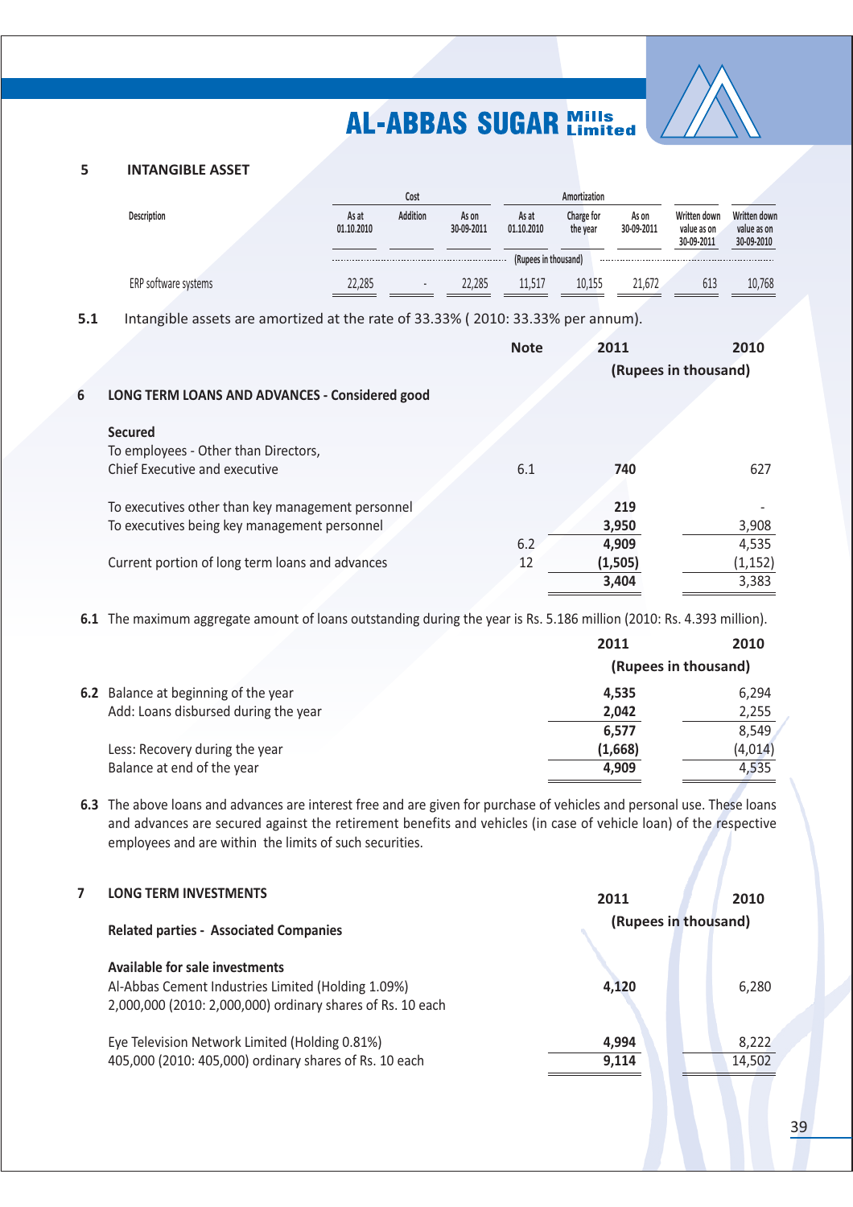## 5 INTANGIBLE ASSET

| Description | Cost | | | Amortization | | | Written down value as on 30-09-2011 | Written down value as on 30-09-2010 |
|---|---|---|---|---|---|---|---|---|
| | As at 01.10.2010 | Addition | As on 30-09-2011 | As at 01.10.2010 | Charge for the year | As on 30-09-2011 | | |
| | (Rupees in thousand) | | | | | | | |
| ERP software systems | 22,285 | - | 22,285 | 11,517 | 10,155 | 21,672 | 613 | 10,768 |

**5.1** Intangible assets are amortized at the rate of 33.33% ( 2010: 33.33% per annum).

| | Note | 2011 | 2010 |
|---|---|---|---|
| | | (Rupees in thousand) | |
| **6 LONG TERM LOANS AND ADVANCES - Considered good** | | | |
| **Secured** | | | |
| To employees - Other than Directors, Chief Executive and executive | 6.1 | **740** | 627 |
| To executives other than key management personnel | | **219** | - |
| To executives being key management personnel | | **3,950** | 3,908 |
| | 6.2 | **4,909** | 4,535 |
| Current portion of long term loans and advances | 12 | **(1,505)** | (1,152) |
| | | **3,404** | 3,383 |

**6.1** The maximum aggregate amount of loans outstanding during the year is Rs. 5.186 million (2010: Rs. 4.393 million).

| | 2011 | 2010 |
|---|---|---|
| | (Rupees in thousand) | |
| **6.2** Balance at beginning of the year | **4,535** | 6,294 |
| Add: Loans disbursed during the year | **2,042** | 2,255 |
| | **6,577** | 8,549 |
| Less: Recovery during the year | **(1,668)** | (4,014) |
| Balance at end of the year | **4,909** | 4,535 |

**6.3** The above loans and advances are interest free and are given for purchase of vehicles and personal use. These loans and advances are secured against the retirement benefits and vehicles (in case of vehicle loan) of the respective employees and are within the limits of such securities.

| **7 LONG TERM INVESTMENTS** | 2011 | 2010 |
|---|---|---|
| **Related parties - Associated Companies** | (Rupees in thousand) | |
| **Available for sale investments** | | |
| Al-Abbas Cement Industries Limited (Holding 1.09%) 2,000,000 (2010: 2,000,000) ordinary shares of Rs. 10 each | **4,120** | 6,280 |
| Eye Television Network Limited (Holding 0.81%) 405,000 (2010: 405,000) ordinary shares of Rs. 10 each | **4,994** | 8,222 |
| | **9,114** | 14,502 |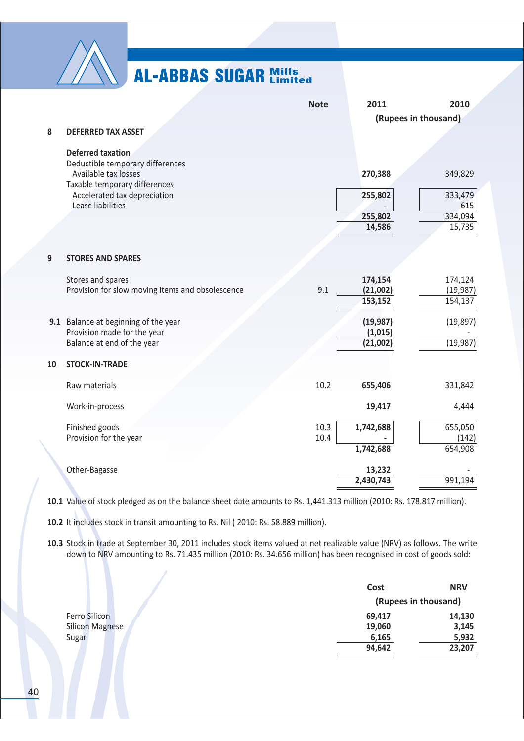| | Note | 2011 | 2010 |
|---|---|---|---|
| | | (Rupees in thousand) | |
| **8 DEFERRED TAX ASSET** | | | |
| **Deferred taxation** | | | |
| Deductible temporary differences | | | |
| Available tax losses | | **270,388** | 349,829 |
| Taxable temporary differences | | | |
| Accelerated tax depreciation | | **255,802** | 333,479 |
| Lease liabilities | | **-** | 615 |
| | | **255,802** | 334,094 |
| | | **14,586** | 15,735 |
| **9 STORES AND SPARES** | | | |
| Stores and spares | | **174,154** | 174,124 |
| Provision for slow moving items and obsolescence | 9.1 | **(21,002)** | (19,987) |
| | | **153,152** | 154,137 |
| **9.1** Balance at beginning of the year | | **(19,987)** | (19,897) |
| Provision made for the year | | **(1,015)** | - |
| Balance at end of the year | | **(21,002)** | (19,987) |
| **10 STOCK-IN-TRADE** | | | |
| Raw materials | 10.2 | **655,406** | 331,842 |
| Work-in-process | | **19,417** | 4,444 |
| Finished goods | 10.3 | **1,742,688** | 655,050 |
| Provision for the year | 10.4 | **-** | (142) |
| | | **1,742,688** | 654,908 |
| Other-Bagasse | | **13,232** | - |
| | | **2,430,743** | 991,194 |

**10.1** Value of stock pledged as on the balance sheet date amounts to Rs. 1,441.313 million (2010: Rs. 178.817 million).

**10.2** It includes stock in transit amounting to Rs. Nil ( 2010: Rs. 58.889 million).

**10.3** Stock in trade at September 30, 2011 includes stock items valued at net realizable value (NRV) as follows. The write down to NRV amounting to Rs. 71.435 million (2010: Rs. 34.656 million) has been recognised in cost of goods sold:

| | Cost | NRV |
|---|---|---|
| | (Rupees in thousand) | |
| Ferro Silicon | **69,417** | **14,130** |
| Silicon Magnese | **19,060** | **3,145** |
| Sugar | **6,165** | **5,932** |
| | **94,642** | **23,207** |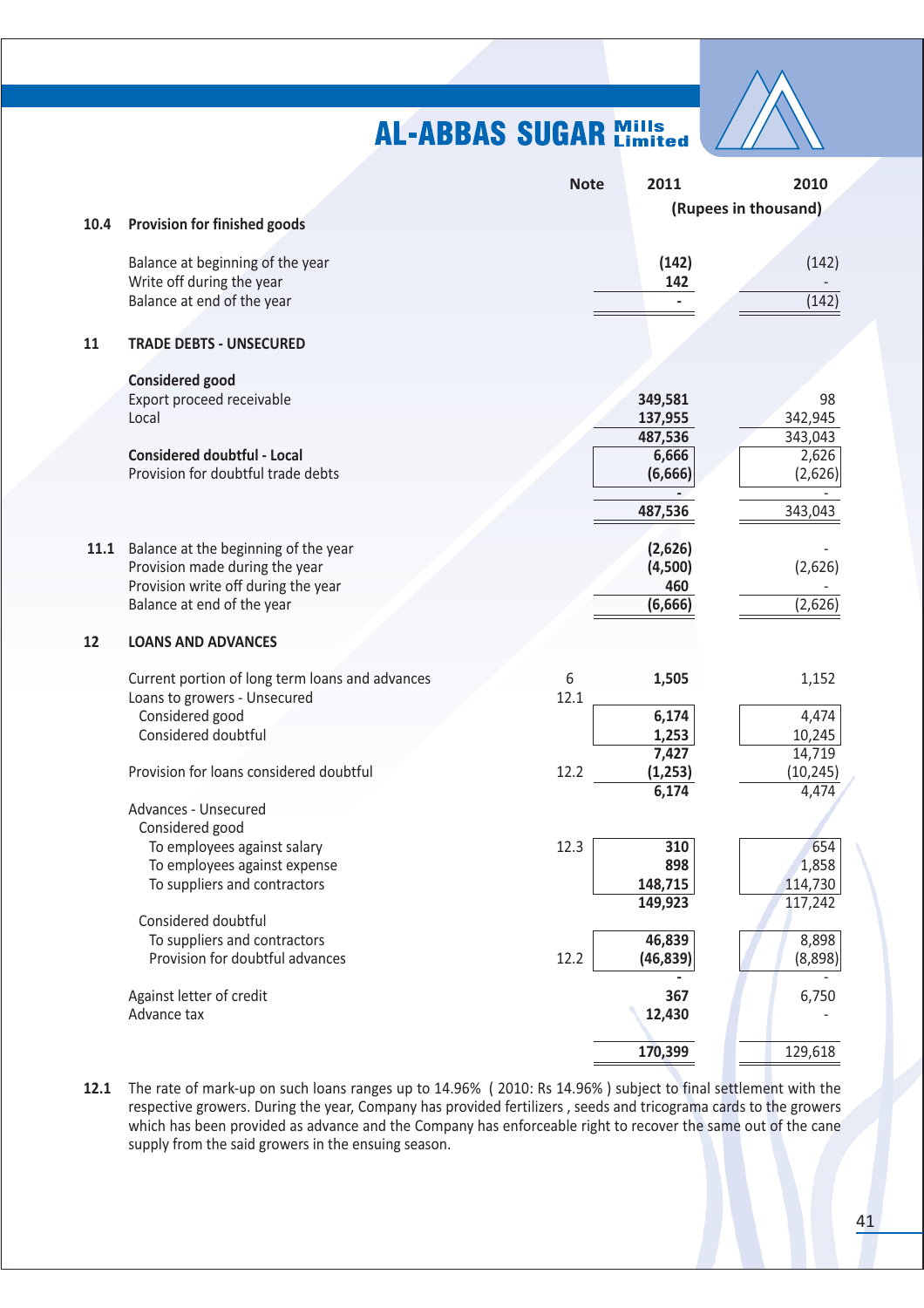| | | Note | 2011 | 2010 |
|---|---|---|---|---|
| | | | (Rupees in thousand) | |
| **10.4** | **Provision for finished goods** | | | |
| | Balance at beginning of the year | | **(142)** | (142) |
| | Write off during the year | | **142** | - |
| | Balance at end of the year | | **-** | (142) |
| **11** | **TRADE DEBTS - UNSECURED** | | | |
| | **Considered good** | | | |
| | Export proceed receivable | | **349,581** | 98 |
| | Local | | **137,955** | 342,945 |
| | | | **487,536** | 343,043 |
| | **Considered doubtful - Local** | | **6,666** | 2,626 |
| | Provision for doubtful trade debts | | **(6,666)** | (2,626) |
| | | | **-** | - |
| | | | **487,536** | 343,043 |
| **11.1** | Balance at the beginning of the year | | **(2,626)** | - |
| | Provision made during the year | | **(4,500)** | (2,626) |
| | Provision write off during the year | | **460** | - |
| | Balance at end of the year | | **(6,666)** | (2,626) |
| **12** | **LOANS AND ADVANCES** | | | |
| | Current portion of long term loans and advances | 6 | **1,505** | 1,152 |
| | Loans to growers - Unsecured | 12.1 | | |
| | Considered good | | **6,174** | 4,474 |
| | Considered doubtful | | **1,253** | 10,245 |
| | | | **7,427** | 14,719 |
| | Provision for loans considered doubtful | 12.2 | **(1,253)** | (10,245) |
| | | | **6,174** | 4,474 |
| | Advances - Unsecured | | | |
| | Considered good | | | |
| | To employees against salary | 12.3 | **310** | 654 |
| | To employees against expense | | **898** | 1,858 |
| | To suppliers and contractors | | **148,715** | 114,730 |
| | | | **149,923** | 117,242 |
| | Considered doubtful | | | |
| | To suppliers and contractors | | **46,839** | 8,898 |
| | Provision for doubtful advances | 12.2 | **(46,839)** | (8,898) |
| | | | **-** | - |
| | Against letter of credit | | **367** | 6,750 |
| | Advance tax | | **12,430** | - |
| | | | **170,399** | 129,618 |

**12.1** The rate of mark-up on such loans ranges up to 14.96% ( 2010: Rs 14.96% ) subject to final settlement with the respective growers. During the year, Company has provided fertilizers , seeds and tricograma cards to the growers which has been provided as advance and the Company has enforceable right to recover the same out of the cane supply from the said growers in the ensuing season.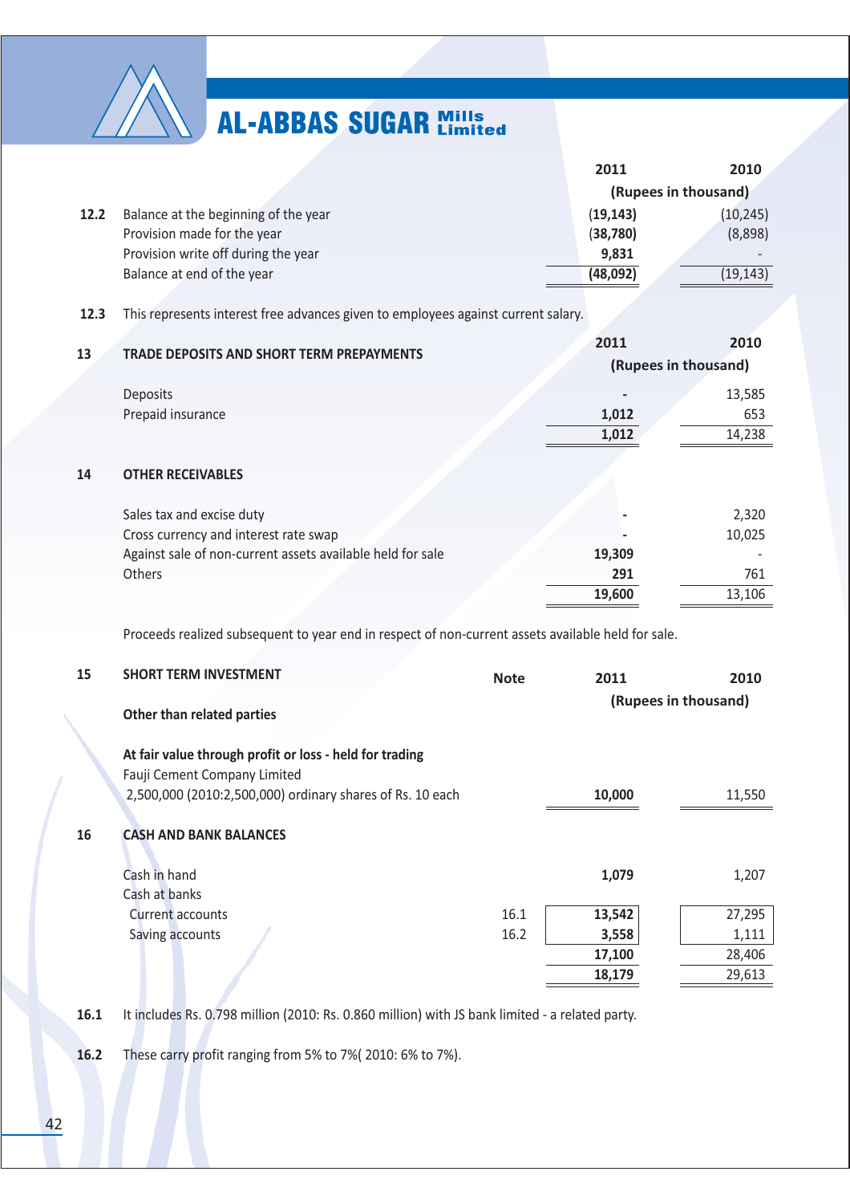| | | 2011 | 2010 |
|---|---|---|---|
| | | (Rupees in thousand) | |
| **12.2** | Balance at the beginning of the year | **(19,143)** | (10,245) |
| | Provision made for the year | **(38,780)** | (8,898) |
| | Provision write off during the year | **9,831** | - |
| | Balance at end of the year | **(48,092)** | (19,143) |

**12.3** This represents interest free advances given to employees against current salary.

## 13 TRADE DEPOSITS AND SHORT TERM PREPAYMENTS

| | 2011 | 2010 |
|---|---|---|
| | (Rupees in thousand) | |
| Deposits | **-** | 13,585 |
| Prepaid insurance | **1,012** | 653 |
| | **1,012** | 14,238 |

## 14 OTHER RECEIVABLES

| | 2011 | 2010 |
|---|---|---|
| Sales tax and excise duty | **-** | 2,320 |
| Cross currency and interest rate swap | **-** | 10,025 |
| Against sale of non-current assets available held for sale | **19,309** | - |
| Others | **291** | 761 |
| | **19,600** | 13,106 |

Proceeds realized subsequent to year end in respect of non-current assets available held for sale.

## 15 SHORT TERM INVESTMENT

| | Note | 2011 | 2010 |
|---|---|---|---|
| | | (Rupees in thousand) | |
| **Other than related parties** | | | |
| **At fair value through profit or loss - held for trading** | | | |
| Fauji Cement Company Limited | | | |
| 2,500,000 (2010:2,500,000) ordinary shares of Rs. 10 each | | **10,000** | 11,550 |

## 16 CASH AND BANK BALANCES

| | Note | 2011 | 2010 |
|---|---|---|---|
| Cash in hand | | **1,079** | 1,207 |
| Cash at banks | | | |
| Current accounts | 16.1 | **13,542** | 27,295 |
| Saving accounts | 16.2 | **3,558** | 1,111 |
| | | **17,100** | 28,406 |
| | | **18,179** | 29,613 |

**16.1** It includes Rs. 0.798 million (2010: Rs. 0.860 million) with JS bank limited - a related party.

**16.2** These carry profit ranging from 5% to 7%( 2010: 6% to 7%).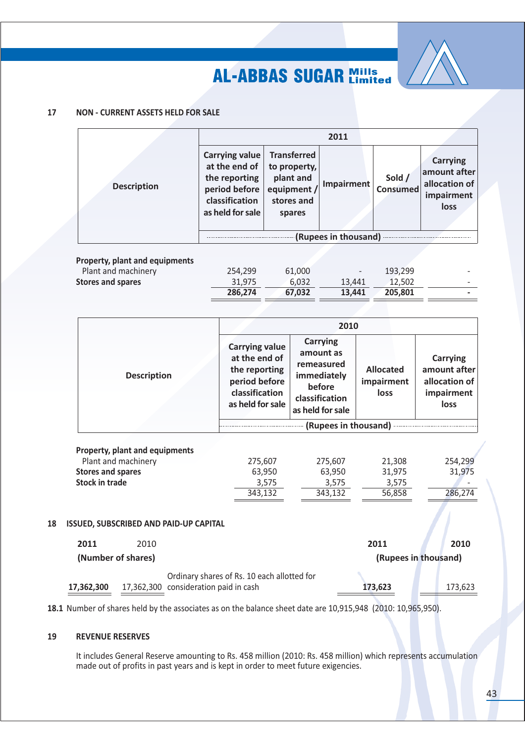## 17 NON - CURRENT ASSETS HELD FOR SALE

| Description | 2011 | | | | |
|---|---|---|---|---|---|
| | Carrying value at the end of the reporting period before classification as held for sale | Transferred to property, plant and equipment / stores and spares | Impairment | Sold / Consumed | Carrying amount after allocation of impairment loss |
| | (Rupees in thousand) | | | | |
| **Property, plant and equipments** | | | | | |
| Plant and machinery | 254,299 | 61,000 | - | 193,299 | - |
| **Stores and spares** | 31,975 | 6,032 | 13,441 | 12,502 | - |
| | **286,274** | **67,032** | **13,441** | **205,801** | **-** |

| Description | 2010 | | | |
|---|---|---|---|---|
| | Carrying value at the end of the reporting period before classification as held for sale | Carrying amount as remeasured immediately before classification as held for sale | Allocated impairment loss | Carrying amount after allocation of impairment loss |
| | (Rupees in thousand) | | | |
| **Property, plant and equipments** | | | | |
| Plant and machinery | 275,607 | 275,607 | 21,308 | 254,299 |
| **Stores and spares** | 63,950 | 63,950 | 31,975 | 31,975 |
| **Stock in trade** | 3,575 | 3,575 | 3,575 | - |
| | 343,132 | 343,132 | 56,858 | 286,274 |

## 18 ISSUED, SUBSCRIBED AND PAID-UP CAPITAL

| 2011 | 2010 | | 2011 | 2010 |
|---|---|---|---|---|
| (Number of shares) | | | (Rupees in thousand) | |
| **17,362,300** | 17,362,300 | Ordinary shares of Rs. 10 each allotted for consideration paid in cash | **173,623** | 173,623 |

**18.1** Number of shares held by the associates as on the balance sheet date are 10,915,948 (2010: 10,965,950).

## 19 REVENUE RESERVES

It includes General Reserve amounting to Rs. 458 million (2010: Rs. 458 million) which represents accumulation made out of profits in past years and is kept in order to meet future exigencies.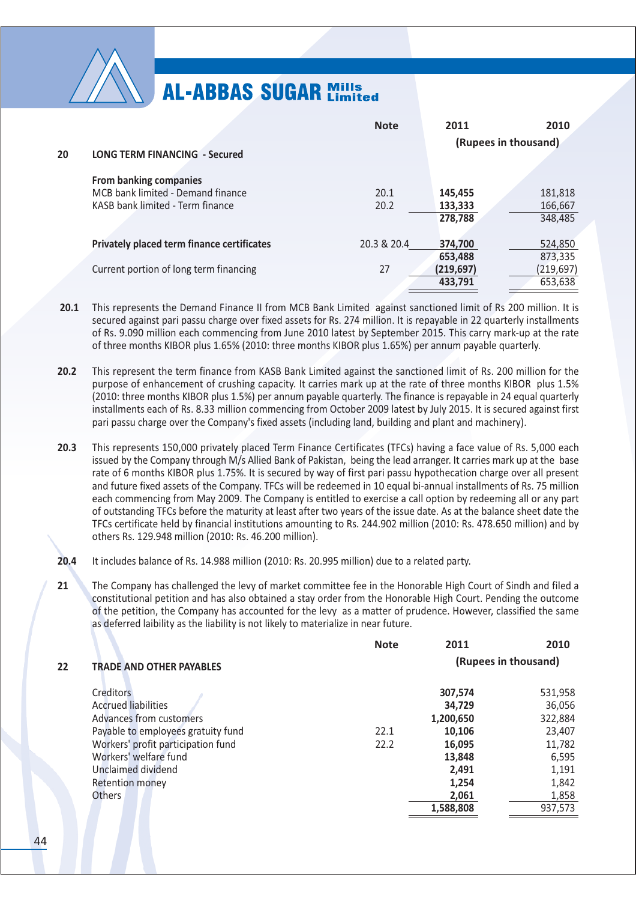| | | Note | 2011 | 2010 |
|---|---|---|---|---|
| | | | (Rupees in thousand) | |
| **20** | **LONG TERM FINANCING - Secured** | | | |
| | **From banking companies** | | | |
| | MCB bank limited - Demand finance | 20.1 | **145,455** | 181,818 |
| | KASB bank limited - Term finance | 20.2 | **133,333** | 166,667 |
| | | | **278,788** | 348,485 |
| | **Privately placed term finance certificates** | 20.3 & 20.4 | **374,700** | 524,850 |
| | | | **653,488** | 873,335 |
| | Current portion of long term financing | 27 | **(219,697)** | (219,697) |
| | | | **433,791** | 653,638 |

**20.1** This represents the Demand Finance II from MCB Bank Limited against sanctioned limit of Rs 200 million. It is secured against pari passu charge over fixed assets for Rs. 274 million. It is repayable in 22 quarterly installments of Rs. 9.090 million each commencing from June 2010 latest by September 2015. This carry mark-up at the rate of three months KIBOR plus 1.65% (2010: three months KIBOR plus 1.65%) per annum payable quarterly.

**20.2** This represent the term finance from KASB Bank Limited against the sanctioned limit of Rs. 200 million for the purpose of enhancement of crushing capacity. It carries mark up at the rate of three months KIBOR plus 1.5% (2010: three months KIBOR plus 1.5%) per annum payable quarterly. The finance is repayable in 24 equal quarterly installments each of Rs. 8.33 million commencing from October 2009 latest by July 2015. It is secured against first pari passu charge over the Company's fixed assets (including land, building and plant and machinery).

**20.3** This represents 150,000 privately placed Term Finance Certificates (TFCs) having a face value of Rs. 5,000 each issued by the Company through M/s Allied Bank of Pakistan, being the lead arranger. It carries mark up at the base rate of 6 months KIBOR plus 1.75%. It is secured by way of first pari passu hypothecation charge over all present and future fixed assets of the Company. TFCs will be redeemed in 10 equal bi-annual installments of Rs. 75 million each commencing from May 2009. The Company is entitled to exercise a call option by redeeming all or any part of outstanding TFCs before the maturity at least after two years of the issue date. As at the balance sheet date the TFCs certificate held by financial institutions amounting to Rs. 244.902 million (2010: Rs. 478.650 million) and by others Rs. 129.948 million (2010: Rs. 46.200 million).

**20.4** It includes balance of Rs. 14.988 million (2010: Rs. 20.995 million) due to a related party.

**21** The Company has challenged the levy of market committee fee in the Honorable High Court of Sindh and filed a constitutional petition and has also obtained a stay order from the Honorable High Court. Pending the outcome of the petition, the Company has accounted for the levy as a matter of prudence. However, classified the same as deferred laibility as the liability is not likely to materialize in near future.

| | | Note | 2011 | 2010 |
|---|---|---|---|---|
| | | | (Rupees in thousand) | |
| **22** | **TRADE AND OTHER PAYABLES** | | | |
| | Creditors | | **307,574** | 531,958 |
| | Accrued liabilities | | **34,729** | 36,056 |
| | Advances from customers | | **1,200,650** | 322,884 |
| | Payable to employees gratuity fund | 22.1 | **10,106** | 23,407 |
| | Workers' profit participation fund | 22.2 | **16,095** | 11,782 |
| | Workers' welfare fund | | **13,848** | 6,595 |
| | Unclaimed dividend | | **2,491** | 1,191 |
| | Retention money | | **1,254** | 1,842 |
| | Others | | **2,061** | 1,858 |
| | | | **1,588,808** | 937,573 |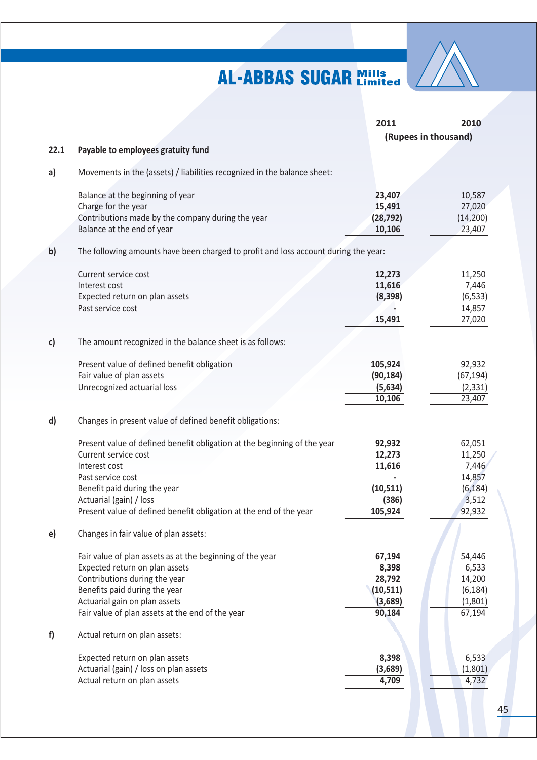|  |  | 2011 | 2010 |
|---|---|---|---|
|  |  | (Rupees in thousand) |  |

### 22.1 Payable to employees gratuity fund

**a)** Movements in the (assets) / liabilities recognized in the balance sheet:

|  | 2011 | 2010 |
|---|---|---|
| Balance at the beginning of year | **23,407** | 10,587 |
| Charge for the year | **15,491** | 27,020 |
| Contributions made by the company during the year | **(28,792)** | (14,200) |
| Balance at the end of year | **10,106** | 23,407 |

**b)** The following amounts have been charged to profit and loss account during the year:

|  | 2011 | 2010 |
|---|---|---|
| Current service cost | **12,273** | 11,250 |
| Interest cost | **11,616** | 7,446 |
| Expected return on plan assets | **(8,398)** | (6,533) |
| Past service cost | **-** | 14,857 |
|  | **15,491** | 27,020 |

**c)** The amount recognized in the balance sheet is as follows:

|  | 2011 | 2010 |
|---|---|---|
| Present value of defined benefit obligation | **105,924** | 92,932 |
| Fair value of plan assets | **(90,184)** | (67,194) |
| Unrecognized actuarial loss | **(5,634)** | (2,331) |
|  | **10,106** | 23,407 |

**d)** Changes in present value of defined benefit obligations:

|  | 2011 | 2010 |
|---|---|---|
| Present value of defined benefit obligation at the beginning of the year | **92,932** | 62,051 |
| Current service cost | **12,273** | 11,250 |
| Interest cost | **11,616** | 7,446 |
| Past service cost | **-** | 14,857 |
| Benefit paid during the year | **(10,511)** | (6,184) |
| Actuarial (gain) / loss | **(386)** | 3,512 |
| Present value of defined benefit obligation at the end of the year | **105,924** | 92,932 |

**e)** Changes in fair value of plan assets:

|  | 2011 | 2010 |
|---|---|---|
| Fair value of plan assets as at the beginning of the year | **67,194** | 54,446 |
| Expected return on plan assets | **8,398** | 6,533 |
| Contributions during the year | **28,792** | 14,200 |
| Benefits paid during the year | **(10,511)** | (6,184) |
| Actuarial gain on plan assets | **(3,689)** | (1,801) |
| Fair value of plan assets at the end of the year | **90,184** | 67,194 |

**f)** Actual return on plan assets:

|  | 2011 | 2010 |
|---|---|---|
| Expected return on plan assets | **8,398** | 6,533 |
| Actuarial (gain) / loss on plan assets | **(3,689)** | (1,801) |
| Actual return on plan assets | **4,709** | 4,732 |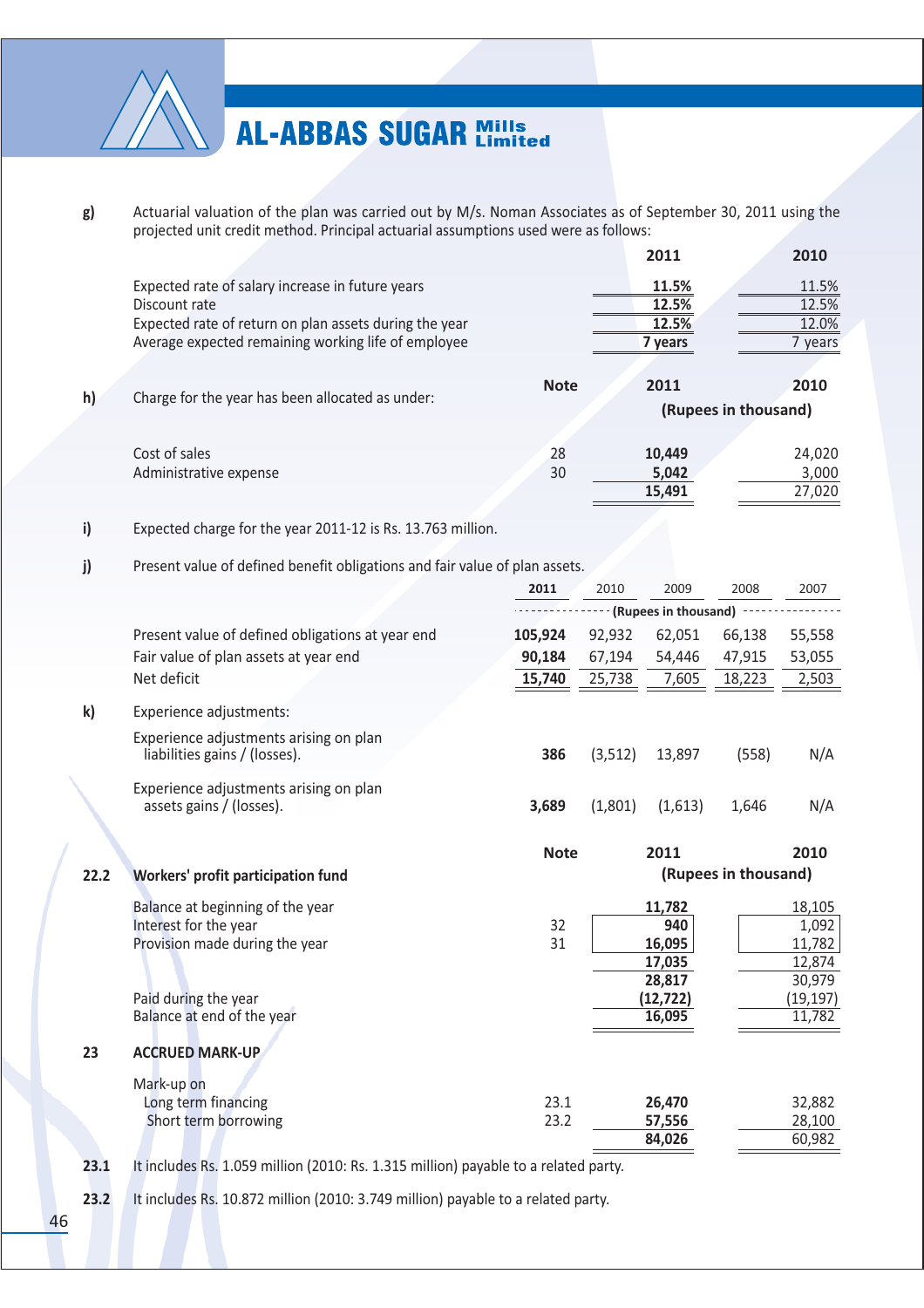g) Actuarial valuation of the plan was carried out by M/s. Noman Associates as of September 30, 2011 using the projected unit credit method. Principal actuarial assumptions used were as follows:

| | 2011 | 2010 |
|---|---|---|
| Expected rate of salary increase in future years | 11.5% | 11.5% |
| Discount rate | 12.5% | 12.5% |
| Expected rate of return on plan assets during the year | 12.5% | 12.0% |
| Average expected remaining working life of employee | 7 years | 7 years |

h) Charge for the year has been allocated as under:

| | Note | 2011 | 2010 |
|---|---|---|---|
| | | (Rupees in thousand) | |
| Cost of sales | 28 | 10,449 | 24,020 |
| Administrative expense | 30 | 5,042 | 3,000 |
| | | 15,491 | 27,020 |

i) Expected charge for the year 2011-12 is Rs. 13.763 million.

j) Present value of defined benefit obligations and fair value of plan assets.

| | 2011 | 2010 | 2009 | 2008 | 2007 |
|---|---|---|---|---|---|
| | (Rupees in thousand) | | | | |
| Present value of defined obligations at year end | 105,924 | 92,932 | 62,051 | 66,138 | 55,558 |
| Fair value of plan assets at year end | 90,184 | 67,194 | 54,446 | 47,915 | 53,055 |
| Net deficit | 15,740 | 25,738 | 7,605 | 18,223 | 2,503 |

k) Experience adjustments:

| | 2011 | 2010 | 2009 | 2008 | 2007 |
|---|---|---|---|---|---|
| Experience adjustments arising on plan liabilities gains / (losses). | 386 | (3,512) | 13,897 | (558) | N/A |
| Experience adjustments arising on plan assets gains / (losses). | 3,689 | (1,801) | (1,613) | 1,646 | N/A |

**22.2 Workers' profit participation fund**

| | Note | 2011 | 2010 |
|---|---|---|---|
| | | (Rupees in thousand) | |
| Balance at beginning of the year | | 11,782 | 18,105 |
| Interest for the year | 32 | 940 | 1,092 |
| Provision made during the year | 31 | 16,095 | 11,782 |
| | | 17,035 | 12,874 |
| | | 28,817 | 30,979 |
| Paid during the year | | (12,722) | (19,197) |
| Balance at end of the year | | 16,095 | 11,782 |

## 23 ACCRUED MARK-UP

| | Note | 2011 | 2010 |
|---|---|---|---|
| Mark-up on | | | |
| Long term financing | 23.1 | 26,470 | 32,882 |
| Short term borrowing | 23.2 | 57,556 | 28,100 |
| | | 84,026 | 60,982 |

**23.1** It includes Rs. 1.059 million (2010: Rs. 1.315 million) payable to a related party.

**23.2** It includes Rs. 10.872 million (2010: 3.749 million) payable to a related party.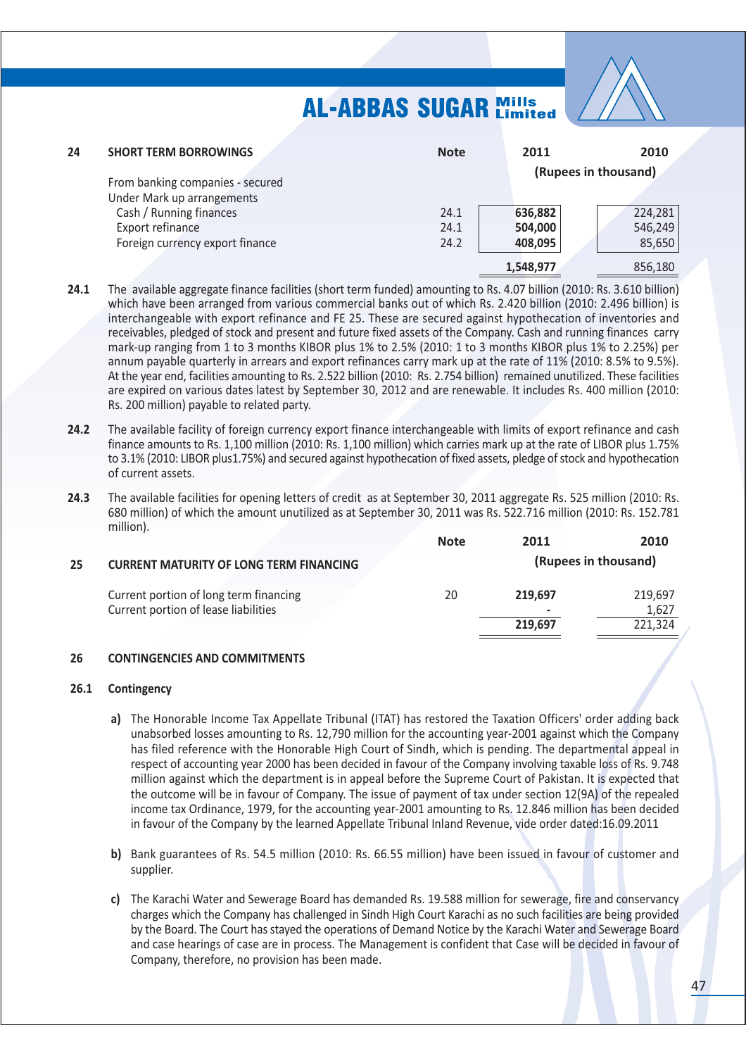| 24 | SHORT TERM BORROWINGS | Note | 2011 | 2010 |
|---|---|---|---|---|
| | | | (Rupees in thousand) | |
| | From banking companies - secured | | | |
| | Under Mark up arrangements | | | |
| | Cash / Running finances | 24.1 | **636,882** | 224,281 |
| | Export refinance | 24.1 | **504,000** | 546,249 |
| | Foreign currency export finance | 24.2 | **408,095** | 85,650 |
| | | | **1,548,977** | 856,180 |

**24.1** The available aggregate finance facilities (short term funded) amounting to Rs. 4.07 billion (2010: Rs. 3.610 billion) which have been arranged from various commercial banks out of which Rs. 2.420 billion (2010: 2.496 billion) is interchangeable with export refinance and FE 25. These are secured against hypothecation of inventories and receivables, pledged of stock and present and future fixed assets of the Company. Cash and running finances carry mark-up ranging from 1 to 3 months KIBOR plus 1% to 2.5% (2010: 1 to 3 months KIBOR plus 1% to 2.25%) per annum payable quarterly in arrears and export refinances carry mark up at the rate of 11% (2010: 8.5% to 9.5%). At the year end, facilities amounting to Rs. 2.522 billion (2010: Rs. 2.754 billion) remained unutilized. These facilities are expired on various dates latest by September 30, 2012 and are renewable. It includes Rs. 400 million (2010: Rs. 200 million) payable to related party.

**24.2** The available facility of foreign currency export finance interchangeable with limits of export refinance and cash finance amounts to Rs. 1,100 million (2010: Rs. 1,100 million) which carries mark up at the rate of LIBOR plus 1.75% to 3.1% (2010: LIBOR plus1.75%) and secured against hypothecation of fixed assets, pledge of stock and hypothecation of current assets.

**24.3** The available facilities for opening letters of credit as at September 30, 2011 aggregate Rs. 525 million (2010: Rs. 680 million) of which the amount unutilized as at September 30, 2011 was Rs. 522.716 million (2010: Rs. 152.781 million).

| 25 | CURRENT MATURITY OF LONG TERM FINANCING | Note | 2011 | 2010 |
|---|---|---|---|---|
| | | | (Rupees in thousand) | |
| | Current portion of long term financing | 20 | **219,697** | 219,697 |
| | Current portion of lease liabilities | | **-** | 1,627 |
| | | | **219,697** | 221,324 |

## 26 CONTINGENCIES AND COMMITMENTS

### 26.1 Contingency

**a)** The Honorable Income Tax Appellate Tribunal (ITAT) has restored the Taxation Officers' order adding back unabsorbed losses amounting to Rs. 12,790 million for the accounting year-2001 against which the Company has filed reference with the Honorable High Court of Sindh, which is pending. The departmental appeal in respect of accounting year 2000 has been decided in favour of the Company involving taxable loss of Rs. 9.748 million against which the department is in appeal before the Supreme Court of Pakistan. It is expected that the outcome will be in favour of Company. The issue of payment of tax under section 12(9A) of the repealed income tax Ordinance, 1979, for the accounting year-2001 amounting to Rs. 12.846 million has been decided in favour of the Company by the learned Appellate Tribunal Inland Revenue, vide order dated:16.09.2011

**b)** Bank guarantees of Rs. 54.5 million (2010: Rs. 66.55 million) have been issued in favour of customer and supplier.

**c)** The Karachi Water and Sewerage Board has demanded Rs. 19.588 million for sewerage, fire and conservancy charges which the Company has challenged in Sindh High Court Karachi as no such facilities are being provided by the Board. The Court has stayed the operations of Demand Notice by the Karachi Water and Sewerage Board and case hearings of case are in process. The Management is confident that Case will be decided in favour of Company, therefore, no provision has been made.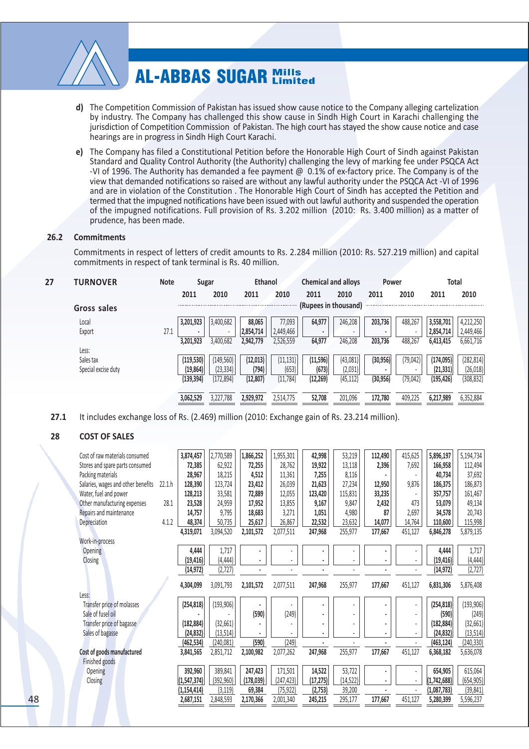d) The Competition Commission of Pakistan has issued show cause notice to the Company alleging cartelization by industry. The Company has challenged this show cause in Sindh High Court in Karachi challenging the jurisdiction of Competition Commission of Pakistan. The high court has stayed the show cause notice and case hearings are in progress in Sindh High Court Karachi.

e) The Company has filed a Constitutional Petition before the Honorable High Court of Sindh against Pakistan Standard and Quality Control Authority (the Authority) challenging the levy of marking fee under PSQCA Act -VI of 1996. The Authority has demanded a fee payment @ 0.1% of ex-factory price. The Company is of the view that demanded notifications so raised are without any lawful authority under the PSQCA Act -VI of 1996 and are in violation of the Constitution . The Honorable High Court of Sindh has accepted the Petition and termed that the impugned notifications have been issued with out lawful authority and suspended the operation of the impugned notifications. Full provision of Rs. 3.202 million (2010: Rs. 3.400 million) as a matter of prudence, has been made.

## 26.2 Commitments

Commitments in respect of letters of credit amounts to Rs. 2.284 million (2010: Rs. 527.219 million) and capital commitments in respect of tank terminal is Rs. 40 million.

## 27 TURNOVER

| | Note | Sugar | | Ethanol | | Chemical and alloys | | Power | | Total | |
|---|---|---|---|---|---|---|---|---|---|---|---|
| | | 2011 | 2010 | 2011 | 2010 | 2011 | 2010 | 2011 | 2010 | 2011 | 2010 |
| | | (Rupees in thousand) | | | | | | | | | |
| **Gross sales** | | | | | | | | | | | |
| Local | | 3,201,923 | 3,400,682 | 88,065 | 77,093 | 64,977 | 246,208 | 203,736 | 488,267 | 3,558,701 | 4,212,250 |
| Export | 27.1 | - | - | 2,854,714 | 2,449,466 | - | - | - | - | 2,854,714 | 2,449,466 |
| | | 3,201,923 | 3,400,682 | 2,942,779 | 2,526,559 | 64,977 | 246,208 | 203,736 | 488,267 | 6,413,415 | 6,661,716 |
| Less: | | | | | | | | | | | |
| Sales tax | | (119,530) | (149,560) | (12,013) | (11,131) | (11,596) | (43,081) | (30,956) | (79,042) | (174,095) | (282,814) |
| Special excise duty | | (19,864) | (23,334) | (794) | (653) | (673) | (2,031) | - | - | (21,331) | (26,018) |
| | | (139,394) | (172,894) | (12,807) | (11,784) | (12,269) | (45,112) | (30,956) | (79,042) | (195,426) | (308,832) |
| | | 3,062,529 | 3,227,788 | 2,929,972 | 2,514,775 | 52,708 | 201,096 | 172,780 | 409,225 | 6,217,989 | 6,352,884 |

**27.1** It includes exchange loss of Rs. (2.469) million (2010: Exchange gain of Rs. 23.214 million).

## 28 COST OF SALES

| | Note | Sugar 2011 | Sugar 2010 | Ethanol 2011 | Ethanol 2010 | Chemical and alloys 2011 | Chemical and alloys 2010 | Power 2011 | Power 2010 | Total 2011 | Total 2010 |
|---|---|---|---|---|---|---|---|---|---|---|---|
| Cost of raw materials consumed | | 3,874,457 | 2,770,589 | 1,866,252 | 1,955,301 | 42,998 | 53,219 | 112,490 | 415,625 | 5,896,197 | 5,194,734 |
| Stores and spare parts consumed | | 72,385 | 62,922 | 72,255 | 28,762 | 19,922 | 13,118 | 2,396 | 7,692 | 166,958 | 112,494 |
| Packing materials | | 28,967 | 18,215 | 4,512 | 11,361 | 7,255 | 8,116 | - | - | 40,734 | 37,692 |
| Salaries, wages and other benefits | 22.1.h | 128,390 | 123,724 | 23,412 | 26,039 | 21,623 | 27,234 | 12,950 | 9,876 | 186,375 | 186,873 |
| Water, fuel and power | | 128,213 | 33,581 | 72,889 | 12,055 | 123,420 | 115,831 | 33,235 | - | 357,757 | 161,467 |
| Other manufacturing expenses | 28.1 | 23,528 | 24,959 | 17,952 | 13,855 | 9,167 | 9,847 | 2,432 | 473 | 53,079 | 49,134 |
| Repairs and maintenance | | 14,757 | 9,795 | 18,683 | 3,271 | 1,051 | 4,980 | 87 | 2,697 | 34,578 | 20,743 |
| Depreciation | 4.1.2 | 48,374 | 50,735 | 25,617 | 26,867 | 22,532 | 23,632 | 14,077 | 14,764 | 110,600 | 115,998 |
| | | 4,319,071 | 3,094,520 | 2,101,572 | 2,077,511 | 247,968 | 255,977 | 177,667 | 451,127 | 6,846,278 | 5,879,135 |
| Work-in-process | | | | | | | | | | | |
| Opening | | 4,444 | 1,717 | - | - | - | - | - | - | 4,444 | 1,717 |
| Closing | | (19,416) | (4,444) | - | - | - | - | - | - | (19,416) | (4,444) |
| | | (14,972) | (2,727) | - | - | - | - | - | - | (14,972) | (2,727) |
| | | 4,304,099 | 3,091,793 | 2,101,572 | 2,077,511 | 247,968 | 255,977 | 177,667 | 451,127 | 6,831,306 | 5,876,408 |
| Less: | | | | | | | | | | | |
| Transfer price of molasses | | (254,818) | (193,906) | - | - | - | - | - | - | (254,818) | (193,906) |
| Sale of fusel oil | | - | - | (590) | (249) | - | - | - | - | (590) | (249) |
| Transfer price of bagasse | | (182,884) | (32,661) | - | - | - | - | - | - | (182,884) | (32,661) |
| Sales of bagasse | | (24,832) | (13,514) | - | - | - | - | - | - | (24,832) | (13,514) |
| | | (462,534) | (240,081) | (590) | (249) | - | - | - | - | (463,124) | (240,330) |
| **Cost of goods manufactured** | | 3,841,565 | 2,851,712 | 2,100,982 | 2,077,262 | 247,968 | 255,977 | 177,667 | 451,127 | 6,368,182 | 5,636,078 |
| Finished goods | | | | | | | | | | | |
| Opening | | 392,960 | 389,841 | 247,423 | 171,501 | 14,522 | 53,722 | - | - | 654,905 | 615,064 |
| Closing | | (1,547,374) | (392,960) | (178,039) | (247,423) | (17,275) | (14,522) | - | - | (1,742,688) | (654,905) |
| | | (1,154,414) | (3,119) | 69,384 | (75,922) | (2,753) | 39,200 | - | - | (1,087,783) | (39,841) |
| | | 2,687,151 | 2,848,593 | 2,170,366 | 2,001,340 | 245,215 | 295,177 | 177,667 | 451,127 | 5,280,399 | 5,596,237 |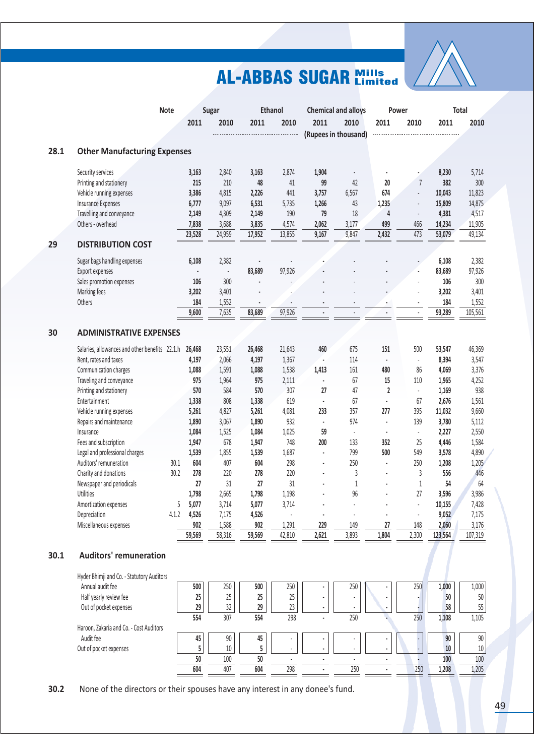| | Note | Sugar | | Ethanol | | Chemical and alloys | | Power | | Total | |
|---|---|---|---|---|---|---|---|---|---|---|---|
| | | 2011 | 2010 | 2011 | 2010 | 2011 | 2010 | 2011 | 2010 | 2011 | 2010 |
| | | (Rupees in thousand) | | | | | | | | | |

## 28.1 Other Manufacturing Expenses

| | Note | Sugar 2011 | Sugar 2010 | Ethanol 2011 | Ethanol 2010 | Chemical and alloys 2011 | Chemical and alloys 2010 | Power 2011 | Power 2010 | Total 2011 | Total 2010 |
|---|---|---|---|---|---|---|---|---|---|---|---|
| Security services | | **3,163** | 2,840 | **3,163** | 2,874 | **1,904** | - | **-** | - | **8,230** | 5,714 |
| Printing and stationery | | **215** | 210 | **48** | 41 | **99** | 42 | **20** | 7 | **382** | 300 |
| Vehicle running expenses | | **3,386** | 4,815 | **2,226** | 441 | **3,757** | 6,567 | **674** | - | **10,043** | 11,823 |
| Insurance Expenses | | **6,777** | 9,097 | **6,531** | 5,735 | **1,266** | 43 | **1,235** | - | **15,809** | 14,875 |
| Travelling and conveyance | | **2,149** | 4,309 | **2,149** | 190 | **79** | 18 | **4** | - | **4,381** | 4,517 |
| Others - overhead | | **7,838** | 3,688 | **3,835** | 4,574 | **2,062** | 3,177 | **499** | 466 | **14,234** | 11,905 |
| | | **23,528** | 24,959 | **17,952** | 13,855 | **9,167** | 9,847 | **2,432** | 473 | **53,079** | 49,134 |

## 29 DISTRIBUTION COST

| | Note | Sugar 2011 | Sugar 2010 | Ethanol 2011 | Ethanol 2010 | Chemical and alloys 2011 | Chemical and alloys 2010 | Power 2011 | Power 2010 | Total 2011 | Total 2010 |
|---|---|---|---|---|---|---|---|---|---|---|---|
| Sugar bags handling expenses | | **6,108** | 2,382 | **-** | - | **-** | - | **-** | - | **6,108** | 2,382 |
| Export expenses | | **-** | - | **83,689** | 97,926 | **-** | - | **-** | - | **83,689** | 97,926 |
| Sales promotion expenses | | **106** | 300 | **-** | - | **-** | - | **-** | - | **106** | 300 |
| Marking fees | | **3,202** | 3,401 | **-** | - | **-** | - | **-** | - | **3,202** | 3,401 |
| Others | | **184** | 1,552 | **-** | - | **-** | - | **-** | - | **184** | 1,552 |
| | | **9,600** | 7,635 | **83,689** | 97,926 | **-** | - | **-** | - | **93,289** | 105,561 |

## 30 ADMINISTRATIVE EXPENSES

| | Note | Sugar 2011 | Sugar 2010 | Ethanol 2011 | Ethanol 2010 | Chemical and alloys 2011 | Chemical and alloys 2010 | Power 2011 | Power 2010 | Total 2011 | Total 2010 |
|---|---|---|---|---|---|---|---|---|---|---|---|
| Salaries, allowances and other benefits | 22.1.h | **26,468** | 23,551 | **26,468** | 21,643 | **460** | 675 | **151** | 500 | **53,547** | 46,369 |
| Rent, rates and taxes | | **4,197** | 2,066 | **4,197** | 1,367 | **-** | 114 | **-** | - | **8,394** | 3,547 |
| Communication charges | | **1,088** | 1,591 | **1,088** | 1,538 | **1,413** | 161 | **480** | 86 | **4,069** | 3,376 |
| Traveling and conveyance | | **975** | 1,964 | **975** | 2,111 | **-** | 67 | **15** | 110 | **1,965** | 4,252 |
| Printing and stationery | | **570** | 584 | **570** | 307 | **27** | 47 | **2** | - | **1,169** | 938 |
| Entertainment | | **1,338** | 808 | **1,338** | 619 | **-** | 67 | **-** | 67 | **2,676** | 1,561 |
| Vehicle running expenses | | **5,261** | 4,827 | **5,261** | 4,081 | **233** | 357 | **277** | 395 | **11,032** | 9,660 |
| Repairs and maintenance | | **1,890** | 3,067 | **1,890** | 932 | **-** | 974 | **-** | 139 | **3,780** | 5,112 |
| Insurance | | **1,084** | 1,525 | **1,084** | 1,025 | **59** | - | **-** | - | **2,227** | 2,550 |
| Fees and subscription | | **1,947** | 678 | **1,947** | 748 | **200** | 133 | **352** | 25 | **4,446** | 1,584 |
| Legal and professional charges | | **1,539** | 1,855 | **1,539** | 1,687 | **-** | 799 | **500** | 549 | **3,578** | 4,890 |
| Auditors' remuneration | 30.1 | **604** | 407 | **604** | 298 | **-** | 250 | **-** | 250 | **1,208** | 1,205 |
| Charity and donations | 30.2 | **278** | 220 | **278** | 220 | **-** | 3 | **-** | 3 | **556** | 446 |
| Newspaper and periodicals | | **27** | 31 | **27** | 31 | **-** | 1 | **-** | 1 | **54** | 64 |
| Utilities | | **1,798** | 2,665 | **1,798** | 1,198 | **-** | 96 | **-** | 27 | **3,596** | 3,986 |
| Amortization expenses | 5 | **5,077** | 3,714 | **5,077** | 3,714 | **-** | - | **-** | - | **10,155** | 7,428 |
| Depreciation | 4.1.2 | **4,526** | 7,175 | **4,526** | - | **-** | - | **-** | - | **9,052** | 7,175 |
| Miscellaneous expenses | | **902** | 1,588 | **902** | 1,291 | **229** | 149 | **27** | 148 | **2,060** | 3,176 |
| | | **59,569** | 58,316 | **59,569** | 42,810 | **2,621** | 3,893 | **1,804** | 2,300 | **123,564** | 107,319 |

## 30.1 Auditors' remuneration

| | Note | Sugar 2011 | Sugar 2010 | Ethanol 2011 | Ethanol 2010 | Chemical and alloys 2011 | Chemical and alloys 2010 | Power 2011 | Power 2010 | Total 2011 | Total 2010 |
|---|---|---|---|---|---|---|---|---|---|---|---|
| Hyder Bhimji and Co. - Statutory Auditors | | | | | | | | | | | |
| Annual audit fee | | **500** | 250 | **500** | 250 | **-** | 250 | **-** | 250 | **1,000** | 1,000 |
| Half yearly review fee | | **25** | 25 | **25** | 25 | **-** | - | **-** | - | **50** | 50 |
| Out of pocket expenses | | **29** | 32 | **29** | 23 | **-** | - | **-** | - | **58** | 55 |
| | | **554** | 307 | **554** | 298 | **-** | 250 | **-** | 250 | **1,108** | 1,105 |
| Haroon, Zakaria and Co. - Cost Auditors | | | | | | | | | | | |
| Audit fee | | **45** | 90 | **45** | - | **-** | - | **-** | - | **90** | 90 |
| Out of pocket expenses | | **5** | 10 | **5** | - | **-** | - | **-** | - | **10** | 10 |
| | | **50** | 100 | **50** | - | **-** | - | **-** | - | **100** | 100 |
| | | **604** | 407 | **604** | 298 | **-** | 250 | **-** | 250 | **1,208** | 1,205 |

**30.2** None of the directors or their spouses have any interest in any donee's fund.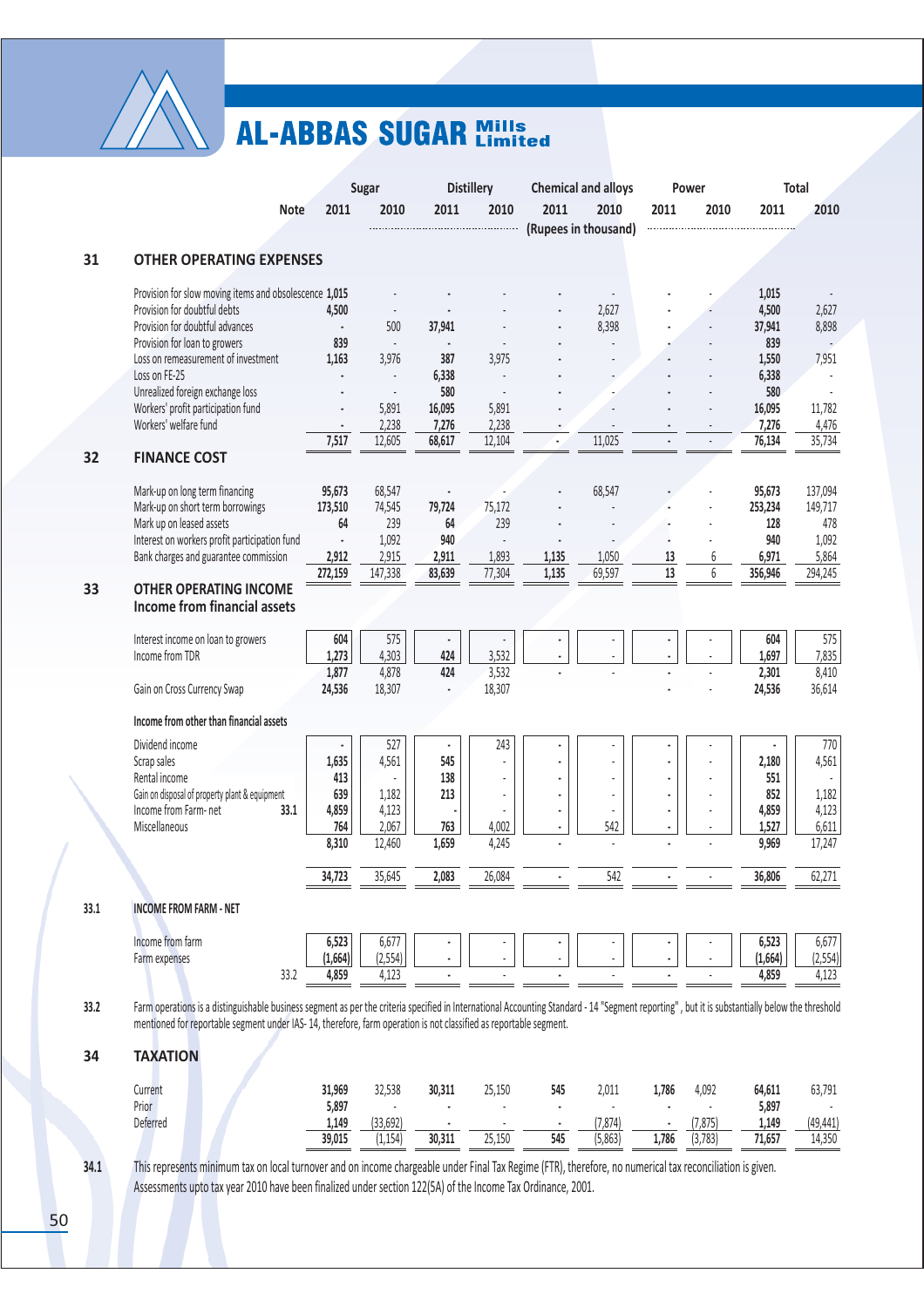# AL-ABBAS SUGAR Mills Limited

| | Note | Sugar 2011 | Sugar 2010 | Distillery 2011 | Distillery 2010 | Chemical and alloys 2011 | Chemical and alloys 2010 | Power 2011 | Power 2010 | Total 2011 | Total 2010 |
|---|---|---|---|---|---|---|---|---|---|---|---|
| | | (Rupees in thousand) | | | | | | | | | |
| **31 OTHER OPERATING EXPENSES** | | | | | | | | | | | |
| Provision for slow moving items and obsolescence | | 1,015 | - | - | - | - | - | - | - | 1,015 | - |
| Provision for doubtful debts | | 4,500 | - | - | - | - | 2,627 | - | - | 4,500 | 2,627 |
| Provision for doubtful advances | | - | 500 | 37,941 | - | - | 8,398 | - | - | 37,941 | 8,898 |
| Provision for loan to growers | | 839 | - | - | - | - | - | - | - | 839 | - |
| Loss on remeasurement of investment | | 1,163 | 3,976 | 387 | 3,975 | - | - | - | - | 1,550 | 7,951 |
| Loss on FE-25 | | - | - | 6,338 | - | - | - | - | - | 6,338 | - |
| Unrealized foreign exchange loss | | - | - | 580 | - | - | - | - | - | 580 | - |
| Workers' profit participation fund | | - | 5,891 | 16,095 | 5,891 | - | - | - | - | 16,095 | 11,782 |
| Workers' welfare fund | | - | 2,238 | 7,276 | 2,238 | - | - | - | - | 7,276 | 4,476 |
| | | 7,517 | 12,605 | 68,617 | 12,104 | - | 11,025 | - | - | 76,134 | 35,734 |
| **32 FINANCE COST** | | | | | | | | | | | |
| Mark-up on long term financing | | 95,673 | 68,547 | - | - | - | 68,547 | - | - | 95,673 | 137,094 |
| Mark-up on short term borrowings | | 173,510 | 74,545 | 79,724 | 75,172 | - | - | - | - | 253,234 | 149,717 |
| Mark up on leased assets | | 64 | 239 | 64 | 239 | - | - | - | - | 128 | 478 |
| Interest on workers profit participation fund | | - | 1,092 | 940 | - | - | - | - | - | 940 | 1,092 |
| Bank charges and guarantee commission | | 2,912 | 2,915 | 2,911 | 1,893 | 1,135 | 1,050 | 13 | 6 | 6,971 | 5,864 |
| | | 272,159 | 147,338 | 83,639 | 77,304 | 1,135 | 69,597 | 13 | 6 | 356,946 | 294,245 |
| **33 OTHER OPERATING INCOME** | | | | | | | | | | | |
| **Income from financial assets** | | | | | | | | | | | |
| Interest income on loan to growers | | 604 | 575 | - | - | - | - | - | - | 604 | 575 |
| Income from TDR | | 1,273 | 4,303 | 424 | 3,532 | - | - | - | - | 1,697 | 7,835 |
| | | 1,877 | 4,878 | 424 | 3,532 | - | - | - | - | 2,301 | 8,410 |
| Gain on Cross Currency Swap | | 24,536 | 18,307 | - | 18,307 | | | - | - | 24,536 | 36,614 |
| **Income from other than financial assets** | | | | | | | | | | | |
| Dividend income | | - | 527 | - | 243 | - | - | - | - | - | 770 |
| Scrap sales | | 1,635 | 4,561 | 545 | - | - | - | - | - | 2,180 | 4,561 |
| Rental income | | 413 | - | 138 | - | - | - | - | - | 551 | - |
| Gain on disposal of property plant & equipment | | 639 | 1,182 | 213 | - | - | - | - | - | 852 | 1,182 |
| Income from Farm- net | 33.1 | 4,859 | 4,123 | - | - | - | - | - | - | 4,859 | 4,123 |
| Miscellaneous | | 764 | 2,067 | 763 | 4,002 | - | 542 | - | - | 1,527 | 6,611 |
| | | 8,310 | 12,460 | 1,659 | 4,245 | - | - | - | - | 9,969 | 17,247 |
| | | 34,723 | 35,645 | 2,083 | 26,084 | - | 542 | - | - | 36,806 | 62,271 |
| **33.1 INCOME FROM FARM - NET** | | | | | | | | | | | |
| Income from farm | | 6,523 | 6,677 | - | - | - | - | - | - | 6,523 | 6,677 |
| Farm expenses | | (1,664) | (2,554) | - | - | - | - | - | - | (1,664) | (2,554) |
| | 33.2 | 4,859 | 4,123 | - | - | - | - | - | - | 4,859 | 4,123 |

**33.2** Farm operations is a distinguishable business segment as per the criteria specified in International Accounting Standard - 14 "Segment reporting", but it is substantially below the threshold mentioned for reportable segment under IAS- 14, therefore, farm operation is not classified as reportable segment.

## 34 TAXATION

| | Sugar 2011 | Sugar 2010 | Distillery 2011 | Distillery 2010 | Chemical and alloys 2011 | Chemical and alloys 2010 | Power 2011 | Power 2010 | Total 2011 | Total 2010 |
|---|---|---|---|---|---|---|---|---|---|---|
| Current | 31,969 | 32,538 | 30,311 | 25,150 | 545 | 2,011 | 1,786 | 4,092 | 64,611 | 63,791 |
| Prior | 5,897 | - | - | - | - | - | - | - | 5,897 | - |
| Deferred | 1,149 | (33,692) | - | - | - | (7,874) | - | (7,875) | 1,149 | (49,441) |
| | 39,015 | (1,154) | 30,311 | 25,150 | 545 | (5,863) | 1,786 | (3,783) | 71,657 | 14,350 |

**34.1** This represents minimum tax on local turnover and on income chargeable under Final Tax Regime (FTR), therefore, no numerical tax reconciliation is given. Assessments upto tax year 2010 have been finalized under section 122(5A) of the Income Tax Ordinance, 2001.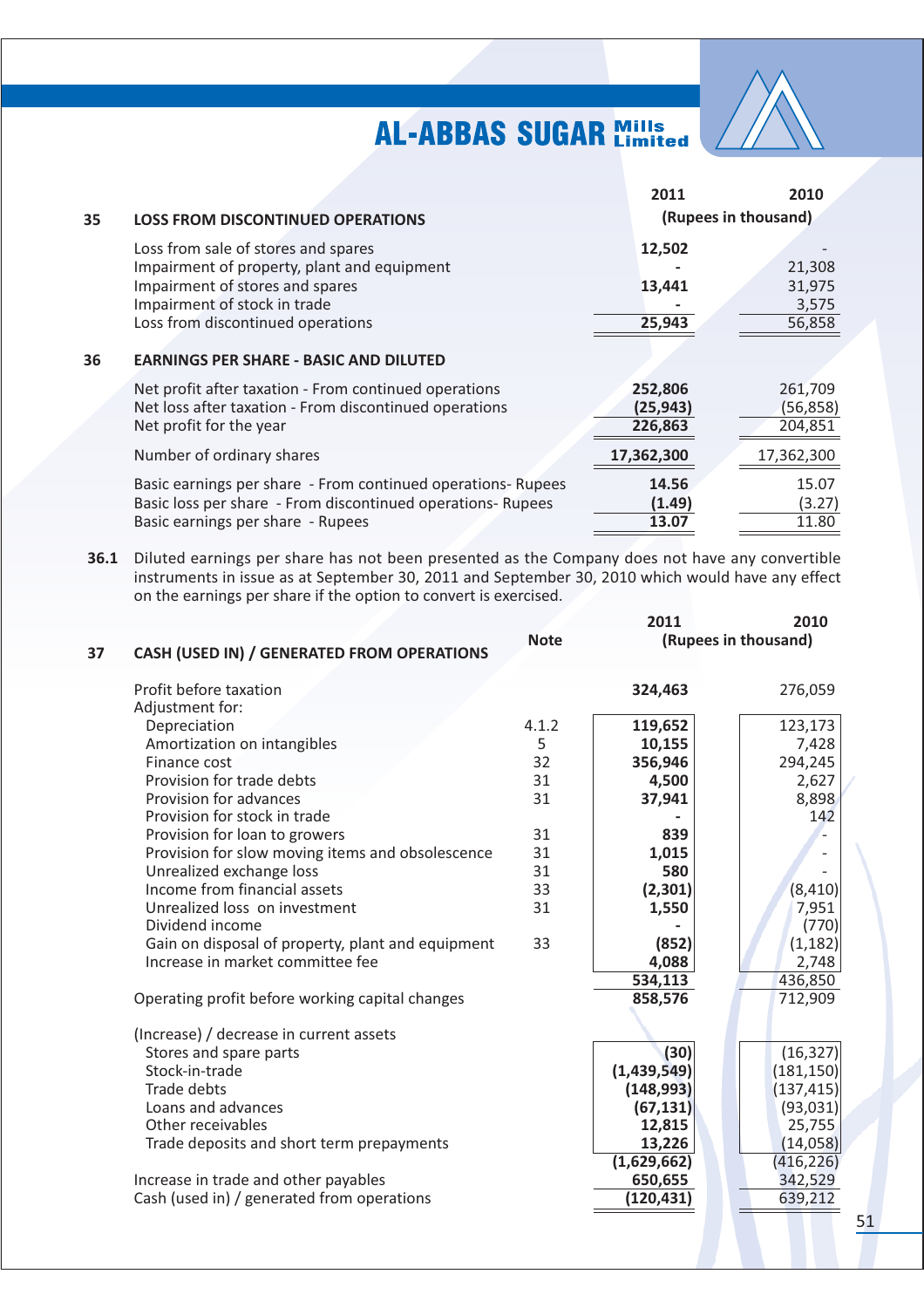## 35 LOSS FROM DISCONTINUED OPERATIONS

| | 2011 | 2010 |
|---|---|---|
| | (Rupees in thousand) | |
| Loss from sale of stores and spares | 12,502 | - |
| Impairment of property, plant and equipment | - | 21,308 |
| Impairment of stores and spares | 13,441 | 31,975 |
| Impairment of stock in trade | - | 3,575 |
| Loss from discontinued operations | 25,943 | 56,858 |

## 36 EARNINGS PER SHARE - BASIC AND DILUTED

| | 2011 | 2010 |
|---|---|---|
| Net profit after taxation - From continued operations | 252,806 | 261,709 |
| Net loss after taxation - From discontinued operations | (25,943) | (56,858) |
| Net profit for the year | 226,863 | 204,851 |
| Number of ordinary shares | 17,362,300 | 17,362,300 |
| Basic earnings per share - From continued operations- Rupees | 14.56 | 15.07 |
| Basic loss per share - From discontinued operations- Rupees | (1.49) | (3.27) |
| Basic earnings per share - Rupees | 13.07 | 11.80 |

**36.1** Diluted earnings per share has not been presented as the Company does not have any convertible instruments in issue as at September 30, 2011 and September 30, 2010 which would have any effect on the earnings per share if the option to convert is exercised.

## 37 CASH (USED IN) / GENERATED FROM OPERATIONS

| | Note | 2011 | 2010 |
|---|---|---|---|
| | | (Rupees in thousand) | |
| Profit before taxation | | 324,463 | 276,059 |
| Adjustment for: | | | |
| Depreciation | 4.1.2 | 119,652 | 123,173 |
| Amortization on intangibles | 5 | 10,155 | 7,428 |
| Finance cost | 32 | 356,946 | 294,245 |
| Provision for trade debts | 31 | 4,500 | 2,627 |
| Provision for advances | 31 | 37,941 | 8,898 |
| Provision for stock in trade | | - | 142 |
| Provision for loan to growers | 31 | 839 | - |
| Provision for slow moving items and obsolescence | 31 | 1,015 | - |
| Unrealized exchange loss | 31 | 580 | - |
| Income from financial assets | 33 | (2,301) | (8,410) |
| Unrealized loss on investment | 31 | 1,550 | 7,951 |
| Dividend income | | - | (770) |
| Gain on disposal of property, plant and equipment | 33 | (852) | (1,182) |
| Increase in market committee fee | | 4,088 | 2,748 |
| | | 534,113 | 436,850 |
| Operating profit before working capital changes | | 858,576 | 712,909 |
| (Increase) / decrease in current assets | | | |
| Stores and spare parts | | (30) | (16,327) |
| Stock-in-trade | | (1,439,549) | (181,150) |
| Trade debts | | (148,993) | (137,415) |
| Loans and advances | | (67,131) | (93,031) |
| Other receivables | | 12,815 | 25,755 |
| Trade deposits and short term prepayments | | 13,226 | (14,058) |
| | | (1,629,662) | (416,226) |
| Increase in trade and other payables | | 650,655 | 342,529 |
| Cash (used in) / generated from operations | | (120,431) | 639,212 |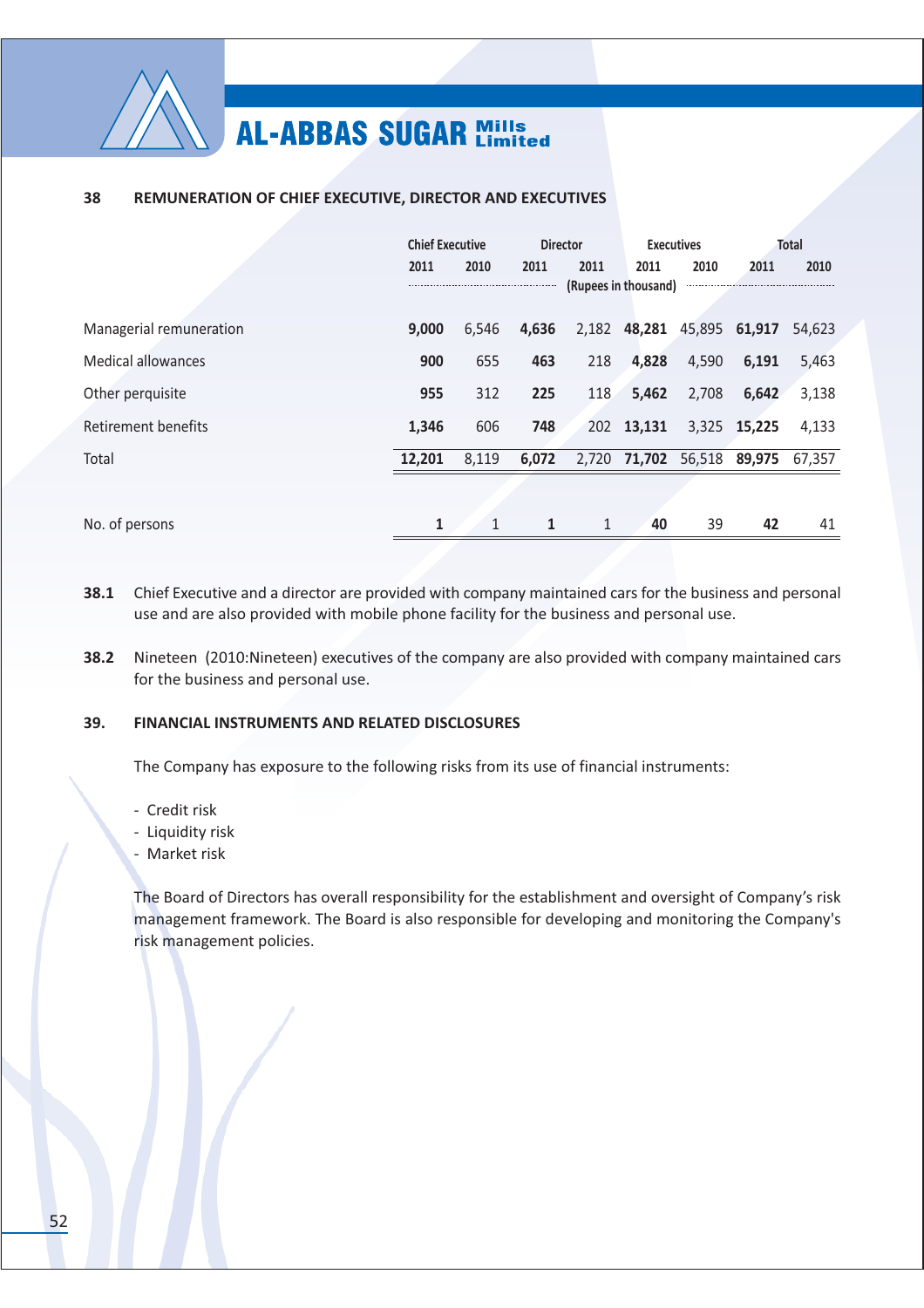## 38 REMUNERATION OF CHIEF EXECUTIVE, DIRECTOR AND EXECUTIVES

| | Chief Executive | | Director | | Executives | | Total | |
|---|---|---|---|---|---|---|---|---|
| | 2011 | 2010 | 2011 | 2011 | 2011 | 2010 | 2011 | 2010 |
| | (Rupees in thousand) | | | | | | | |
| Managerial remuneration | **9,000** | 6,546 | **4,636** | 2,182 | **48,281** | 45,895 | **61,917** | 54,623 |
| Medical allowances | **900** | 655 | **463** | 218 | **4,828** | 4,590 | **6,191** | 5,463 |
| Other perquisite | **955** | 312 | **225** | 118 | **5,462** | 2,708 | **6,642** | 3,138 |
| Retirement benefits | **1,346** | 606 | **748** | 202 | **13,131** | 3,325 | **15,225** | 4,133 |
| Total | **12,201** | 8,119 | **6,072** | 2,720 | **71,702** | 56,518 | **89,975** | 67,357 |
| No. of persons | **1** | 1 | **1** | 1 | **40** | 39 | **42** | 41 |

**38.1** Chief Executive and a director are provided with company maintained cars for the business and personal use and are also provided with mobile phone facility for the business and personal use.

**38.2** Nineteen (2010:Nineteen) executives of the company are also provided with company maintained cars for the business and personal use.

## 39. FINANCIAL INSTRUMENTS AND RELATED DISCLOSURES

The Company has exposure to the following risks from its use of financial instruments:

- Credit risk
- Liquidity risk
- Market risk

The Board of Directors has overall responsibility for the establishment and oversight of Company's risk management framework. The Board is also responsible for developing and monitoring the Company's risk management policies.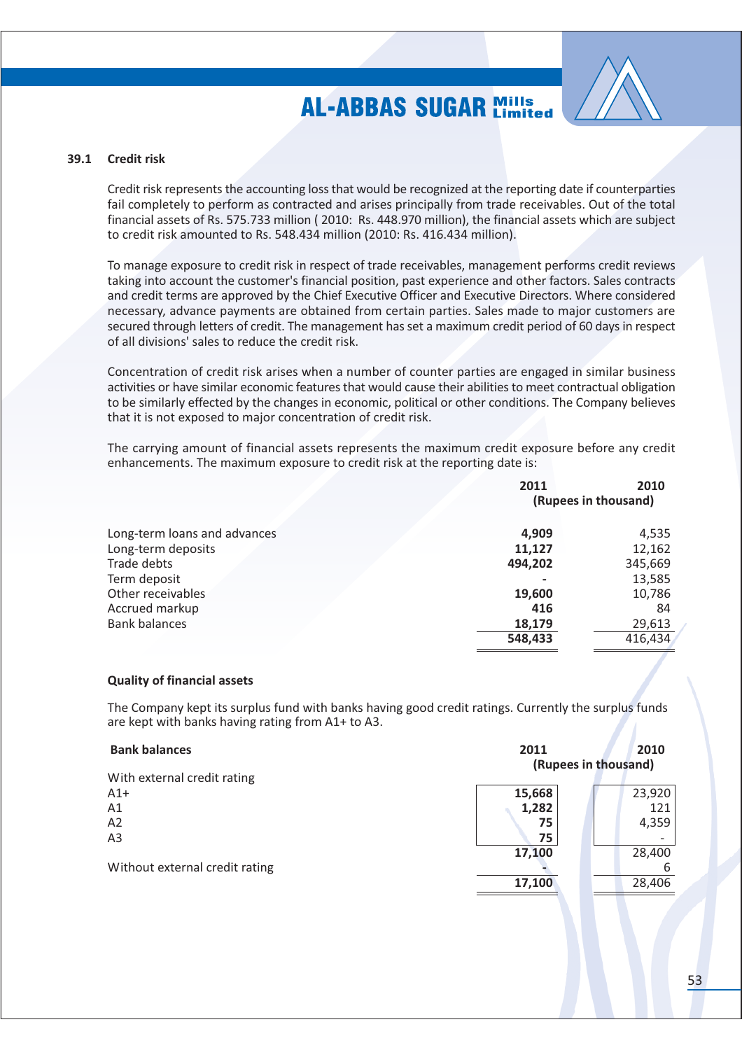### 39.1 Credit risk

Credit risk represents the accounting loss that would be recognized at the reporting date if counterparties fail completely to perform as contracted and arises principally from trade receivables. Out of the total financial assets of Rs. 575.733 million ( 2010: Rs. 448.970 million), the financial assets which are subject to credit risk amounted to Rs. 548.434 million (2010: Rs. 416.434 million).

To manage exposure to credit risk in respect of trade receivables, management performs credit reviews taking into account the customer's financial position, past experience and other factors. Sales contracts and credit terms are approved by the Chief Executive Officer and Executive Directors. Where considered necessary, advance payments are obtained from certain parties. Sales made to major customers are secured through letters of credit. The management has set a maximum credit period of 60 days in respect of all divisions' sales to reduce the credit risk.

Concentration of credit risk arises when a number of counter parties are engaged in similar business activities or have similar economic features that would cause their abilities to meet contractual obligation to be similarly effected by the changes in economic, political or other conditions. The Company believes that it is not exposed to major concentration of credit risk.

The carrying amount of financial assets represents the maximum credit exposure before any credit enhancements. The maximum exposure to credit risk at the reporting date is:

| | 2011 | 2010 |
|---|---|---|
| | (Rupees in thousand) | |
| Long-term loans and advances | **4,909** | 4,535 |
| Long-term deposits | **11,127** | 12,162 |
| Trade debts | **494,202** | 345,669 |
| Term deposit | **-** | 13,585 |
| Other receivables | **19,600** | 10,786 |
| Accrued markup | **416** | 84 |
| Bank balances | **18,179** | 29,613 |
| | **548,433** | 416,434 |

**Quality of financial assets**

The Company kept its surplus fund with banks having good credit ratings. Currently the surplus funds are kept with banks having rating from A1+ to A3.

| **Bank balances** | 2011 | 2010 |
|---|---|---|
| | (Rupees in thousand) | |
| With external credit rating | | |
| A1+ | **15,668** | 23,920 |
| A1 | **1,282** | 121 |
| A2 | **75** | 4,359 |
| A3 | **75** | - |
| | **17,100** | 28,400 |
| Without external credit rating | **-** | 6 |
| | **17,100** | 28,406 |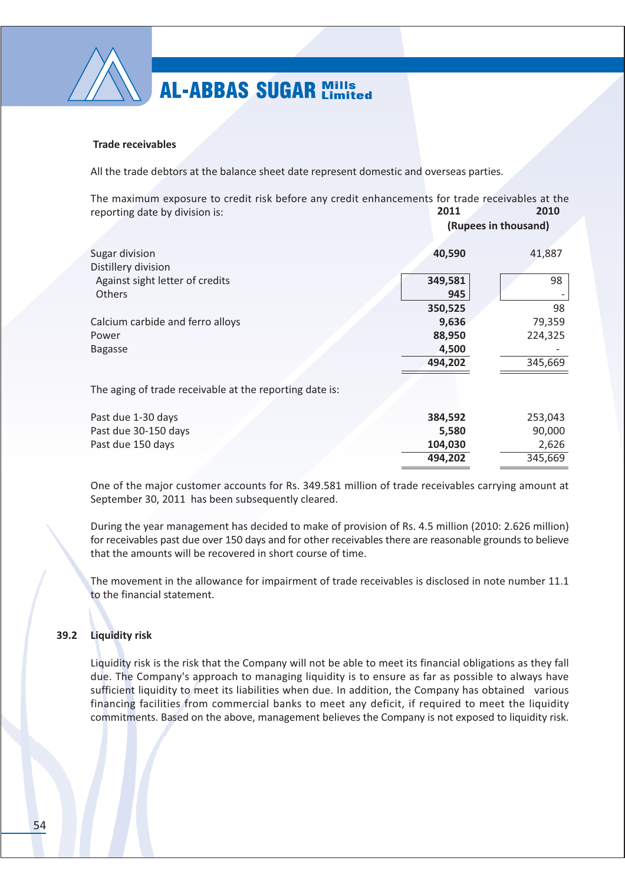**Trade receivables**

All the trade debtors at the balance sheet date represent domestic and overseas parties.

The maximum exposure to credit risk before any credit enhancements for trade receivables at the reporting date by division is:

| | 2011 | 2010 |
|---|---|---|
| | (Rupees in thousand) | |
| Sugar division | **40,590** | 41,887 |
| Distillery division | | |
| Against sight letter of credits | **349,581** | 98 |
| Others | **945** | - |
| | **350,525** | 98 |
| Calcium carbide and ferro alloys | **9,636** | 79,359 |
| Power | **88,950** | 224,325 |
| Bagasse | **4,500** | - |
| | **494,202** | 345,669 |

The aging of trade receivable at the reporting date is:

| | 2011 | 2010 |
|---|---|---|
| Past due 1-30 days | **384,592** | 253,043 |
| Past due 30-150 days | **5,580** | 90,000 |
| Past due 150 days | **104,030** | 2,626 |
| | **494,202** | 345,669 |

One of the major customer accounts for Rs. 349.581 million of trade receivables carrying amount at September 30, 2011 has been subsequently cleared.

During the year management has decided to make of provision of Rs. 4.5 million (2010: 2.626 million) for receivables past due over 150 days and for other receivables there are reasonable grounds to believe that the amounts will be recovered in short course of time.

The movement in the allowance for impairment of trade receivables is disclosed in note number 11.1 to the financial statement.

## 39.2 Liquidity risk

Liquidity risk is the risk that the Company will not be able to meet its financial obligations as they fall due. The Company's approach to managing liquidity is to ensure as far as possible to always have sufficient liquidity to meet its liabilities when due. In addition, the Company has obtained various financing facilities from commercial banks to meet any deficit, if required to meet the liquidity commitments. Based on the above, management believes the Company is not exposed to liquidity risk.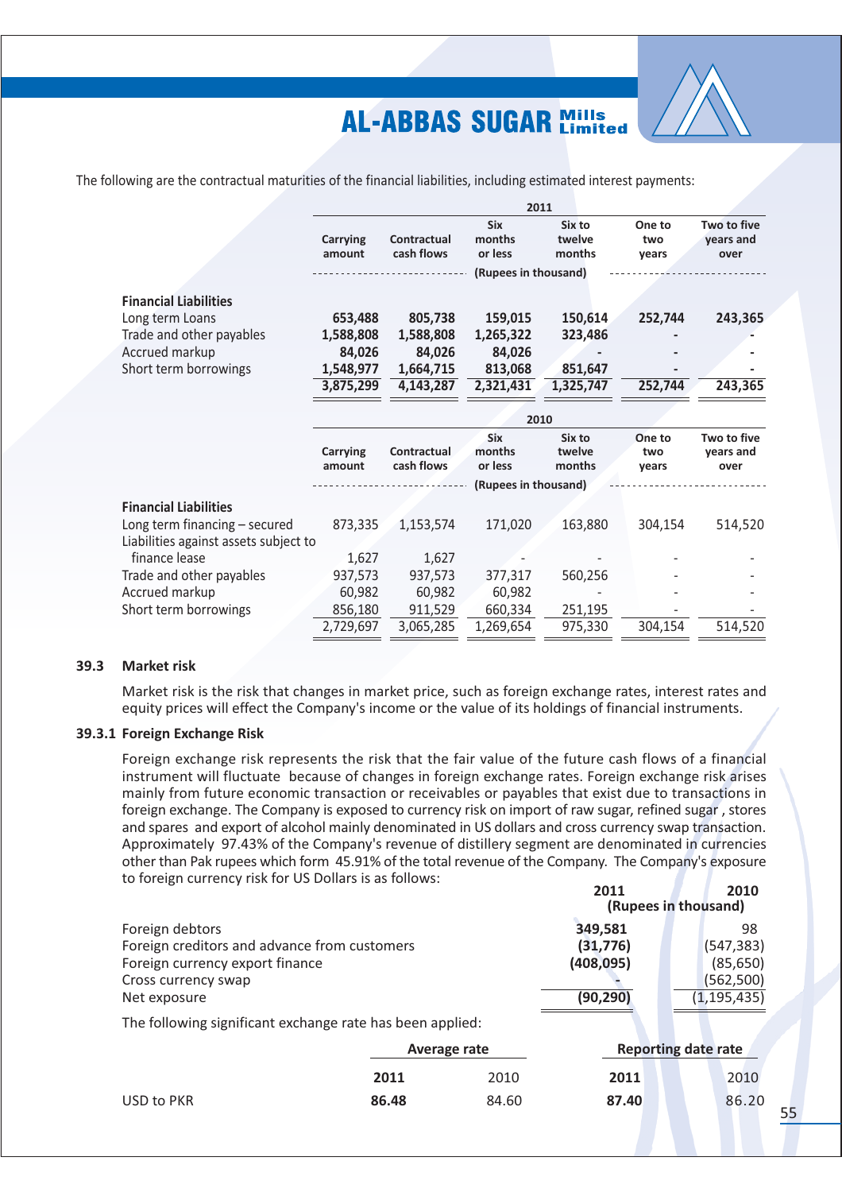The following are the contractual maturities of the financial liabilities, including estimated interest payments:

| | 2011 | | | | | |
|---|---|---|---|---|---|---|
| | Carrying amount | Contractual cash flows | Six months or less | Six to twelve months | One to two years | Two to five years and over |
| | (Rupees in thousand) | | | | | |
| **Financial Liabilities** | | | | | | |
| Long term Loans | **653,488** | **805,738** | **159,015** | **150,614** | **252,744** | **243,365** |
| Trade and other payables | **1,588,808** | **1,588,808** | **1,265,322** | **323,486** | **-** | **-** |
| Accrued markup | **84,026** | **84,026** | **84,026** | **-** | **-** | **-** |
| Short term borrowings | **1,548,977** | **1,664,715** | **813,068** | **851,647** | **-** | **-** |
| | **3,875,299** | **4,143,287** | **2,321,431** | **1,325,747** | **252,744** | **243,365** |

| | 2010 | | | | | |
|---|---|---|---|---|---|---|
| | Carrying amount | Contractual cash flows | Six months or less | Six to twelve months | One to two years | Two to five years and over |
| | (Rupees in thousand) | | | | | |
| **Financial Liabilities** | | | | | | |
| Long term financing – secured | 873,335 | 1,153,574 | 171,020 | 163,880 | 304,154 | 514,520 |
| Liabilities against assets subject to finance lease | 1,627 | 1,627 | - | - | - | - |
| Trade and other payables | 937,573 | 937,573 | 377,317 | 560,256 | - | - |
| Accrued markup | 60,982 | 60,982 | 60,982 | - | - | - |
| Short term borrowings | 856,180 | 911,529 | 660,334 | 251,195 | - | - |
| | 2,729,697 | 3,065,285 | 1,269,654 | 975,330 | 304,154 | 514,520 |

### 39.3 Market risk

Market risk is the risk that changes in market price, such as foreign exchange rates, interest rates and equity prices will effect the Company's income or the value of its holdings of financial instruments.

#### 39.3.1 Foreign Exchange Risk

Foreign exchange risk represents the risk that the fair value of the future cash flows of a financial instrument will fluctuate because of changes in foreign exchange rates. Foreign exchange risk arises mainly from future economic transaction or receivables or payables that exist due to transactions in foreign exchange. The Company is exposed to currency risk on import of raw sugar, refined sugar , stores and spares and export of alcohol mainly denominated in US dollars and cross currency swap transaction. Approximately 97.43% of the Company's revenue of distillery segment are denominated in currencies other than Pak rupees which form 45.91% of the total revenue of the Company. The Company's exposure to foreign currency risk for US Dollars is as follows:

| | 2011 | 2010 |
|---|---|---|
| | (Rupees in thousand) | |
| Foreign debtors | **349,581** | 98 |
| Foreign creditors and advance from customers | **(31,776)** | (547,383) |
| Foreign currency export finance | **(408,095)** | (85,650) |
| Cross currency swap | **-** | (562,500) |
| Net exposure | **(90,290)** | (1,195,435) |

The following significant exchange rate has been applied:

| | Average rate | | Reporting date rate | |
|---|---|---|---|---|
| | **2011** | 2010 | **2011** | 2010 |
| USD to PKR | **86.48** | 84.60 | **87.40** | 86.20 |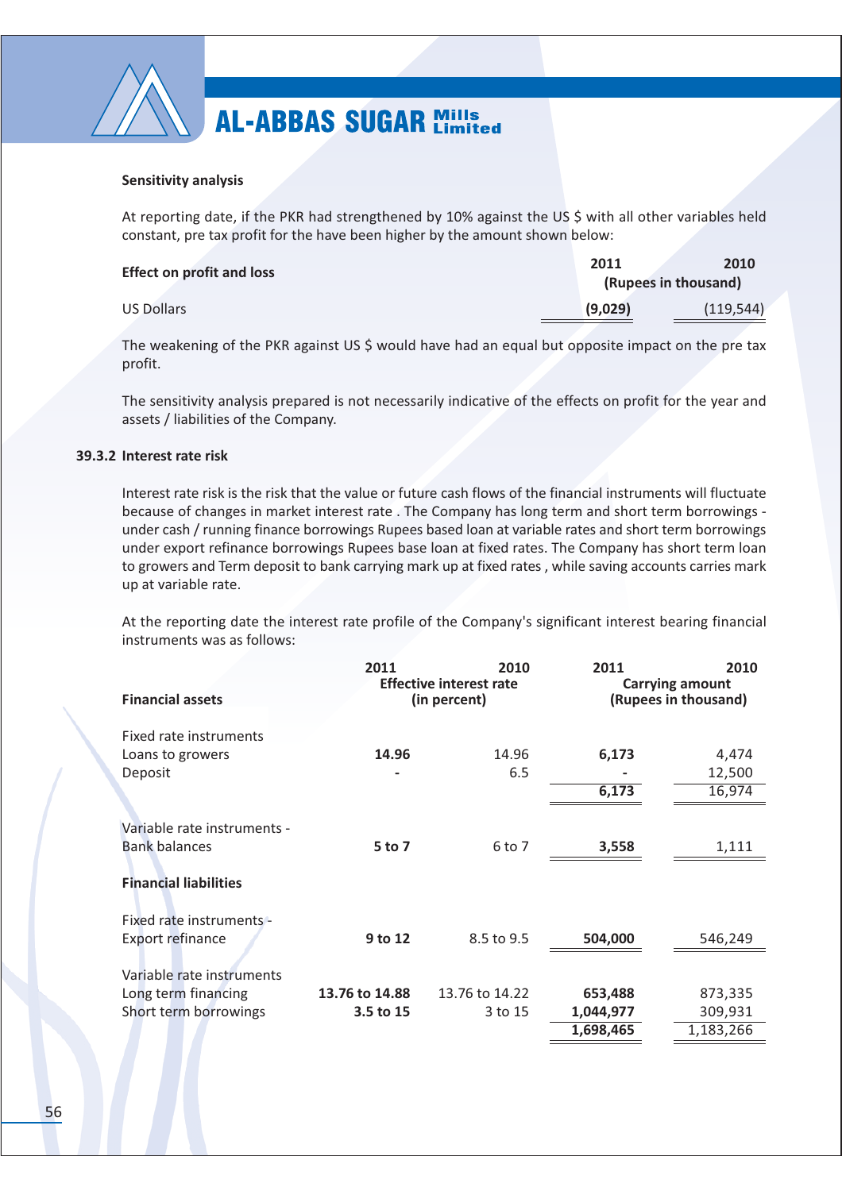**Sensitivity analysis**

At reporting date, if the PKR had strengthened by 10% against the US $ with all other variables held constant, pre tax profit for the have been higher by the amount shown below:

| Effect on profit and loss | 2011 | 2010 |
|---|---|---|
| | (Rupees in thousand) | |
| US Dollars | **(9,029)** | (119,544) |

The weakening of the PKR against US $ would have had an equal but opposite impact on the pre tax profit.

The sensitivity analysis prepared is not necessarily indicative of the effects on profit for the year and assets / liabilities of the Company.

### 39.3.2 Interest rate risk

Interest rate risk is the risk that the value or future cash flows of the financial instruments will fluctuate because of changes in market interest rate . The Company has long term and short term borrowings - under cash / running finance borrowings Rupees based loan at variable rates and short term borrowings under export refinance borrowings Rupees base loan at fixed rates. The Company has short term loan to growers and Term deposit to bank carrying mark up at fixed rates , while saving accounts carries mark up at variable rate.

At the reporting date the interest rate profile of the Company's significant interest bearing financial instruments was as follows:

| | 2011 | 2010 | 2011 | 2010 |
|---|---|---|---|---|
| | Effective interest rate (in percent) | | Carrying amount (Rupees in thousand) | |
| **Financial assets** | | | | |
| Fixed rate instruments | | | | |
| Loans to growers | **14.96** | 14.96 | **6,173** | 4,474 |
| Deposit | **-** | 6.5 | **-** | 12,500 |
| | | | **6,173** | 16,974 |
| Variable rate instruments - | | | | |
| Bank balances | **5 to 7** | 6 to 7 | **3,558** | 1,111 |
| **Financial liabilities** | | | | |
| Fixed rate instruments - | | | | |
| Export refinance | **9 to 12** | 8.5 to 9.5 | **504,000** | 546,249 |
| Variable rate instruments | | | | |
| Long term financing | **13.76 to 14.88** | 13.76 to 14.22 | **653,488** | 873,335 |
| Short term borrowings | **3.5 to 15** | 3 to 15 | **1,044,977** | 309,931 |
| | | | **1,698,465** | 1,183,266 |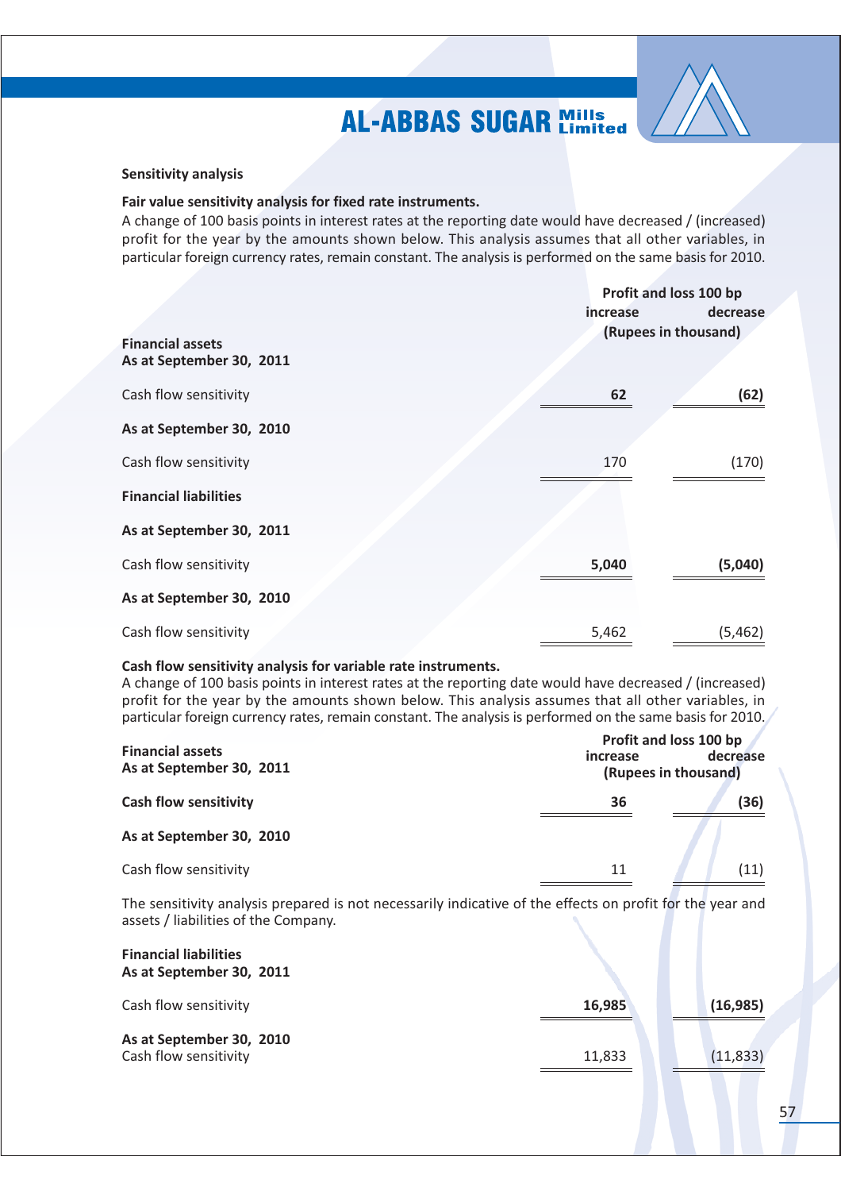**Sensitivity analysis**

**Fair value sensitivity analysis for fixed rate instruments.**

A change of 100 basis points in interest rates at the reporting date would have decreased / (increased) profit for the year by the amounts shown below. This analysis assumes that all other variables, in particular foreign currency rates, remain constant. The analysis is performed on the same basis for 2010.

| | Profit and loss 100 bp | |
|---|---|---|
| | increase | decrease |
| | (Rupees in thousand) | |
| **Financial assets** | | |
| **As at September 30, 2011** | | |
| Cash flow sensitivity | **62** | **(62)** |
| **As at September 30, 2010** | | |
| Cash flow sensitivity | 170 | (170) |
| **Financial liabilities** | | |
| **As at September 30, 2011** | | |
| Cash flow sensitivity | **5,040** | **(5,040)** |
| **As at September 30, 2010** | | |
| Cash flow sensitivity | 5,462 | (5,462) |

**Cash flow sensitivity analysis for variable rate instruments.**

A change of 100 basis points in interest rates at the reporting date would have decreased / (increased) profit for the year by the amounts shown below. This analysis assumes that all other variables, in particular foreign currency rates, remain constant. The analysis is performed on the same basis for 2010.

| | Profit and loss 100 bp | |
|---|---|---|
| | increase | decrease |
| | (Rupees in thousand) | |
| **Financial assets** | | |
| **As at September 30, 2011** | | |
| **Cash flow sensitivity** | **36** | **(36)** |
| **As at September 30, 2010** | | |
| Cash flow sensitivity | 11 | (11) |

The sensitivity analysis prepared is not necessarily indicative of the effects on profit for the year and assets / liabilities of the Company.

| | | |
|---|---|---|
| **Financial liabilities** | | |
| **As at September 30, 2011** | | |
| Cash flow sensitivity | **16,985** | **(16,985)** |
| **As at September 30, 2010** | | |
| Cash flow sensitivity | 11,833 | (11,833) |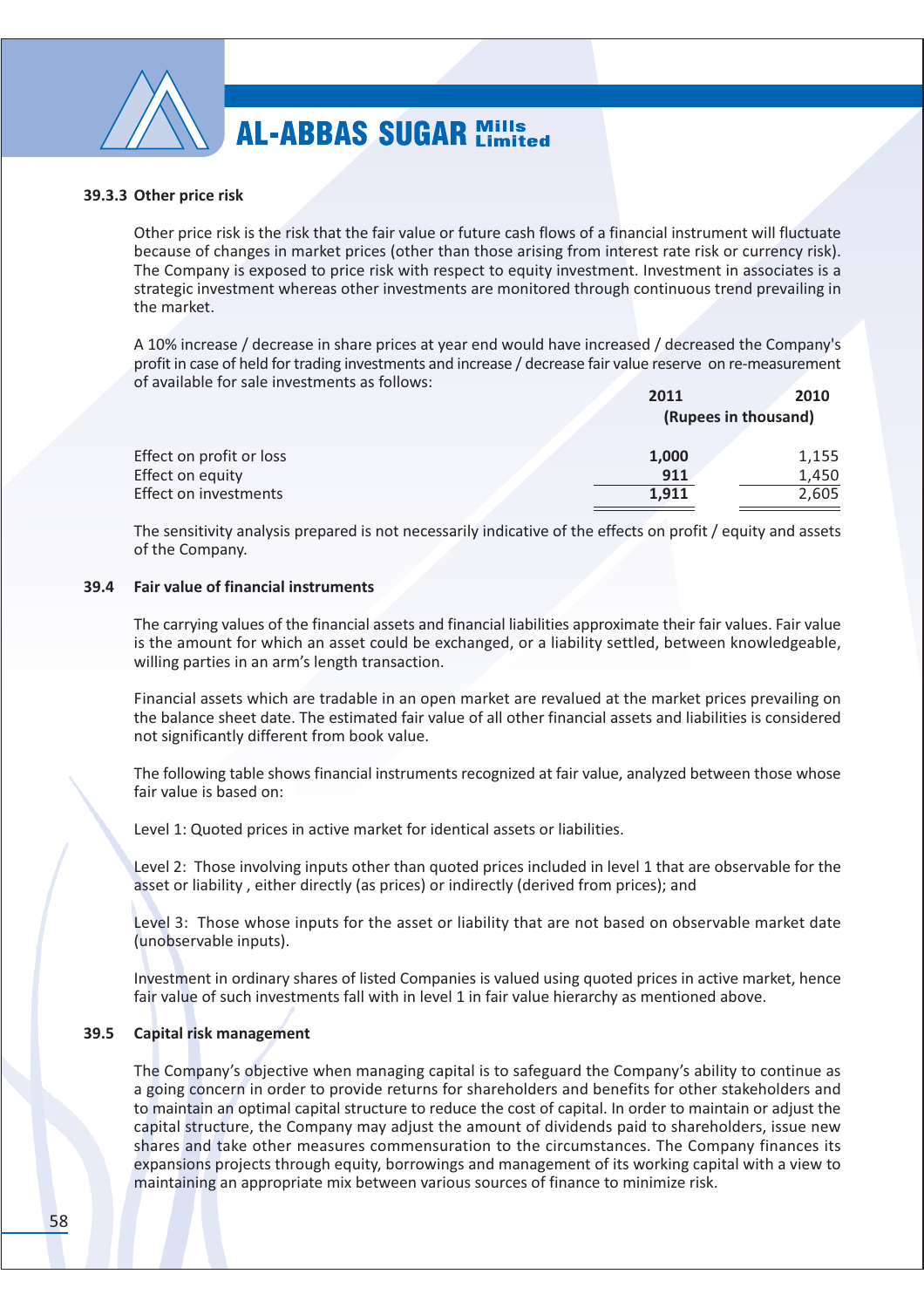### 39.3.3 Other price risk

Other price risk is the risk that the fair value or future cash flows of a financial instrument will fluctuate because of changes in market prices (other than those arising from interest rate risk or currency risk). The Company is exposed to price risk with respect to equity investment. Investment in associates is a strategic investment whereas other investments are monitored through continuous trend prevailing in the market.

A 10% increase / decrease in share prices at year end would have increased / decreased the Company's profit in case of held for trading investments and increase / decrease fair value reserve on re-measurement of available for sale investments as follows:

| | 2011 | 2010 |
|---|---|---|
| | (Rupees in thousand) | |
| Effect on profit or loss | **1,000** | 1,155 |
| Effect on equity | **911** | 1,450 |
| Effect on investments | **1,911** | 2,605 |

The sensitivity analysis prepared is not necessarily indicative of the effects on profit / equity and assets of the Company.

### 39.4 Fair value of financial instruments

The carrying values of the financial assets and financial liabilities approximate their fair values. Fair value is the amount for which an asset could be exchanged, or a liability settled, between knowledgeable, willing parties in an arm's length transaction.

Financial assets which are tradable in an open market are revalued at the market prices prevailing on the balance sheet date. The estimated fair value of all other financial assets and liabilities is considered not significantly different from book value.

The following table shows financial instruments recognized at fair value, analyzed between those whose fair value is based on:

Level 1: Quoted prices in active market for identical assets or liabilities.

Level 2: Those involving inputs other than quoted prices included in level 1 that are observable for the asset or liability , either directly (as prices) or indirectly (derived from prices); and

Level 3: Those whose inputs for the asset or liability that are not based on observable market date (unobservable inputs).

Investment in ordinary shares of listed Companies is valued using quoted prices in active market, hence fair value of such investments fall with in level 1 in fair value hierarchy as mentioned above.

### 39.5 Capital risk management

The Company's objective when managing capital is to safeguard the Company's ability to continue as a going concern in order to provide returns for shareholders and benefits for other stakeholders and to maintain an optimal capital structure to reduce the cost of capital. In order to maintain or adjust the capital structure, the Company may adjust the amount of dividends paid to shareholders, issue new shares and take other measures commensuration to the circumstances. The Company finances its expansions projects through equity, borrowings and management of its working capital with a view to maintaining an appropriate mix between various sources of finance to minimize risk.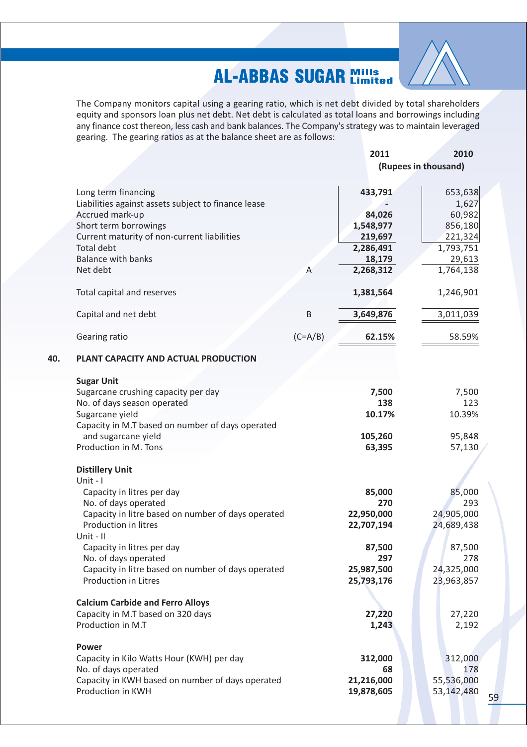The Company monitors capital using a gearing ratio, which is net debt divided by total shareholders equity and sponsors loan plus net debt. Net debt is calculated as total loans and borrowings including any finance cost thereon, less cash and bank balances. The Company's strategy was to maintain leveraged gearing. The gearing ratios as at the balance sheet are as follows:

| | | 2011 | 2010 |
|---|---|---|---|
| | | (Rupees in thousand) | |
| Long term financing | | 433,791 | 653,638 |
| Liabilities against assets subject to finance lease | | - | 1,627 |
| Accrued mark-up | | 84,026 | 60,982 |
| Short term borrowings | | 1,548,977 | 856,180 |
| Current maturity of non-current liabilities | | 219,697 | 221,324 |
| Total debt | | 2,286,491 | 1,793,751 |
| Balance with banks | | 18,179 | 29,613 |
| Net debt | A | 2,268,312 | 1,764,138 |
| Total capital and reserves | | 1,381,564 | 1,246,901 |
| Capital and net debt | B | 3,649,876 | 3,011,039 |
| Gearing ratio | (C=A/B) | 62.15% | 58.59% |

## 40. PLANT CAPACITY AND ACTUAL PRODUCTION

| | 2011 | 2010 |
|---|---|---|
| **Sugar Unit** | | |
| Sugarcane crushing capacity per day | 7,500 | 7,500 |
| No. of days season operated | 138 | 123 |
| Sugarcane yield | 10.17% | 10.39% |
| Capacity in M.T based on number of days operated and sugarcane yield | 105,260 | 95,848 |
| Production in M. Tons | 63,395 | 57,130 |
| **Distillery Unit** | | |
| Unit - I | | |
| Capacity in litres per day | 85,000 | 85,000 |
| No. of days operated | 270 | 293 |
| Capacity in litre based on number of days operated | 22,950,000 | 24,905,000 |
| Production in litres | 22,707,194 | 24,689,438 |
| Unit - II | | |
| Capacity in litres per day | 87,500 | 87,500 |
| No. of days operated | 297 | 278 |
| Capacity in litre based on number of days operated | 25,987,500 | 24,325,000 |
| Production in Litres | 25,793,176 | 23,963,857 |
| **Calcium Carbide and Ferro Alloys** | | |
| Capacity in M.T based on 320 days | 27,220 | 27,220 |
| Production in M.T | 1,243 | 2,192 |
| **Power** | | |
| Capacity in Kilo Watts Hour (KWH) per day | 312,000 | 312,000 |
| No. of days operated | 68 | 178 |
| Capacity in KWH based on number of days operated | 21,216,000 | 55,536,000 |
| Production in KWH | 19,878,605 | 53,142,480 |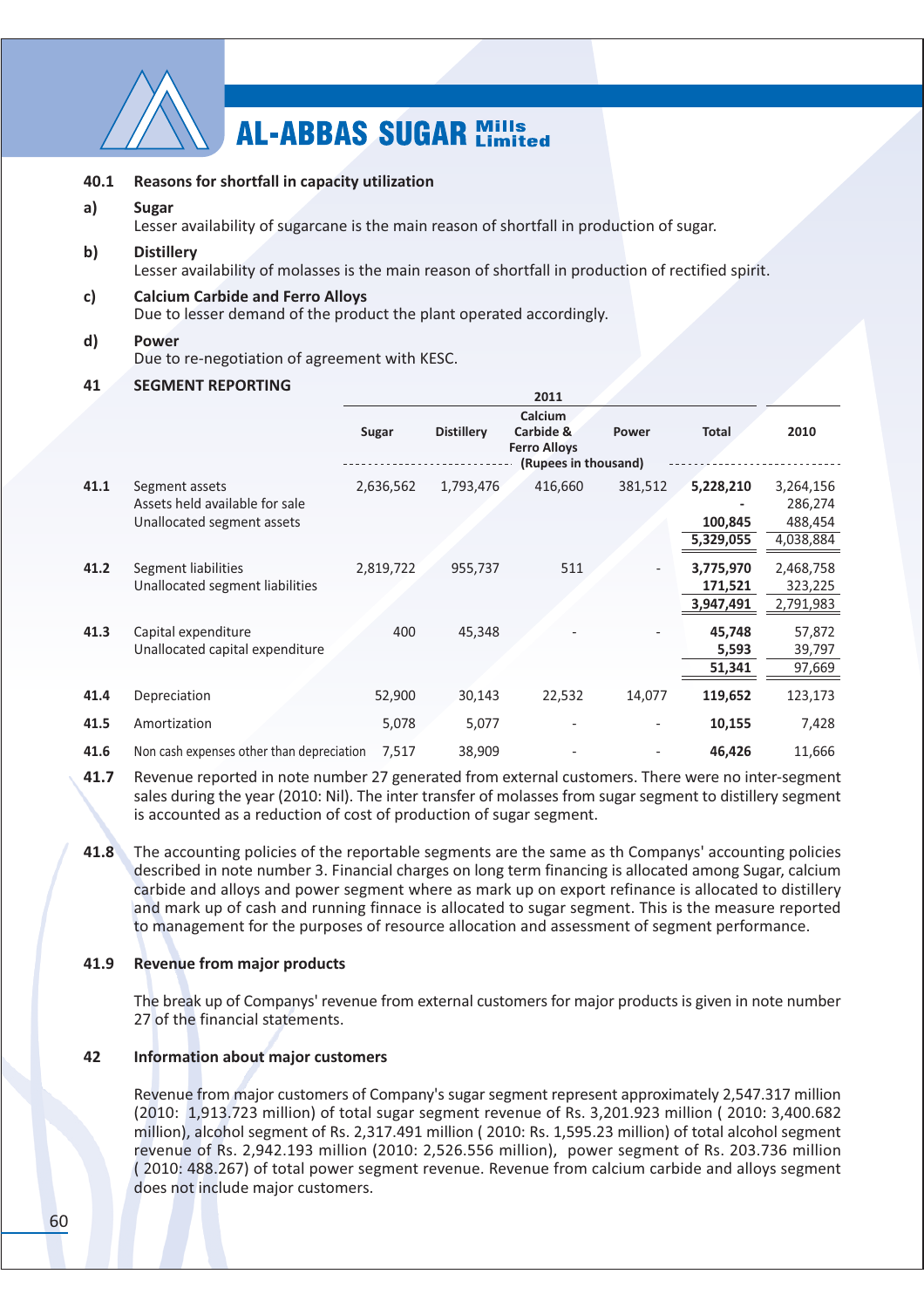### 40.1 Reasons for shortfall in capacity utilization

**a) Sugar**

Lesser availability of sugarcane is the main reason of shortfall in production of sugar.

**b) Distillery**

Lesser availability of molasses is the main reason of shortfall in production of rectified spirit.

**c) Calcium Carbide and Ferro Alloys**

Due to lesser demand of the product the plant operated accordingly.

**d) Power**

Due to re-negotiation of agreement with KESC.

## 41 SEGMENT REPORTING

| | | 2011 | | | | | 2010 |
|---|---|---|---|---|---|---|---|
| | | Sugar | Distillery | Calcium Carbide & Ferro Alloys | Power | Total | 2010 |
| | | (Rupees in thousand) | | | | | |
| 41.1 | Segment assets | 2,636,562 | 1,793,476 | 416,660 | 381,512 | **5,228,210** | 3,264,156 |
| | Assets held available for sale | | | | | **-** | 286,274 |
| | Unallocated segment assets | | | | | **100,845** | 488,454 |
| | | | | | | **5,329,055** | 4,038,884 |
| 41.2 | Segment liabilities | 2,819,722 | 955,737 | 511 | - | **3,775,970** | 2,468,758 |
| | Unallocated segment liabilities | | | | | **171,521** | 323,225 |
| | | | | | | **3,947,491** | 2,791,983 |
| 41.3 | Capital expenditure | 400 | 45,348 | - | - | **45,748** | 57,872 |
| | Unallocated capital expenditure | | | | | **5,593** | 39,797 |
| | | | | | | **51,341** | 97,669 |
| 41.4 | Depreciation | 52,900 | 30,143 | 22,532 | 14,077 | **119,652** | 123,173 |
| 41.5 | Amortization | 5,078 | 5,077 | - | - | **10,155** | 7,428 |
| 41.6 | Non cash expenses other than depreciation | 7,517 | 38,909 | - | - | **46,426** | 11,666 |

**41.7** Revenue reported in note number 27 generated from external customers. There were no inter-segment sales during the year (2010: Nil). The inter transfer of molasses from sugar segment to distillery segment is accounted as a reduction of cost of production of sugar segment.

**41.8** The accounting policies of the reportable segments are the same as th Companys' accounting policies described in note number 3. Financial charges on long term financing is allocated among Sugar, calcium carbide and alloys and power segment where as mark up on export refinance is allocated to distillery and mark up of cash and running finnace is allocated to sugar segment. This is the measure reported to management for the purposes of resource allocation and assessment of segment performance.

### 41.9 Revenue from major products

The break up of Companys' revenue from external customers for major products is given in note number 27 of the financial statements.

## 42 Information about major customers

Revenue from major customers of Company's sugar segment represent approximately 2,547.317 million (2010: 1,913.723 million) of total sugar segment revenue of Rs. 3,201.923 million ( 2010: 3,400.682 million), alcohol segment of Rs. 2,317.491 million ( 2010: Rs. 1,595.23 million) of total alcohol segment revenue of Rs. 2,942.193 million (2010: 2,526.556 million), power segment of Rs. 203.736 million ( 2010: 488.267) of total power segment revenue. Revenue from calcium carbide and alloys segment does not include major customers.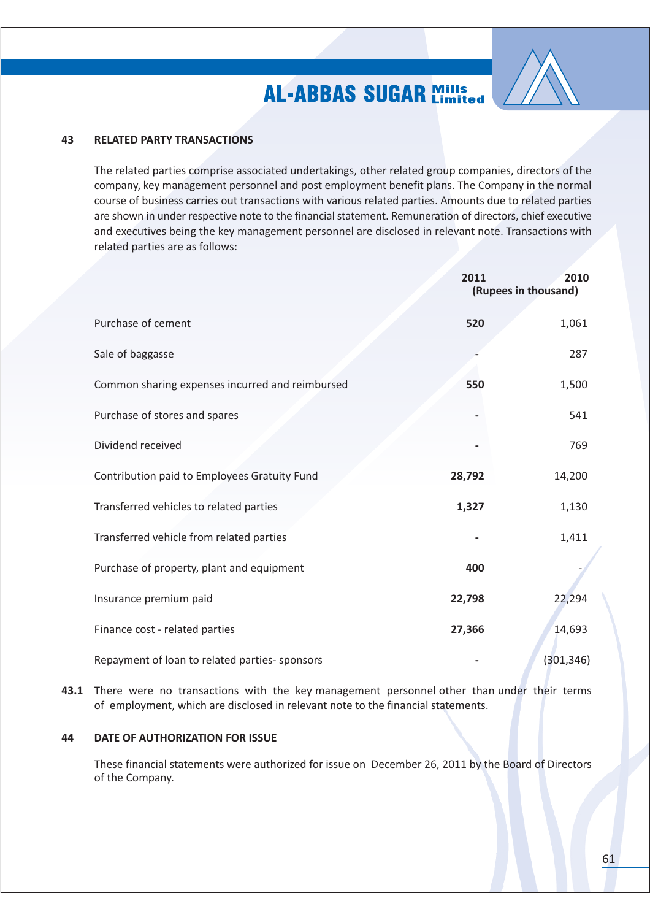## 43 RELATED PARTY TRANSACTIONS

The related parties comprise associated undertakings, other related group companies, directors of the company, key management personnel and post employment benefit plans. The Company in the normal course of business carries out transactions with various related parties. Amounts due to related parties are shown in under respective note to the financial statement. Remuneration of directors, chief executive and executives being the key management personnel are disclosed in relevant note. Transactions with related parties are as follows:

| | 2011 | 2010 |
|---|---|---|
| | (Rupees in thousand) | |
| Purchase of cement | **520** | 1,061 |
| Sale of baggasse | **-** | 287 |
| Common sharing expenses incurred and reimbursed | **550** | 1,500 |
| Purchase of stores and spares | **-** | 541 |
| Dividend received | **-** | 769 |
| Contribution paid to Employees Gratuity Fund | **28,792** | 14,200 |
| Transferred vehicles to related parties | **1,327** | 1,130 |
| Transferred vehicle from related parties | **-** | 1,411 |
| Purchase of property, plant and equipment | **400** | - |
| Insurance premium paid | **22,798** | 22,294 |
| Finance cost - related parties | **27,366** | 14,693 |
| Repayment of loan to related parties- sponsors | **-** | (301,346) |

**43.1** There were no transactions with the key management personnel other than under their terms of employment, which are disclosed in relevant note to the financial statements.

## 44 DATE OF AUTHORIZATION FOR ISSUE

These financial statements were authorized for issue on December 26, 2011 by the Board of Directors of the Company.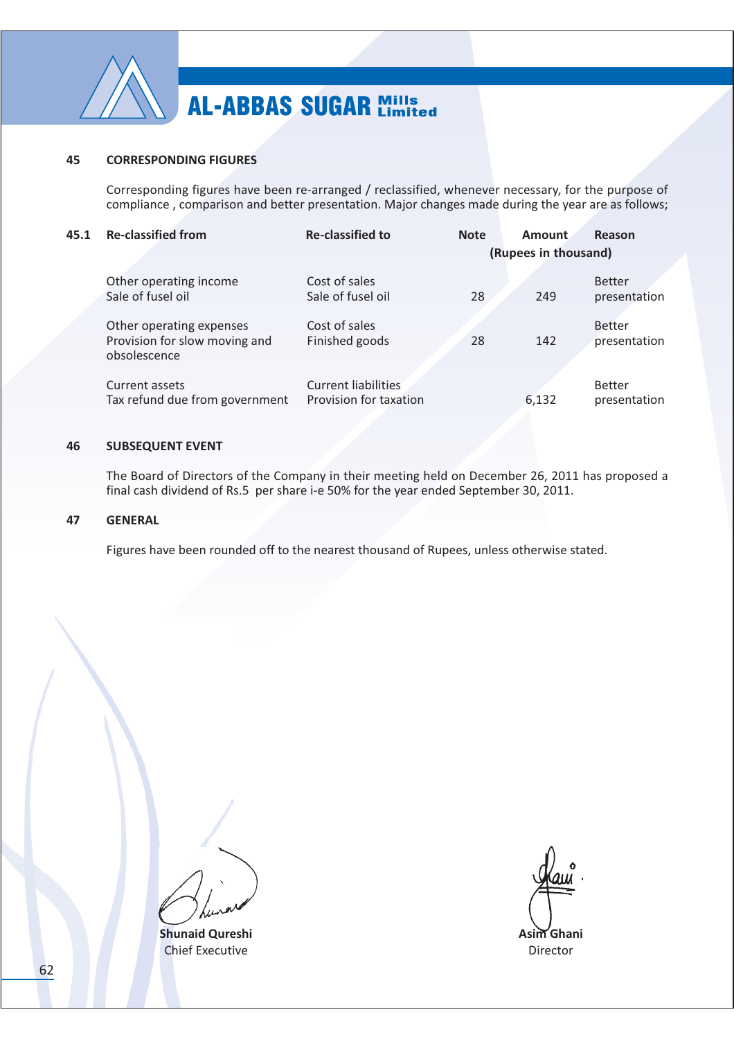## 45 CORRESPONDING FIGURES

Corresponding figures have been re-arranged / reclassified, whenever necessary, for the purpose of compliance , comparison and better presentation. Major changes made during the year are as follows;

| 45.1 | Re-classified from | Re-classified to | Note | Amount (Rupees in thousand) | Reason |
|---|---|---|---|---|---|
| | Other operating income<br>Sale of fusel oil | Cost of sales<br>Sale of fusel oil | 28 | 249 | Better presentation |
| | Other operating expenses<br>Provision for slow moving and obsolescence | Cost of sales<br>Finished goods | 28 | 142 | Better presentation |
| | Current assets<br>Tax refund due from government | Current liabilities<br>Provision for taxation | | 6,132 | Better presentation |

## 46 SUBSEQUENT EVENT

The Board of Directors of the Company in their meeting held on December 26, 2011 has proposed a final cash dividend of Rs.5 per share i-e 50% for the year ended September 30, 2011.

## 47 GENERAL

Figures have been rounded off to the nearest thousand of Rupees, unless otherwise stated.

**Shunaid Qureshi**
Chief Executive

**Asim Ghani**
Director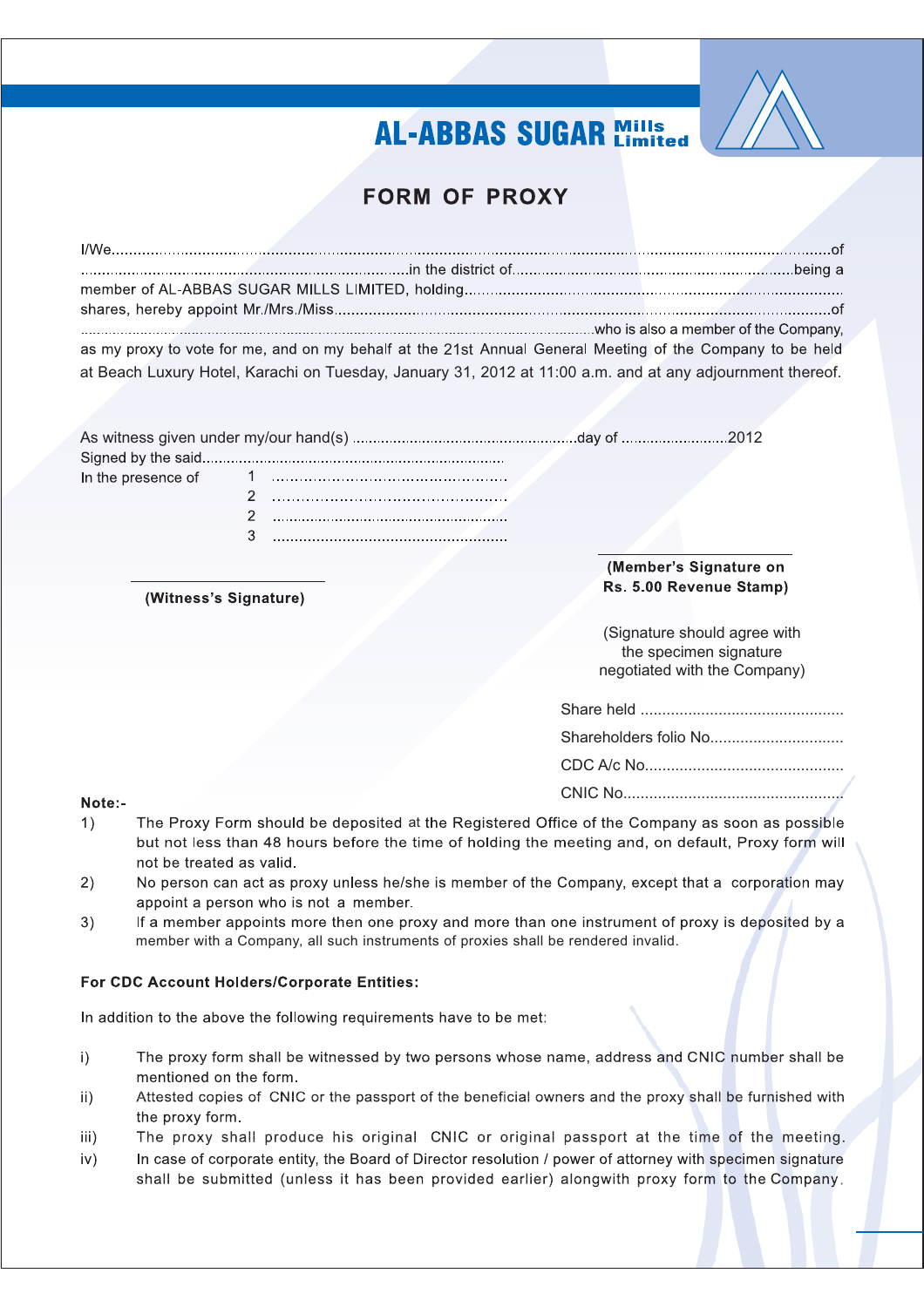**AL-ABBAS SUGAR Mills Limited**

# FORM OF PROXY

I/We..........................................................................................................................................................of ..........................................................................in the district of..................................................................being a member of AL-ABBAS SUGAR MILLS LIMITED, holding.............................................................................................. shares, hereby appoint Mr./Mrs./Miss.................................................................................................................of ..............................................................................................................................who is also a member of the Company, as my proxy to vote for me, and on my behalf at the 21st Annual General Meeting of the Company to be held at Beach Luxury Hotel, Karachi on Tuesday, January 31, 2012 at 11:00 a.m. and at any adjournment thereof.

As witness given under my/our hand(s) ......................................................day of .........................2012

Signed by the said.........................................................................

In the presence of 1 ......................................................

2 ......................................................

2 ......................................................

3 ......................................................

**(Witness's Signature)**

**(Member's Signature on Rs. 5.00 Revenue Stamp)**

(Signature should agree with the specimen signature negotiated with the Company)

Share held ..............................................

Shareholders folio No...............................

CDC A/c No.............................................

CNIC No..................................................

**Note:-**

1) The Proxy Form should be deposited at the Registered Office of the Company as soon as possible but not less than 48 hours before the time of holding the meeting and, on default, Proxy form will not be treated as valid.

2) No person can act as proxy unless he/she is member of the Company, except that a corporation may appoint a person who is not a member.

3) If a member appoints more then one proxy and more than one instrument of proxy is deposited by a member with a Company, all such instruments of proxies shall be rendered invalid.

**For CDC Account Holders/Corporate Entities:**

In addition to the above the following requirements have to be met:

i) The proxy form shall be witnessed by two persons whose name, address and CNIC number shall be mentioned on the form.

ii) Attested copies of CNIC or the passport of the beneficial owners and the proxy shall be furnished with the proxy form.

iii) The proxy shall produce his original CNIC or original passport at the time of the meeting.

iv) In case of corporate entity, the Board of Director resolution / power of attorney with specimen signature shall be submitted (unless it has been provided earlier) alongwith proxy form to the Company.